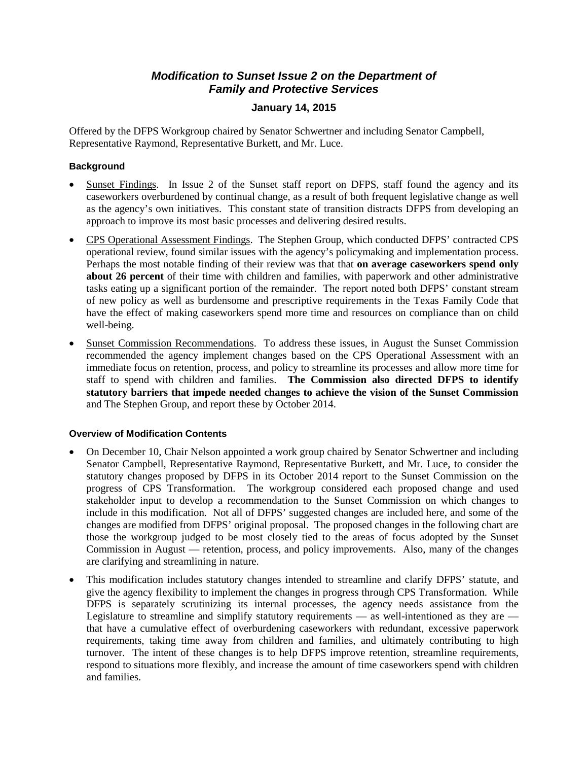# *Modification to Sunset Issue 2 on the Department of Family and Protective Services*

**January 14, 2015**

Offered by the DFPS Workgroup chaired by Senator Schwertner and including Senator Campbell, Representative Raymond, Representative Burkett, and Mr. Luce.

### Background

- Sunset Findings. In Issue 2 of the Sunset staff report on DFPS, staff found the agency and its caseworkers overburdened by continual change, as a result of both frequent legislative change as well as the agency's own initiatives. This constant state of transition distracts DFPS from developing an approach to improve its most basic processes and delivering desired results.
- CPS Operational Assessment Findings. The Stephen Group, which conducted DFPS' contracted CPS operational review, found similar issues with the agency's policymaking and implementation process. Perhaps the most notable finding of their review was that that **on average caseworkers spend only about 26 percent** of their time with children and families, with paperwork and other administrative tasks eating up a significant portion of the remainder. The report noted both DFPS' constant stream of new policy as well as burdensome and prescriptive requirements in the Texas Family Code that have the effect of making caseworkers spend more time and resources on compliance than on child well-being.
- Sunset Commission Recommendations. To address these issues, in August the Sunset Commission recommended the agency implement changes based on the CPS Operational Assessment with an immediate focus on retention, process, and policy to streamline its processes and allow more time for staff to spend with children and families. **The Commission also directed DFPS to identify statutory barriers that impede needed changes to achieve the vision of the Sunset Commission** and The Stephen Group, and report these by October 2014.

### Overview of Modification Contents

- On December 10, Chair Nelson appointed a work group chaired by Senator Schwertner and including Senator Campbell, Representative Raymond, Representative Burkett, and Mr. Luce, to consider the statutory changes proposed by DFPS in its October 2014 report to the Sunset Commission on the progress of CPS Transformation. The workgroup considered each proposed change and used stakeholder input to develop a recommendation to the Sunset Commission on which changes to include in this modification. Not all of DFPS' suggested changes are included here, and some of the changes are modified from DFPS' original proposal. The proposed changes in the following chart are those the workgroup judged to be most closely tied to the areas of focus adopted by the Sunset Commission in August — retention, process, and policy improvements. Also, many of the changes are clarifying and streamlining in nature.
- This modification includes statutory changes intended to streamline and clarify DFPS' statute, and give the agency flexibility to implement the changes in progress through CPS Transformation. While DFPS is separately scrutinizing its internal processes, the agency needs assistance from the Legislature to streamline and simplify statutory requirements — as well-intentioned as they are — that have a cumulative effect of overburdening caseworkers with redundant, excessive paperwork requirements, taking time away from children and families, and ultimately contributing to high turnover. The intent of these changes is to help DFPS improve retention, streamline requirements, respond to situations more flexibly, and increase the amount of time caseworkers spend with children and families.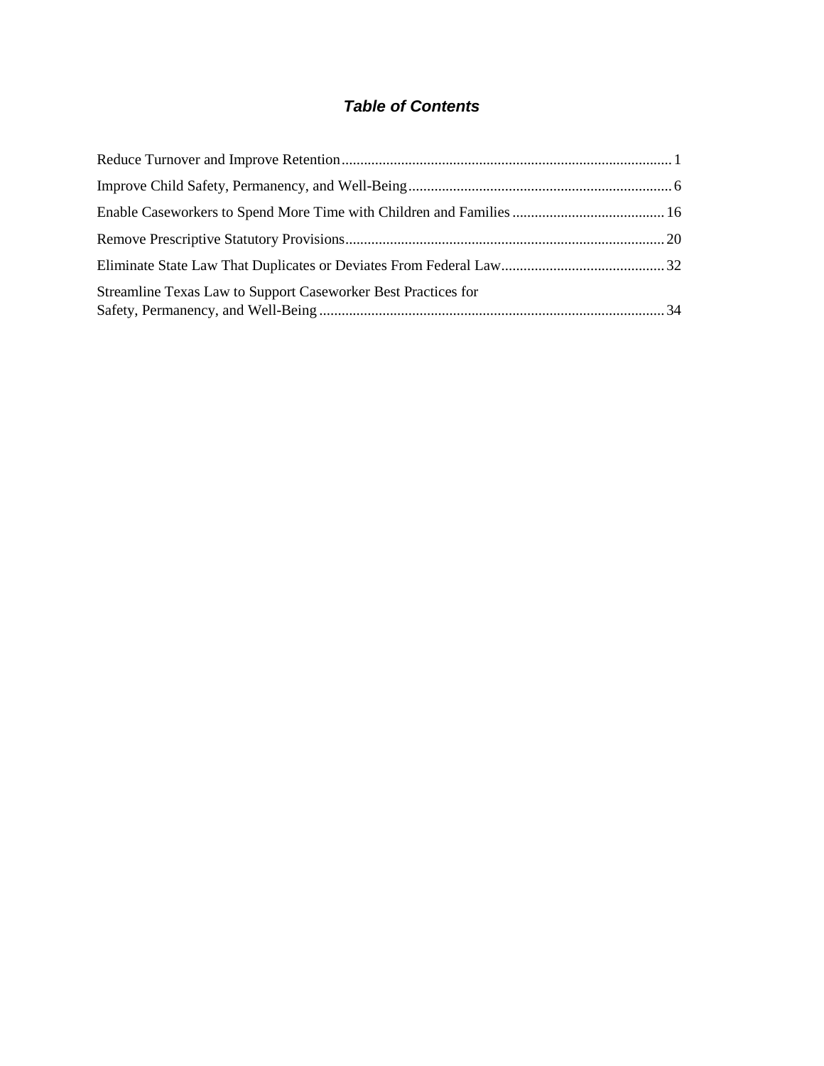# *Table of Contents*

Reduce Turnover and Improve Retention ........................................................................................ 1

Improve Child Safety, Permanency, and Well-Being ....................................................................... 6

Enable Caseworkers to Spend More Time with Children and Families ......................................... 16

Remove Prescriptive Statutory Provisions ..................................................................................... 20

Eliminate State Law That Duplicates or Deviates From Federal Law ............................................ 32

Streamline Texas Law to Support Caseworker Best Practices for Safety, Permanency, and Well-Being ............................................................................................ 34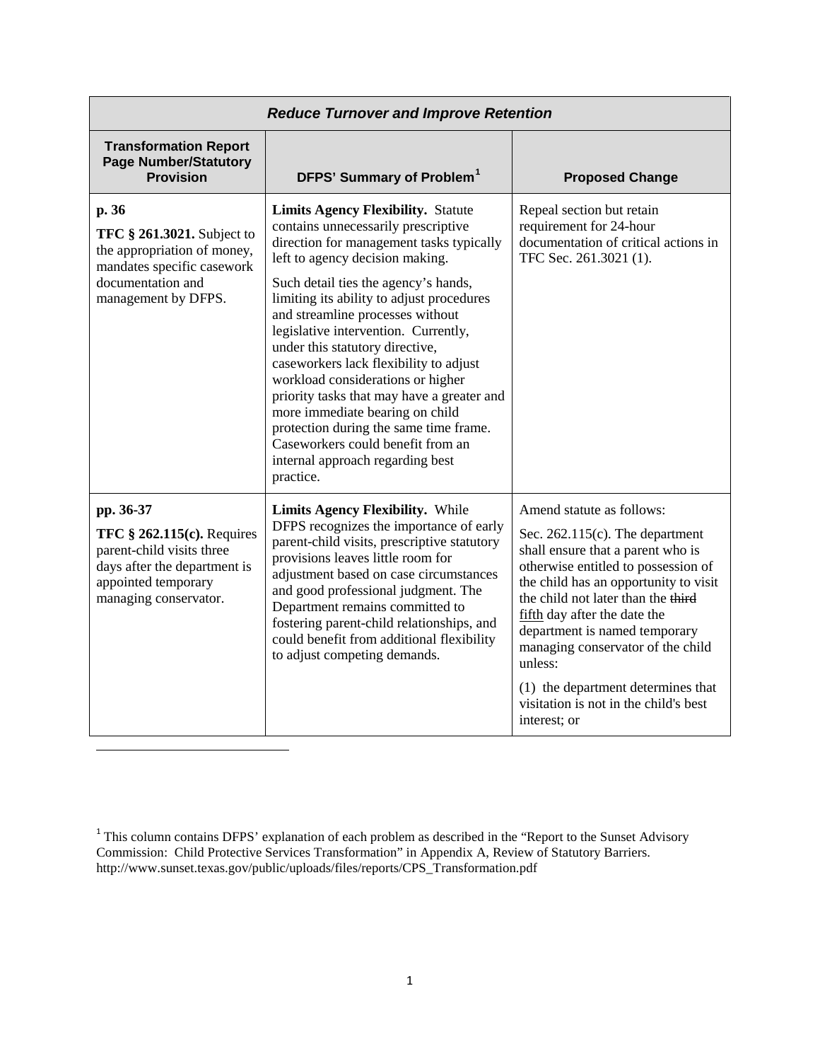| *Reduce Turnover and Improve Retention* | | |
|---|---|---|
| **Transformation Report Page Number/Statutory Provision** | **DFPS' Summary of Problem[1]** | **Proposed Change** |
| **p. 36**<br>**TFC § 261.3021.** Subject to the appropriation of money, mandates specific casework documentation and management by DFPS. | **Limits Agency Flexibility.** Statute contains unnecessarily prescriptive direction for management tasks typically left to agency decision making.<br><br>Such detail ties the agency's hands, limiting its ability to adjust procedures and streamline processes without legislative intervention. Currently, under this statutory directive, caseworkers lack flexibility to adjust workload considerations or higher priority tasks that may have a greater and more immediate bearing on child protection during the same time frame. Caseworkers could benefit from an internal approach regarding best practice. | Repeal section but retain requirement for 24-hour documentation of critical actions in TFC Sec. 261.3021 (1). |
| **pp. 36-37**<br>**TFC § 262.115(c).** Requires parent-child visits three days after the department is appointed temporary managing conservator. | **Limits Agency Flexibility.** While DFPS recognizes the importance of early parent-child visits, prescriptive statutory provisions leaves little room for adjustment based on case circumstances and good professional judgment. The Department remains committed to fostering parent-child relationships, and could benefit from additional flexibility to adjust competing demands. | Amend statute as follows:<br><br>Sec. 262.115(c). The department shall ensure that a parent who is otherwise entitled to possession of the child has an opportunity to visit the child not later than the ~~third~~ <u>fifth</u> day after the date the department is named temporary managing conservator of the child unless:<br><br>(1) the department determines that visitation is not in the child's best interest; or |

[1] This column contains DFPS' explanation of each problem as described in the "Report to the Sunset Advisory Commission: Child Protective Services Transformation" in Appendix A, Review of Statutory Barriers. http://www.sunset.texas.gov/public/uploads/files/reports/CPS_Transformation.pdf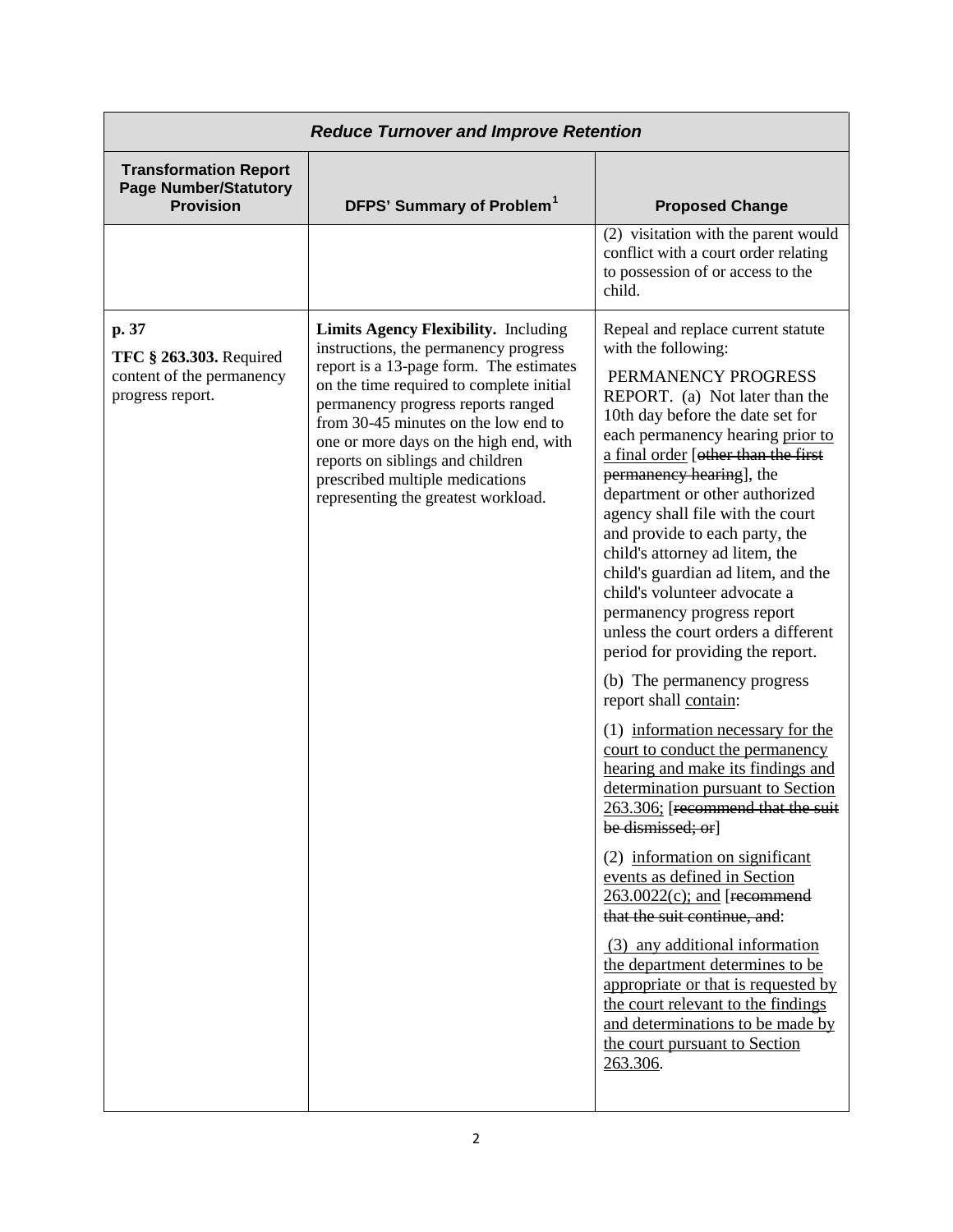| *Reduce Turnover and Improve Retention* | | |
|---|---|---|
| **Transformation Report Page Number/Statutory Provision** | **DFPS' Summary of Problem[1]** | **Proposed Change** |
| | | (2) visitation with the parent would conflict with a court order relating to possession of or access to the child. |
| **p. 37**<br>**TFC § 263.303.** Required content of the permanency progress report. | **Limits Agency Flexibility.** Including instructions, the permanency progress report is a 13-page form. The estimates on the time required to complete initial permanency progress reports ranged from 30-45 minutes on the low end to one or more days on the high end, with reports on siblings and children prescribed multiple medications representing the greatest workload. | Repeal and replace current statute with the following:<br><br>PERMANENCY PROGRESS REPORT. (a) Not later than the 10th day before the date set for each permanency hearing <u>prior to a final order</u> [~~other than the first permanency hearing~~], the department or other authorized agency shall file with the court and provide to each party, the child's attorney ad litem, the child's guardian ad litem, and the child's volunteer advocate a permanency progress report unless the court orders a different period for providing the report.<br><br>(b) The permanency progress report shall <u>contain</u>:<br><br>(1) <u>information necessary for the court to conduct the permanency hearing and make its findings and determination pursuant to Section 263.306;</u> [~~recommend that the suit be dismissed; or~~]<br><br>(2) <u>information on significant events as defined in Section 263.0022(c); and</u> [~~recommend that the suit continue, and~~:<br><br>(3) <u>any additional information the department determines to be appropriate or that is requested by the court relevant to the findings and determinations to be made by the court pursuant to Section 263.306</u>. |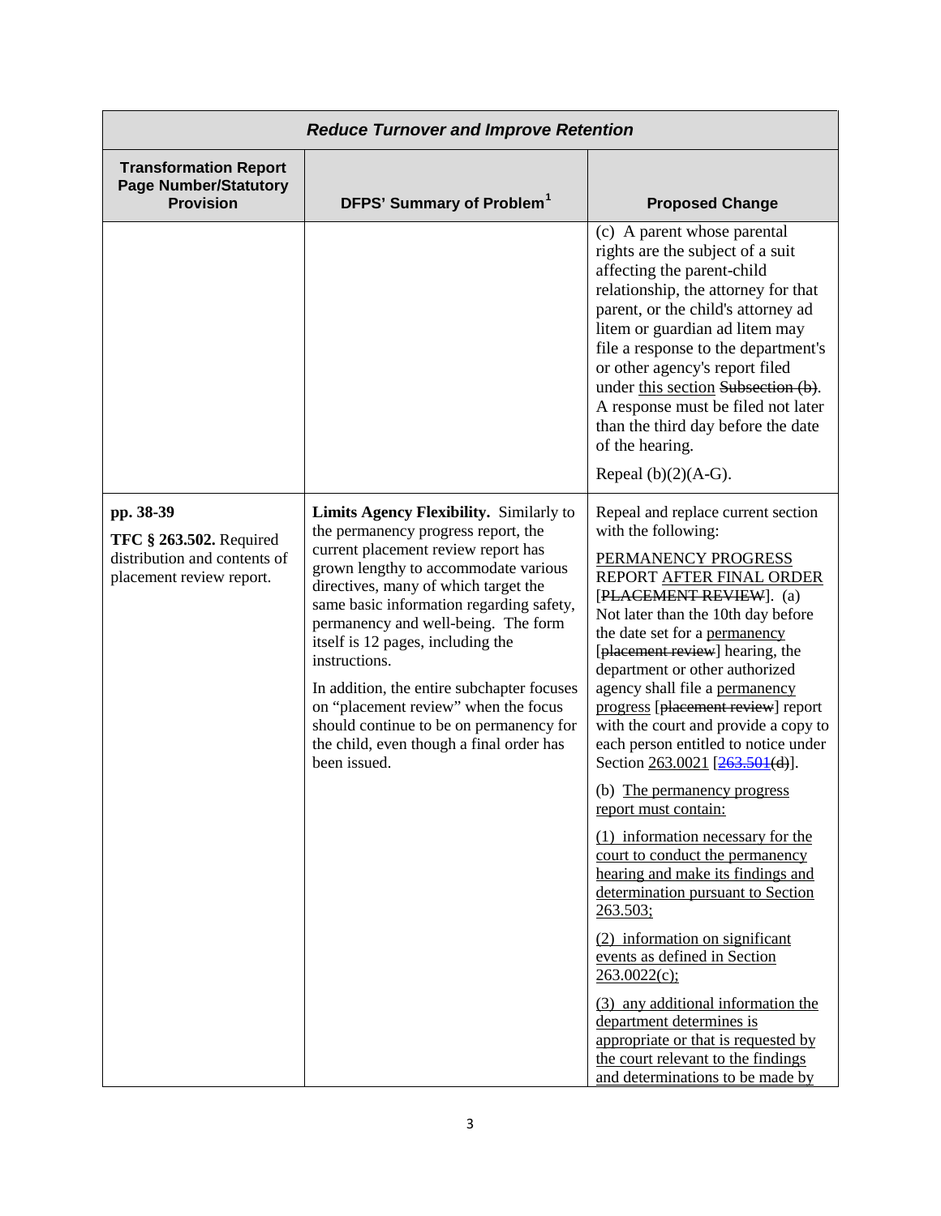| *Reduce Turnover and Improve Retention* | | |
|---|---|---|
| **Transformation Report Page Number/Statutory Provision** | **DFPS' Summary of Problem[1]** | **Proposed Change** |
| | | (c) A parent whose parental rights are the subject of a suit affecting the parent-child relationship, the attorney for that parent, or the child's attorney ad litem or guardian ad litem may file a response to the department's or other agency's report filed under <u>this section</u> ~~Subsection (b)~~. A response must be filed not later than the third day before the date of the hearing.<br><br>Repeal (b)(2)(A-G). |
| **pp. 38-39**<br><br>**TFC § 263.502.** Required distribution and contents of placement review report. | **Limits Agency Flexibility.** Similarly to the permanency progress report, the current placement review report has grown lengthy to accommodate various directives, many of which target the same basic information regarding safety, permanency and well-being. The form itself is 12 pages, including the instructions.<br><br>In addition, the entire subchapter focuses on "placement review" when the focus should continue to be on permanency for the child, even though a final order has been issued. | Repeal and replace current section with the following:<br><br><u>PERMANENCY PROGRESS</u> REPORT <u>AFTER FINAL ORDER</u> [~~PLACEMENT REVIEW~~]. (a) Not later than the 10th day before the date set for a <u>permanency</u> [~~placement review~~] hearing, the department or other authorized agency shall file a <u>permanency progress</u> [~~placement review~~] report with the court and provide a copy to each person entitled to notice under Section <u>263.0021</u> [~~263.501(d)~~].<br><br>(b) <u>The permanency progress report must contain:</u><br><br><u>(1) information necessary for the court to conduct the permanency hearing and make its findings and determination pursuant to Section 263.503;</u><br><br><u>(2) information on significant events as defined in Section 263.0022(c);</u><br><br><u>(3) any additional information the department determines is appropriate or that is requested by the court relevant to the findings and determinations to be made by</u> |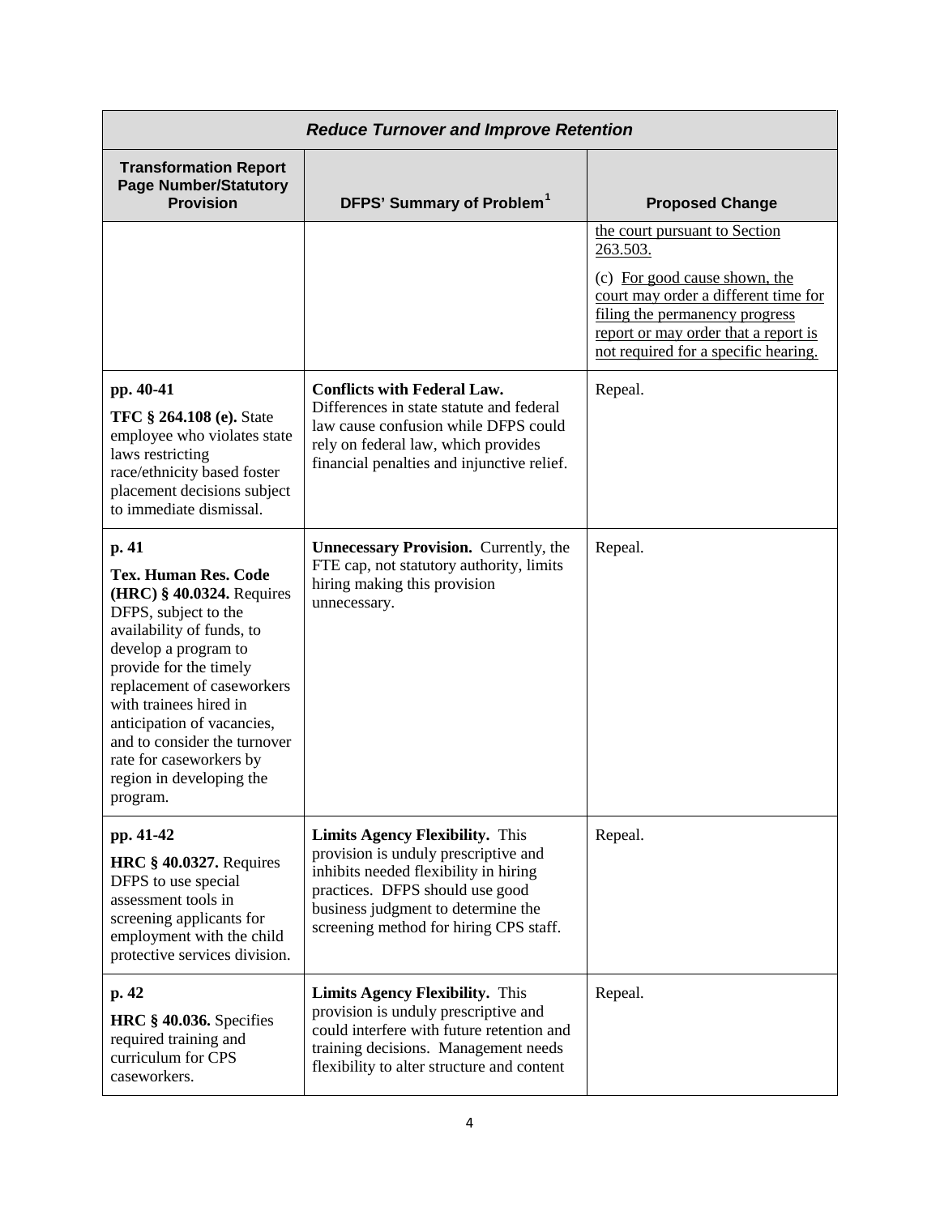| *Reduce Turnover and Improve Retention* | | |
|---|---|---|
| **Transformation Report Page Number/Statutory Provision** | **DFPS' Summary of Problem[1]** | **Proposed Change** |
| | | the court pursuant to Section 263.503.<br><br>(c) For good cause shown, the court may order a different time for filing the permanency progress report or may order that a report is not required for a specific hearing. |
| **pp. 40-41**<br><br>**TFC § 264.108 (e).** State employee who violates state laws restricting race/ethnicity based foster placement decisions subject to immediate dismissal. | **Conflicts with Federal Law.** Differences in state statute and federal law cause confusion while DFPS could rely on federal law, which provides financial penalties and injunctive relief. | Repeal. |
| **p. 41**<br><br>**Tex. Human Res. Code (HRC) § 40.0324.** Requires DFPS, subject to the availability of funds, to develop a program to provide for the timely replacement of caseworkers with trainees hired in anticipation of vacancies, and to consider the turnover rate for caseworkers by region in developing the program. | **Unnecessary Provision.** Currently, the FTE cap, not statutory authority, limits hiring making this provision unnecessary. | Repeal. |
| **pp. 41-42**<br><br>**HRC § 40.0327.** Requires DFPS to use special assessment tools in screening applicants for employment with the child protective services division. | **Limits Agency Flexibility.** This provision is unduly prescriptive and inhibits needed flexibility in hiring practices. DFPS should use good business judgment to determine the screening method for hiring CPS staff. | Repeal. |
| **p. 42**<br><br>**HRC § 40.036.** Specifies required training and curriculum for CPS caseworkers. | **Limits Agency Flexibility.** This provision is unduly prescriptive and could interfere with future retention and training decisions. Management needs flexibility to alter structure and content | Repeal. |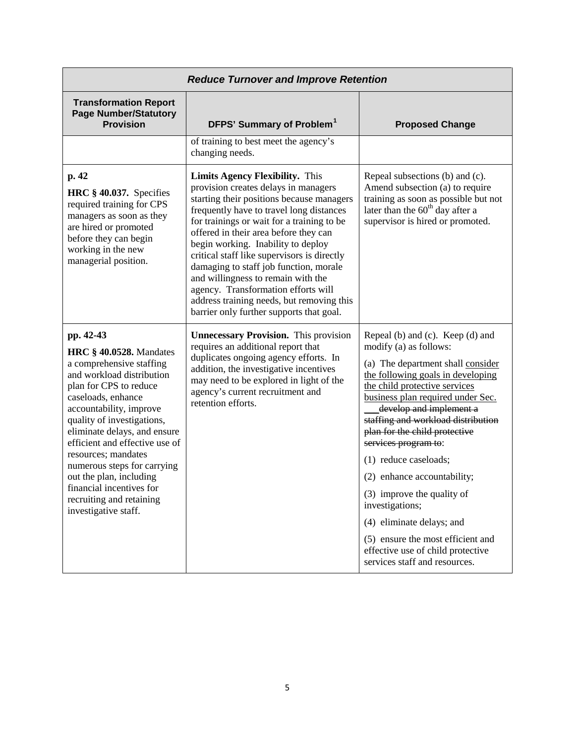| *Reduce Turnover and Improve Retention* | | |
|---|---|---|
| **Transformation Report Page Number/Statutory Provision** | **DFPS' Summary of Problem[1]** | **Proposed Change** |
| | of training to best meet the agency's changing needs. | |
| **p. 42**<br><br>**HRC § 40.037.** Specifies required training for CPS managers as soon as they are hired or promoted before they can begin working in the new managerial position. | **Limits Agency Flexibility.** This provision creates delays in managers starting their positions because managers frequently have to travel long distances for trainings or wait for a training to be offered in their area before they can begin working. Inability to deploy critical staff like supervisors is directly damaging to staff job function, morale and willingness to remain with the agency. Transformation efforts will address training needs, but removing this barrier only further supports that goal. | Repeal subsections (b) and (c). Amend subsection (a) to require training as soon as possible but not later than the 60[th] day after a supervisor is hired or promoted. |
| **pp. 42-43**<br><br>**HRC § 40.0528.** Mandates a comprehensive staffing and workload distribution plan for CPS to reduce caseloads, enhance accountability, improve quality of investigations, eliminate delays, and ensure efficient and effective use of resources; mandates numerous steps for carrying out the plan, including financial incentives for recruiting and retaining investigative staff. | **Unnecessary Provision.** This provision requires an additional report that duplicates ongoing agency efforts. In addition, the investigative incentives may need to be explored in light of the agency's current recruitment and retention efforts. | Repeal (b) and (c). Keep (d) and modify (a) as follows:<br><br>(a) The department shall <u>consider the following goals in developing the child protective services business plan required under Sec. \_\_\_</u> ~~develop and implement a staffing and workload distribution plan for the child protective services program to~~:<br><br>(1) reduce caseloads;<br><br>(2) enhance accountability;<br><br>(3) improve the quality of investigations;<br><br>(4) eliminate delays; and<br><br>(5) ensure the most efficient and effective use of child protective services staff and resources. |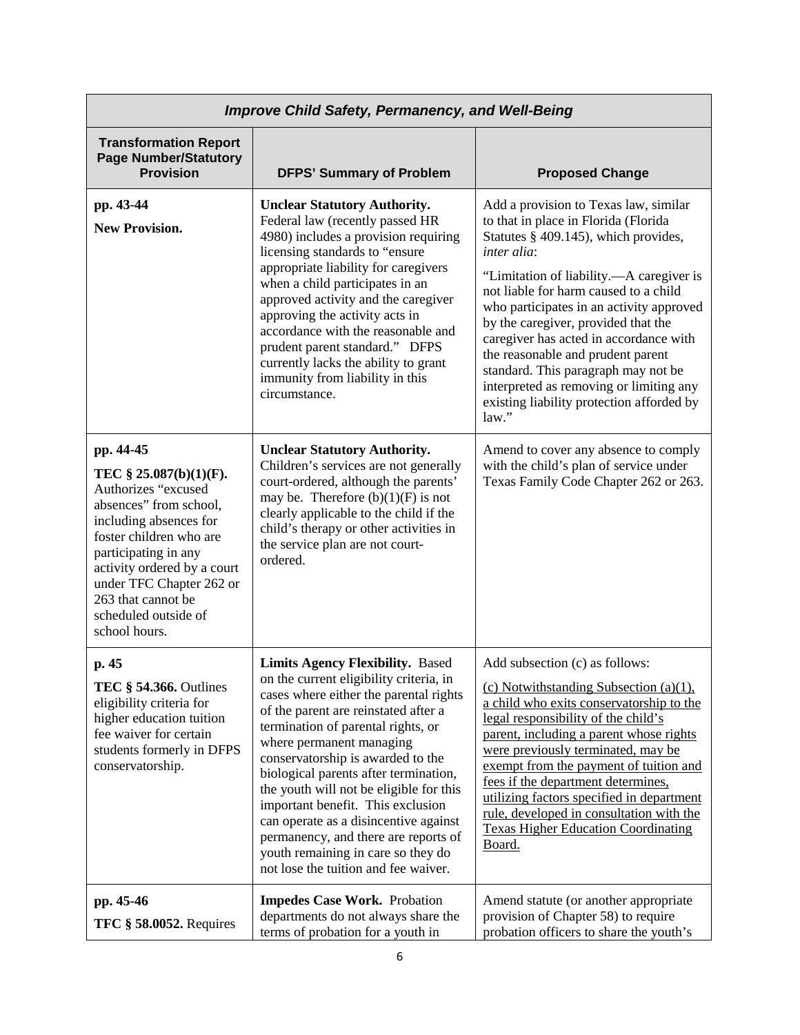| *Improve Child Safety, Permanency, and Well-Being* | | |
|---|---|---|
| **Transformation Report Page Number/Statutory Provision** | **DFPS' Summary of Problem** | **Proposed Change** |
| **pp. 43-44**<br>**New Provision.** | **Unclear Statutory Authority.** Federal law (recently passed HR 4980) includes a provision requiring licensing standards to "ensure appropriate liability for caregivers when a child participates in an approved activity and the caregiver approving the activity acts in accordance with the reasonable and prudent parent standard." DFPS currently lacks the ability to grant immunity from liability in this circumstance. | Add a provision to Texas law, similar to that in place in Florida (Florida Statutes § 409.145), which provides, *inter alia*:<br>"Limitation of liability.—A caregiver is not liable for harm caused to a child who participates in an activity approved by the caregiver, provided that the caregiver has acted in accordance with the reasonable and prudent parent standard. This paragraph may not be interpreted as removing or limiting any existing liability protection afforded by law." |
| **pp. 44-45**<br>**TEC § 25.087(b)(1)(F).** Authorizes "excused absences" from school, including absences for foster children who are participating in any activity ordered by a court under TFC Chapter 262 or 263 that cannot be scheduled outside of school hours. | **Unclear Statutory Authority.** Children's services are not generally court-ordered, although the parents' may be. Therefore (b)(1)(F) is not clearly applicable to the child if the child's therapy or other activities in the service plan are not court-ordered. | Amend to cover any absence to comply with the child's plan of service under Texas Family Code Chapter 262 or 263. |
| **p. 45**<br>**TEC § 54.366.** Outlines eligibility criteria for higher education tuition fee waiver for certain students formerly in DFPS conservatorship. | **Limits Agency Flexibility.** Based on the current eligibility criteria, in cases where either the parental rights of the parent are reinstated after a termination of parental rights, or where permanent managing conservatorship is awarded to the biological parents after termination, the youth will not be eligible for this important benefit. This exclusion can operate as a disincentive against permanency, and there are reports of youth remaining in care so they do not lose the tuition and fee waiver. | Add subsection (c) as follows:<br><u>(c) Notwithstanding Subsection (a)(1), a child who exits conservatorship to the legal responsibility of the child's parent, including a parent whose rights were previously terminated, may be exempt from the payment of tuition and fees if the department determines, utilizing factors specified in department rule, developed in consultation with the Texas Higher Education Coordinating Board.</u> |
| **pp. 45-46**<br>**TFC § 58.0052.** Requires | **Impedes Case Work.** Probation departments do not always share the terms of probation for a youth in | Amend statute (or another appropriate provision of Chapter 58) to require probation officers to share the youth's |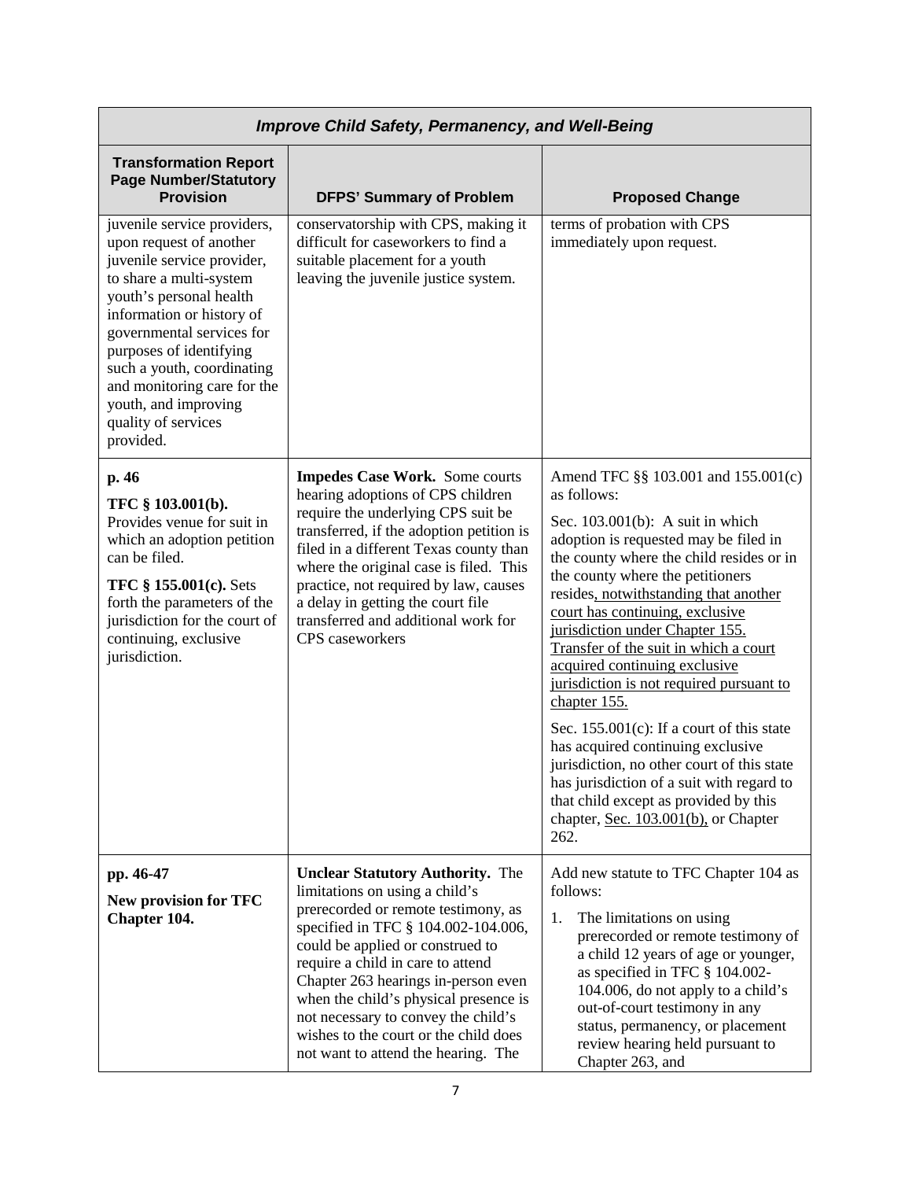| *Improve Child Safety, Permanency, and Well-Being* | | |
|---|---|---|
| **Transformation Report Page Number/Statutory Provision** | **DFPS' Summary of Problem** | **Proposed Change** |
| juvenile service providers, upon request of another juvenile service provider, to share a multi-system youth's personal health information or history of governmental services for purposes of identifying such a youth, coordinating and monitoring care for the youth, and improving quality of services provided. | conservatorship with CPS, making it difficult for caseworkers to find a suitable placement for a youth leaving the juvenile justice system. | terms of probation with CPS immediately upon request. |
| **p. 46**<br>**TFC § 103.001(b).** Provides venue for suit in which an adoption petition can be filed.<br>**TFC § 155.001(c).** Sets forth the parameters of the jurisdiction for the court of continuing, exclusive jurisdiction. | **Impedes Case Work.** Some courts hearing adoptions of CPS children require the underlying CPS suit be transferred, if the adoption petition is filed in a different Texas county than where the original case is filed. This practice, not required by law, causes a delay in getting the court file transferred and additional work for CPS caseworkers | Amend TFC §§ 103.001 and 155.001(c) as follows:<br>Sec. 103.001(b): A suit in which adoption is requested may be filed in the county where the child resides or in the county where the petitioners resides<u>, notwithstanding that another court has continuing, exclusive jurisdiction under Chapter 155. Transfer of the suit in which a court acquired continuing exclusive jurisdiction is not required pursuant to chapter 155.</u><br>Sec. 155.001(c): If a court of this state has acquired continuing exclusive jurisdiction, no other court of this state has jurisdiction of a suit with regard to that child except as provided by this chapter, <u>Sec. 103.001(b),</u> or Chapter 262. |
| **pp. 46-47**<br>**New provision for TFC Chapter 104.** | **Unclear Statutory Authority.** The limitations on using a child's prerecorded or remote testimony, as specified in TFC § 104.002-104.006, could be applied or construed to require a child in care to attend Chapter 263 hearings in-person even when the child's physical presence is not necessary to convey the child's wishes to the court or the child does not want to attend the hearing. The | Add new statute to TFC Chapter 104 as follows:<br>1. The limitations on using prerecorded or remote testimony of a child 12 years of age or younger, as specified in TFC § 104.002-104.006, do not apply to a child's out-of-court testimony in any status, permanency, or placement review hearing held pursuant to Chapter 263, and |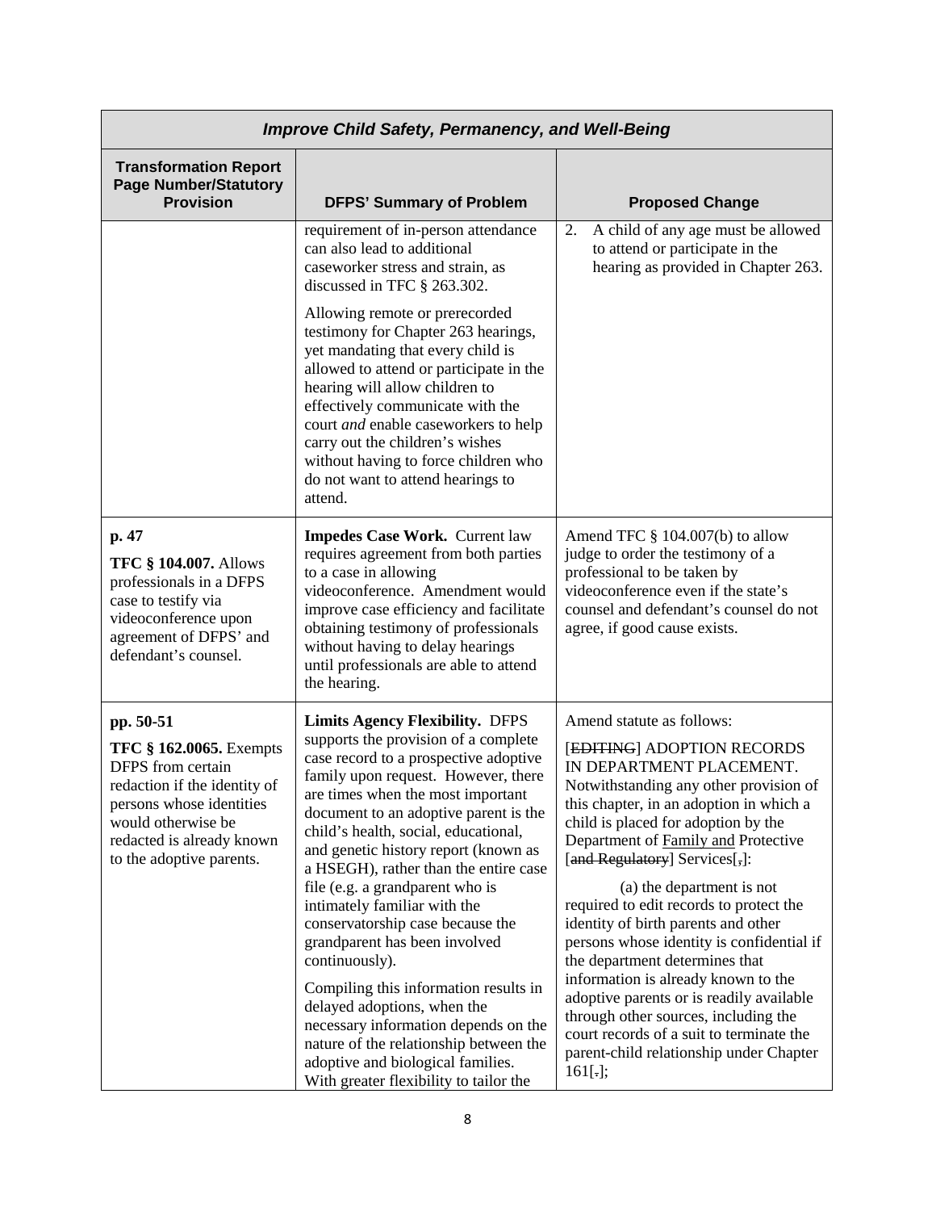| *Improve Child Safety, Permanency, and Well-Being* | | |
|---|---|---|
| **Transformation Report Page Number/Statutory Provision** | **DFPS' Summary of Problem** | **Proposed Change** |
| | requirement of in-person attendance can also lead to additional caseworker stress and strain, as discussed in TFC § 263.302.<br><br>Allowing remote or prerecorded testimony for Chapter 263 hearings, yet mandating that every child is allowed to attend or participate in the hearing will allow children to effectively communicate with the court *and* enable caseworkers to help carry out the children's wishes without having to force children who do not want to attend hearings to attend. | 2. A child of any age must be allowed to attend or participate in the hearing as provided in Chapter 263. |
| **p. 47**<br><br>**TFC § 104.007.** Allows professionals in a DFPS case to testify via videoconference upon agreement of DFPS' and defendant's counsel. | **Impedes Case Work.** Current law requires agreement from both parties to a case in allowing videoconference. Amendment would improve case efficiency and facilitate obtaining testimony of professionals without having to delay hearings until professionals are able to attend the hearing. | Amend TFC § 104.007(b) to allow judge to order the testimony of a professional to be taken by videoconference even if the state's counsel and defendant's counsel do not agree, if good cause exists. |
| **pp. 50-51**<br><br>**TFC § 162.0065.** Exempts DFPS from certain redaction if the identity of persons whose identities would otherwise be redacted is already known to the adoptive parents. | **Limits Agency Flexibility.** DFPS supports the provision of a complete case record to a prospective adoptive family upon request. However, there are times when the most important document to an adoptive parent is the child's health, social, educational, and genetic history report (known as a HSEGH), rather than the entire case file (e.g. a grandparent who is intimately familiar with the conservatorship case because the grandparent has been involved continuously).<br><br>Compiling this information results in delayed adoptions, when the necessary information depends on the nature of the relationship between the adoptive and biological families. With greater flexibility to tailor the | Amend statute as follows:<br><br>[~~EDITING~~] ADOPTION RECORDS IN DEPARTMENT PLACEMENT. Notwithstanding any other provision of this chapter, in an adoption in which a child is placed for adoption by the Department of <u>Family and</u> Protective [~~and Regulatory~~] Services[~~,~~]:<br><br>(a) the department is not required to edit records to protect the identity of birth parents and other persons whose identity is confidential if the department determines that information is already known to the adoptive parents or is readily available through other sources, including the court records of a suit to terminate the parent-child relationship under Chapter 161[~~.~~]; |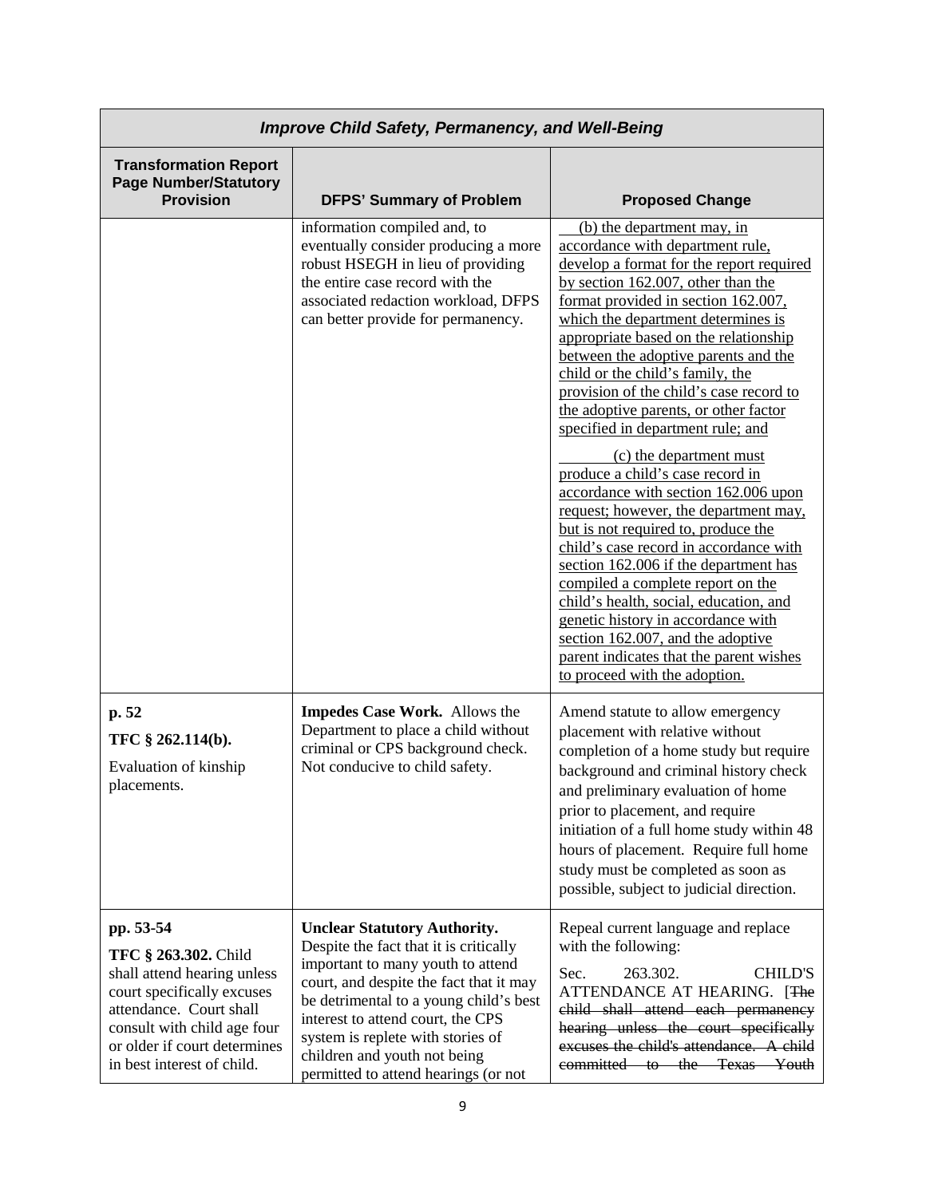| *Improve Child Safety, Permanency, and Well-Being* | | |
|---|---|---|
| **Transformation Report Page Number/Statutory Provision** | **DFPS' Summary of Problem** | **Proposed Change** |
| | information compiled and, to eventually consider producing a more robust HSEGH in lieu of providing the entire case record with the associated redaction workload, DFPS can better provide for permanency. | <u>(b) the department may, in accordance with department rule, develop a format for the report required by section 162.007, other than the format provided in section 162.007, which the department determines is appropriate based on the relationship between the adoptive parents and the child or the child's family, the provision of the child's case record to the adoptive parents, or other factor specified in department rule; and</u><br><br><u>(c) the department must produce a child's case record in accordance with section 162.006 upon request; however, the department may, but is not required to, produce the child's case record in accordance with section 162.006 if the department has compiled a complete report on the child's health, social, education, and genetic history in accordance with section 162.007, and the adoptive parent indicates that the parent wishes to proceed with the adoption.</u> |
| **p. 52**<br><br>**TFC § 262.114(b).**<br><br>Evaluation of kinship placements. | **Impedes Case Work.** Allows the Department to place a child without criminal or CPS background check. Not conducive to child safety. | Amend statute to allow emergency placement with relative without completion of a home study but require background and criminal history check and preliminary evaluation of home prior to placement, and require initiation of a full home study within 48 hours of placement. Require full home study must be completed as soon as possible, subject to judicial direction. |
| **pp. 53-54**<br><br>**TFC § 263.302.** Child shall attend hearing unless court specifically excuses attendance. Court shall consult with child age four or older if court determines in best interest of child. | **Unclear Statutory Authority.** Despite the fact that it is critically important to many youth to attend court, and despite the fact that it may be detrimental to a young child's best interest to attend court, the CPS system is replete with stories of children and youth not being permitted to attend hearings (or not | Repeal current language and replace with the following:<br><br>Sec. 263.302. CHILD'S ATTENDANCE AT HEARING. [~~The child shall attend each permanency hearing unless the court specifically excuses the child's attendance. A child committed to the Texas Youth~~ |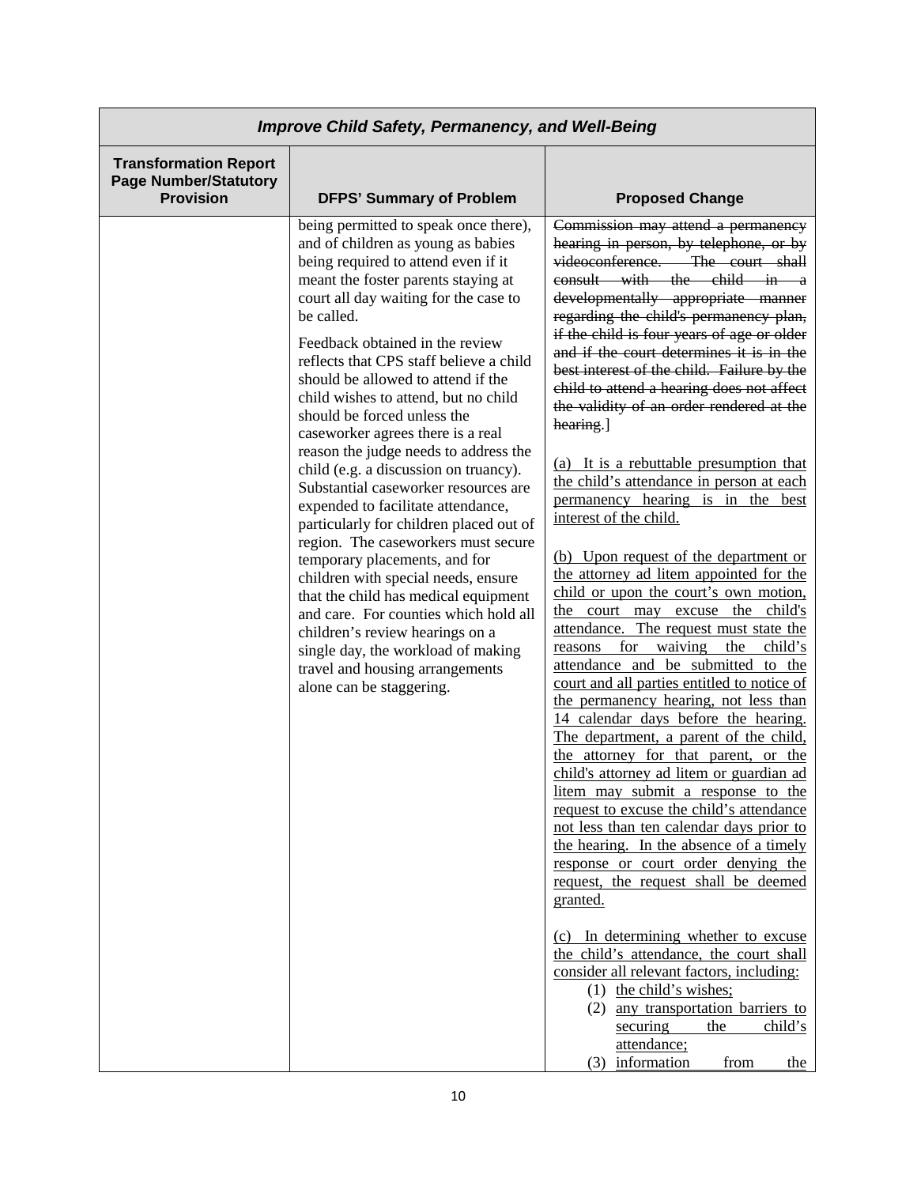| *Improve Child Safety, Permanency, and Well-Being* | | |
|---|---|---|
| **Transformation Report Page Number/Statutory Provision** | **DFPS' Summary of Problem** | **Proposed Change** |
| | being permitted to speak once there), and of children as young as babies being required to attend even if it meant the foster parents staying at court all day waiting for the case to be called.<br><br>Feedback obtained in the review reflects that CPS staff believe a child should be allowed to attend if the child wishes to attend, but no child should be forced unless the caseworker agrees there is a real reason the judge needs to address the child (e.g. a discussion on truancy). Substantial caseworker resources are expended to facilitate attendance, particularly for children placed out of region. The caseworkers must secure temporary placements, and for children with special needs, ensure that the child has medical equipment and care. For counties which hold all children's review hearings on a single day, the workload of making travel and housing arrangements alone can be staggering. | ~~Commission may attend a permanency hearing in person, by telephone, or by videoconference. The court shall consult with the child in a developmentally appropriate manner regarding the child's permanency plan, if the child is four years of age or older and if the court determines it is in the best interest of the child. Failure by the child to attend a hearing does not affect the validity of an order rendered at the hearing.~~]<br><br><u>(a) It is a rebuttable presumption that the child's attendance in person at each permanency hearing is in the best interest of the child.</u><br><br><u>(b) Upon request of the department or the attorney ad litem appointed for the child or upon the court's own motion, the court may excuse the child's attendance. The request must state the reasons for waiving the child's attendance and be submitted to the court and all parties entitled to notice of the permanency hearing, not less than 14 calendar days before the hearing. The department, a parent of the child, the attorney for that parent, or the child's attorney ad litem or guardian ad litem may submit a response to the request to excuse the child's attendance not less than ten calendar days prior to the hearing. In the absence of a timely response or court order denying the request, the request shall be deemed granted.</u><br><br><u>(c) In determining whether to excuse the child's attendance, the court shall consider all relevant factors, including:</u><br>(1) <u>the child's wishes;</u><br>(2) <u>any transportation barriers to securing the child's attendance;</u><br>(3) <u>information from the</u> |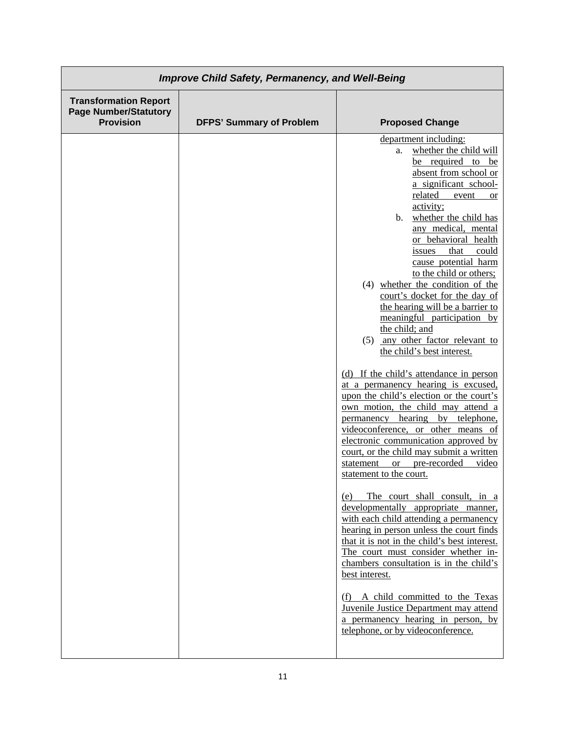| *Improve Child Safety, Permanency, and Well-Being* | | |
|---|---|---|
| **Transformation Report Page Number/Statutory Provision** | **DFPS' Summary of Problem** | **Proposed Change** |
| | | department including:<br>a. whether the child will be required to be absent from school or a significant school-related event or activity;<br>b. whether the child has any medical, mental or behavioral health issues that could cause potential harm to the child or others;<br>(4) whether the condition of the court's docket for the day of the hearing will be a barrier to meaningful participation by the child; and<br>(5) any other factor relevant to the child's best interest.<br><br>(d) If the child's attendance in person at a permanency hearing is excused, upon the child's election or the court's own motion, the child may attend a permanency hearing by telephone, videoconference, or other means of electronic communication approved by court, or the child may submit a written statement or pre-recorded video statement to the court.<br><br>(e) The court shall consult, in a developmentally appropriate manner, with each child attending a permanency hearing in person unless the court finds that it is not in the child's best interest. The court must consider whether in-chambers consultation is in the child's best interest.<br><br>(f) A child committed to the Texas Juvenile Justice Department may attend a permanency hearing in person, by telephone, or by videoconference. |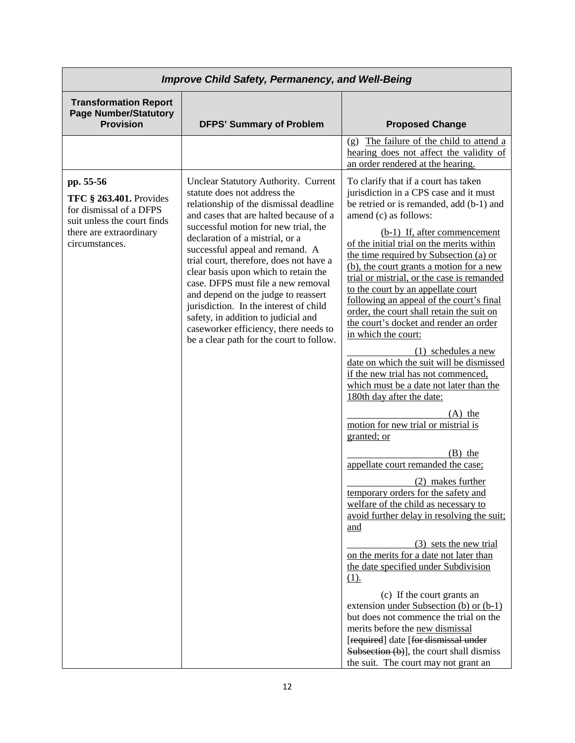| *Improve Child Safety, Permanency, and Well-Being* | | |
|---|---|---|
| **Transformation Report Page Number/Statutory Provision** | **DFPS' Summary of Problem** | **Proposed Change** |
| | | (g) <u>The failure of the child to attend a hearing does not affect the validity of an order rendered at the hearing.</u> |
| **pp. 55-56**<br><br>**TFC § 263.401.** Provides for dismissal of a DFPS suit unless the court finds there are extraordinary circumstances. | Unclear Statutory Authority. Current statute does not address the relationship of the dismissal deadline and cases that are halted because of a successful motion for new trial, the declaration of a mistrial, or a successful appeal and remand. A trial court, therefore, does not have a clear basis upon which to retain the case. DFPS must file a new removal and depend on the judge to reassert jurisdiction. In the interest of child safety, in addition to judicial and caseworker efficiency, there needs to be a clear path for the court to follow. | To clarify that if a court has taken jurisdiction in a CPS case and it must be retried or is remanded, add (b-1) and amend (c) as follows:<br><br><u>(b-1) If, after commencement of the initial trial on the merits within the time required by Subsection (a) or (b), the court grants a motion for a new trial or mistrial, or the case is remanded to the court by an appellate court following an appeal of the court's final order, the court shall retain the suit on the court's docket and render an order in which the court:</u><br><br><u>(1) schedules a new date on which the suit will be dismissed if the new trial has not commenced, which must be a date not later than the 180th day after the date:</u><br><br><u>(A) the motion for new trial or mistrial is granted; or</u><br><br><u>(B) the appellate court remanded the case;</u><br><br><u>(2) makes further temporary orders for the safety and welfare of the child as necessary to avoid further delay in resolving the suit; and</u><br><br><u>(3) sets the new trial on the merits for a date not later than the date specified under Subdivision (1).</u><br><br>(c) If the court grants an extension <u>under Subsection (b) or (b-1)</u> but does not commence the trial on the merits before the <u>new dismissal</u> [~~required~~] date [~~for dismissal under Subsection (b)~~], the court shall dismiss the suit. The court may not grant an |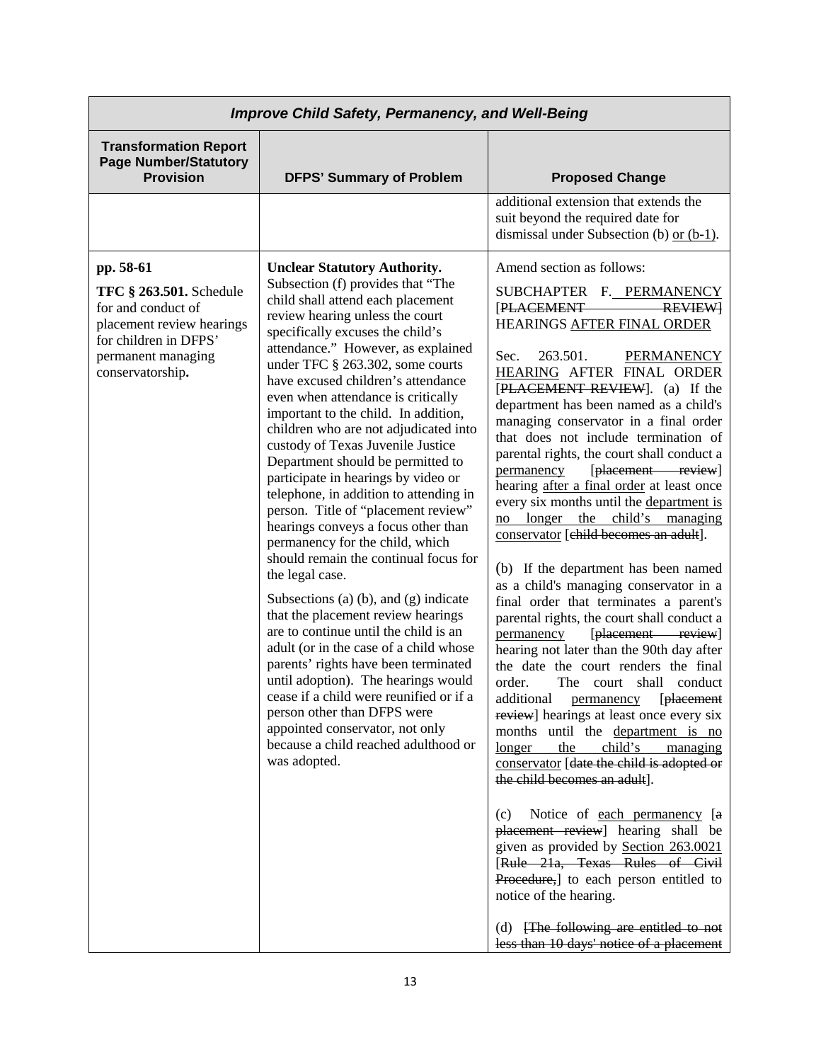| *Improve Child Safety, Permanency, and Well-Being* | | |
|---|---|---|
| **Transformation Report Page Number/Statutory Provision** | **DFPS' Summary of Problem** | **Proposed Change** |
| | | additional extension that extends the suit beyond the required date for dismissal under Subsection (b) <u>or (b-1)</u>. |
| **pp. 58-61** <br> **TFC § 263.501.** Schedule for and conduct of placement review hearings for children in DFPS' permanent managing conservatorship**.** | **Unclear Statutory Authority.** Subsection (f) provides that "The child shall attend each placement review hearing unless the court specifically excuses the child's attendance." However, as explained under TFC § 263.302, some courts have excused children's attendance even when attendance is critically important to the child. In addition, children who are not adjudicated into custody of Texas Juvenile Justice Department should be permitted to participate in hearings by video or telephone, in addition to attending in person. Title of "placement review" hearings conveys a focus other than permanency for the child, which should remain the continual focus for the legal case.<br><br>Subsections (a) (b), and (g) indicate that the placement review hearings are to continue until the child is an adult (or in the case of a child whose parents' rights have been terminated until adoption). The hearings would cease if a child were reunified or if a person other than DFPS were appointed conservator, not only because a child reached adulthood or was adopted. | Amend section as follows:<br><br>SUBCHAPTER F. <u>PERMANENCY</u> [~~PLACEMENT REVIEW~~] HEARINGS <u>AFTER FINAL ORDER</u><br><br>Sec. 263.501. <u>PERMANENCY HEARING</u> AFTER FINAL ORDER [~~PLACEMENT REVIEW~~]. (a) If the department has been named as a child's managing conservator in a final order that does not include termination of parental rights, the court shall conduct a <u>permanency</u> [~~placement review~~] hearing <u>after a final order</u> at least once every six months until the <u>department is no longer the child's managing conservator</u> [~~child becomes an adult~~].<br><br>(b) If the department has been named as a child's managing conservator in a final order that terminates a parent's parental rights, the court shall conduct a <u>permanency</u> [~~placement review~~] hearing not later than the 90th day after the date the court renders the final order. The court shall conduct additional <u>permanency</u> [~~placement review~~] hearings at least once every six months until the <u>department is no longer the child's managing conservator</u> [~~date the child is adopted or the child becomes an adult~~].<br><br>(c) Notice of <u>each permanency</u> [~~a placement review~~] hearing shall be given as provided by <u>Section 263.0021</u> [~~Rule 21a, Texas Rules of Civil Procedure,~~] to each person entitled to notice of the hearing.<br><br>(d) [~~The following are entitled to not less than 10 days' notice of a placement~~ |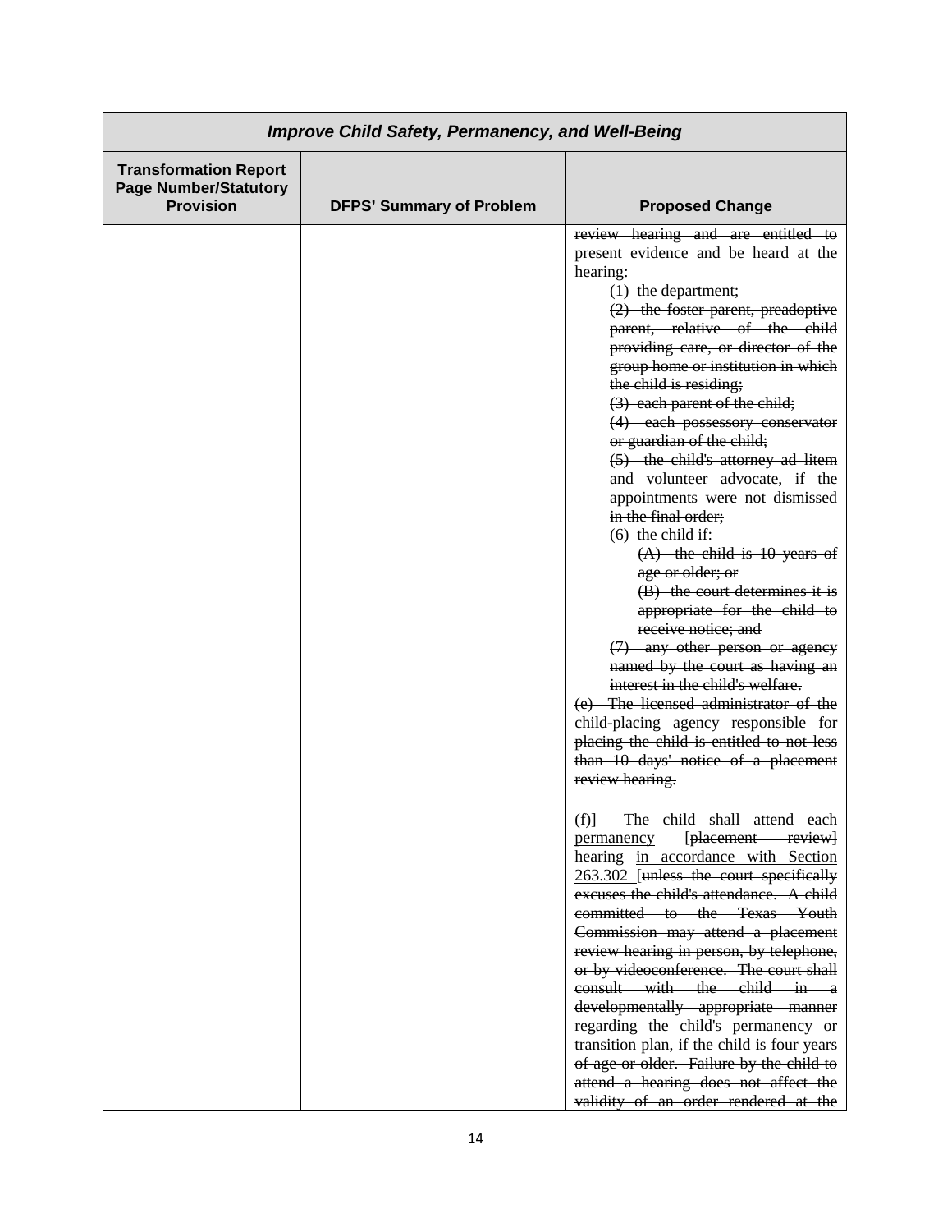| *Improve Child Safety, Permanency, and Well-Being* | | |
|---|---|---|
| **Transformation Report Page Number/Statutory Provision** | **DFPS' Summary of Problem** | **Proposed Change** |
| | | ~~review hearing and are entitled to present evidence and be heard at the hearing:~~<br>~~(1) the department;~~<br>~~(2) the foster parent, preadoptive parent, relative of the child providing care, or director of the group home or institution in which the child is residing;~~<br>~~(3) each parent of the child;~~<br>~~(4) each possessory conservator or guardian of the child;~~<br>~~(5) the child's attorney ad litem and volunteer advocate, if the appointments were not dismissed in the final order;~~<br>~~(6) the child if:~~<br>~~(A) the child is 10 years of age or older; or~~<br>~~(B) the court determines it is appropriate for the child to receive notice; and~~<br>~~(7) any other person or agency named by the court as having an interest in the child's welfare.~~<br>~~(e) The licensed administrator of the child-placing agency responsible for placing the child is entitled to not less than 10 days' notice of a placement review hearing.~~<br><br>~~(f)~~] The child shall attend each <u>permanency</u> [~~placement review~~] hearing <u>in accordance with Section 263.302</u> [~~unless the court specifically excuses the child's attendance. A child committed to the Texas Youth Commission may attend a placement review hearing in person, by telephone, or by videoconference. The court shall consult with the child in a developmentally appropriate manner regarding the child's permanency or transition plan, if the child is four years of age or older. Failure by the child to attend a hearing does not affect the validity of an order rendered at the~~ |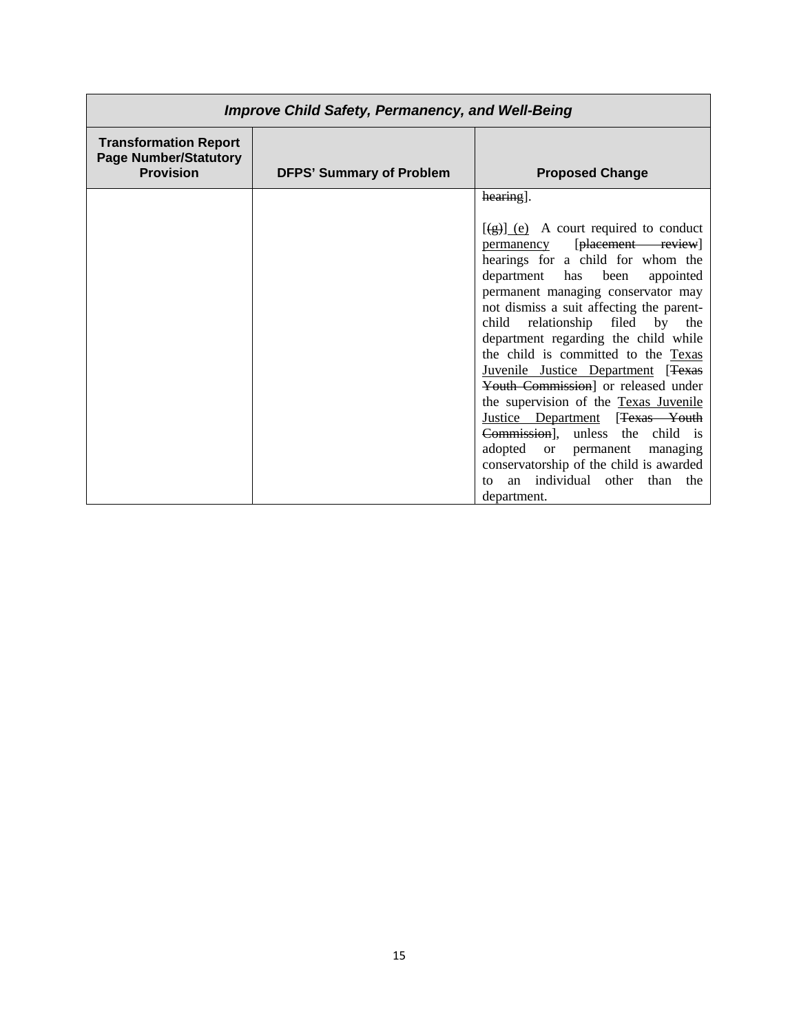| Improve Child Safety, Permanency, and Well-Being | | |
|---|---|---|
| **Transformation Report Page Number/Statutory Provision** | **DFPS' Summary of Problem** | **Proposed Change** |
| | | ~~hearing~~].<br><br>[~~(g)~~] <u>(e)</u> A court required to conduct <u>permanency</u> [~~placement review~~] hearings for a child for whom the department has been appointed permanent managing conservator may not dismiss a suit affecting the parent-child relationship filed by the department regarding the child while the child is committed to the <u>Texas Juvenile Justice Department</u> [~~Texas Youth Commission~~] or released under the supervision of the <u>Texas Juvenile Justice Department</u> [~~Texas Youth Commission~~], unless the child is adopted or permanent managing conservatorship of the child is awarded to an individual other than the department. |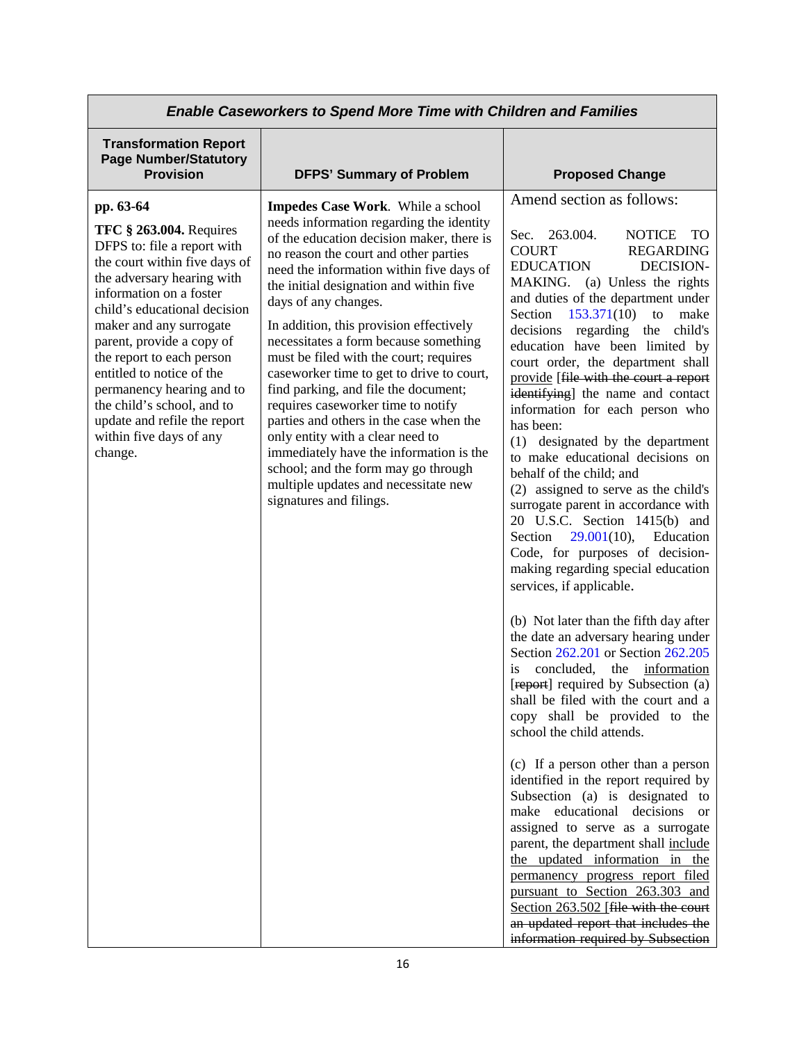| *Enable Caseworkers to Spend More Time with Children and Families* | | |
|---|---|---|
| **Transformation Report Page Number/Statutory Provision** | **DFPS' Summary of Problem** | **Proposed Change** |
| **pp. 63-64**<br><br>**TFC § 263.004.** Requires DFPS to: file a report with the court within five days of the adversary hearing with information on a foster child's educational decision maker and any surrogate parent, provide a copy of the report to each person entitled to notice of the permanency hearing and to the child's school, and to update and refile the report within five days of any change. | **Impedes Case Work**. While a school needs information regarding the identity of the education decision maker, there is no reason the court and other parties need the information within five days of the initial designation and within five days of any changes.<br><br>In addition, this provision effectively necessitates a form because something must be filed with the court; requires caseworker time to get to drive to court, find parking, and file the document; requires caseworker time to notify parties and others in the case when the only entity with a clear need to immediately have the information is the school; and the form may go through multiple updates and necessitate new signatures and filings. | Amend section as follows:<br><br>Sec. 263.004. NOTICE TO COURT REGARDING EDUCATION DECISION-MAKING. (a) Unless the rights and duties of the department under Section 153.371(10) to make decisions regarding the child's education have been limited by court order, the department shall <u>provide</u> [~~file with the court a report identifying~~] the name and contact information for each person who has been:<br>(1) designated by the department to make educational decisions on behalf of the child; and<br>(2) assigned to serve as the child's surrogate parent in accordance with 20 U.S.C. Section 1415(b) and Section 29.001(10), Education Code, for purposes of decision-making regarding special education services, if applicable.<br><br>(b) Not later than the fifth day after the date an adversary hearing under Section 262.201 or Section 262.205 is concluded, the <u>information</u> [~~report~~] required by Subsection (a) shall be filed with the court and a copy shall be provided to the school the child attends.<br><br>(c) If a person other than a person identified in the report required by Subsection (a) is designated to make educational decisions or assigned to serve as a surrogate parent, the department shall <u>include the updated information in the permanency progress report filed pursuant to Section 263.303 and Section 263.502</u> [~~file with the court an updated report that includes the information required by Subsection~~ |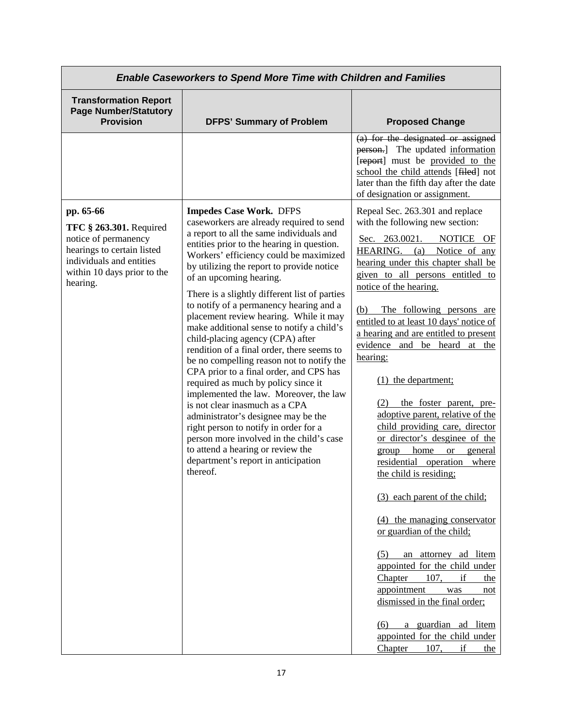| *Enable Caseworkers to Spend More Time with Children and Families* | | |
|---|---|---|
| **Transformation Report Page Number/Statutory Provision** | **DFPS' Summary of Problem** | **Proposed Change** |
| | | ~~(a) for the designated or assigned person.~~] The updated <u>information</u> [~~report~~] must be <u>provided to the school the child attends</u> [~~filed~~] not later than the fifth day after the date of designation or assignment. |
| **pp. 65-66**<br><br>**TFC § 263.301.** Required notice of permanency hearings to certain listed individuals and entities within 10 days prior to the hearing. | **Impedes Case Work.** DFPS caseworkers are already required to send a report to all the same individuals and entities prior to the hearing in question. Workers' efficiency could be maximized by utilizing the report to provide notice of an upcoming hearing.<br><br>There is a slightly different list of parties to notify of a permanency hearing and a placement review hearing. While it may make additional sense to notify a child's child-placing agency (CPA) after rendition of a final order, there seems to be no compelling reason not to notify the CPA prior to a final order, and CPS has required as much by policy since it implemented the law. Moreover, the law is not clear inasmuch as a CPA administrator's designee may be the right person to notify in order for a person more involved in the child's case to attend a hearing or review the department's report in anticipation thereof. | Repeal Sec. 263.301 and replace with the following new section:<br><br><u>Sec. 263.0021. NOTICE OF HEARING. (a) Notice of any hearing under this chapter shall be given to all persons entitled to notice of the hearing.</u><br><br><u>(b) The following persons are entitled to at least 10 days' notice of a hearing and are entitled to present evidence and be heard at the hearing:</u><br><br><u>(1) the department;</u><br><br><u>(2) the foster parent, pre-adoptive parent, relative of the child providing care, director or director's desginee of the group home or general residential operation where the child is residing;</u><br><br><u>(3) each parent of the child;</u><br><br><u>(4) the managing conservator or guardian of the child;</u><br><br><u>(5) an attorney ad litem appointed for the child under Chapter 107, if the appointment was not dismissed in the final order;</u><br><br><u>(6) a guardian ad litem appointed for the child under Chapter 107, if the</u> |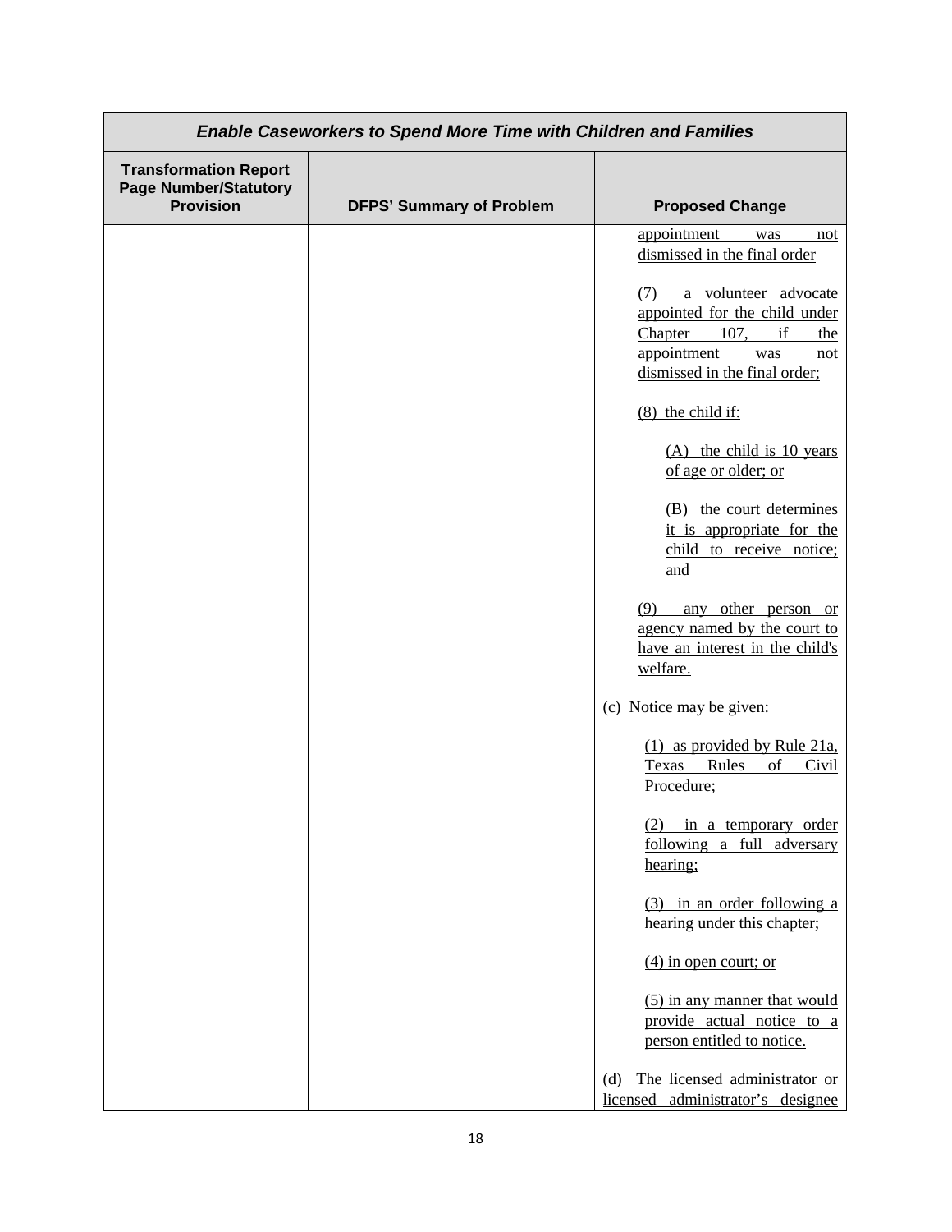| Enable Caseworkers to Spend More Time with Children and Families | | |
|---|---|---|
| **Transformation Report Page Number/Statutory Provision** | **DFPS' Summary of Problem** | **Proposed Change** |
| | | appointment was not dismissed in the final order<br><br>(7) a volunteer advocate appointed for the child under Chapter 107, if the appointment was not dismissed in the final order;<br><br>(8) the child if:<br><br>(A) the child is 10 years of age or older; or<br><br>(B) the court determines it is appropriate for the child to receive notice; and<br><br>(9) any other person or agency named by the court to have an interest in the child's welfare.<br><br>(c) Notice may be given:<br><br>(1) as provided by Rule 21a, Texas Rules of Civil Procedure;<br><br>(2) in a temporary order following a full adversary hearing;<br><br>(3) in an order following a hearing under this chapter;<br><br>(4) in open court; or<br><br>(5) in any manner that would provide actual notice to a person entitled to notice.<br><br>(d) The licensed administrator or licensed administrator's designee |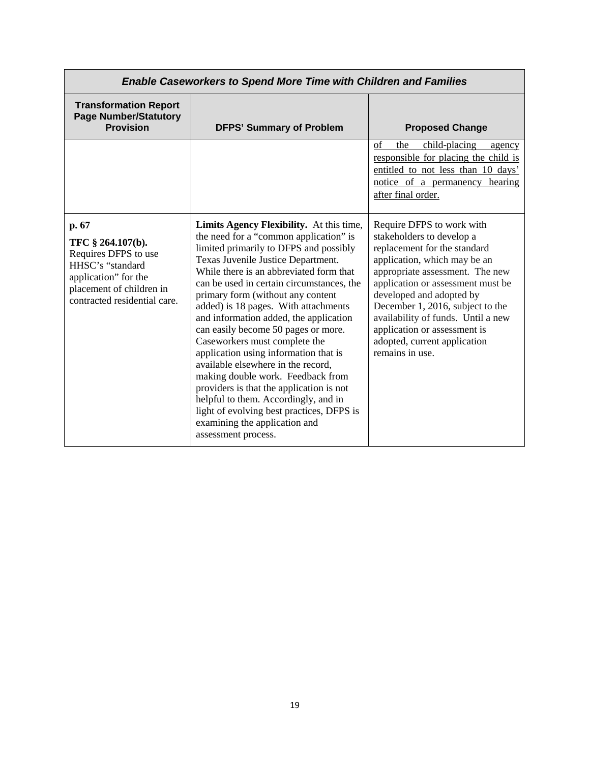| *Enable Caseworkers to Spend More Time with Children and Families* | | |
|---|---|---|
| **Transformation Report Page Number/Statutory Provision** | **DFPS' Summary of Problem** | **Proposed Change** |
| | | <u>of the child-placing agency responsible for placing the child is entitled to not less than 10 days' notice of a permanency hearing after final order.</u> |
| **p. 67**<br>**TFC § 264.107(b).** Requires DFPS to use HHSC's "standard application" for the placement of children in contracted residential care. | **Limits Agency Flexibility.** At this time, the need for a "common application" is limited primarily to DFPS and possibly Texas Juvenile Justice Department. While there is an abbreviated form that can be used in certain circumstances, the primary form (without any content added) is 18 pages. With attachments and information added, the application can easily become 50 pages or more. Caseworkers must complete the application using information that is available elsewhere in the record, making double work. Feedback from providers is that the application is not helpful to them. Accordingly, and in light of evolving best practices, DFPS is examining the application and assessment process. | Require DFPS to work with stakeholders to develop a replacement for the standard application, which may be an appropriate assessment. The new application or assessment must be developed and adopted by December 1, 2016, subject to the availability of funds. Until a new application or assessment is adopted, current application remains in use. |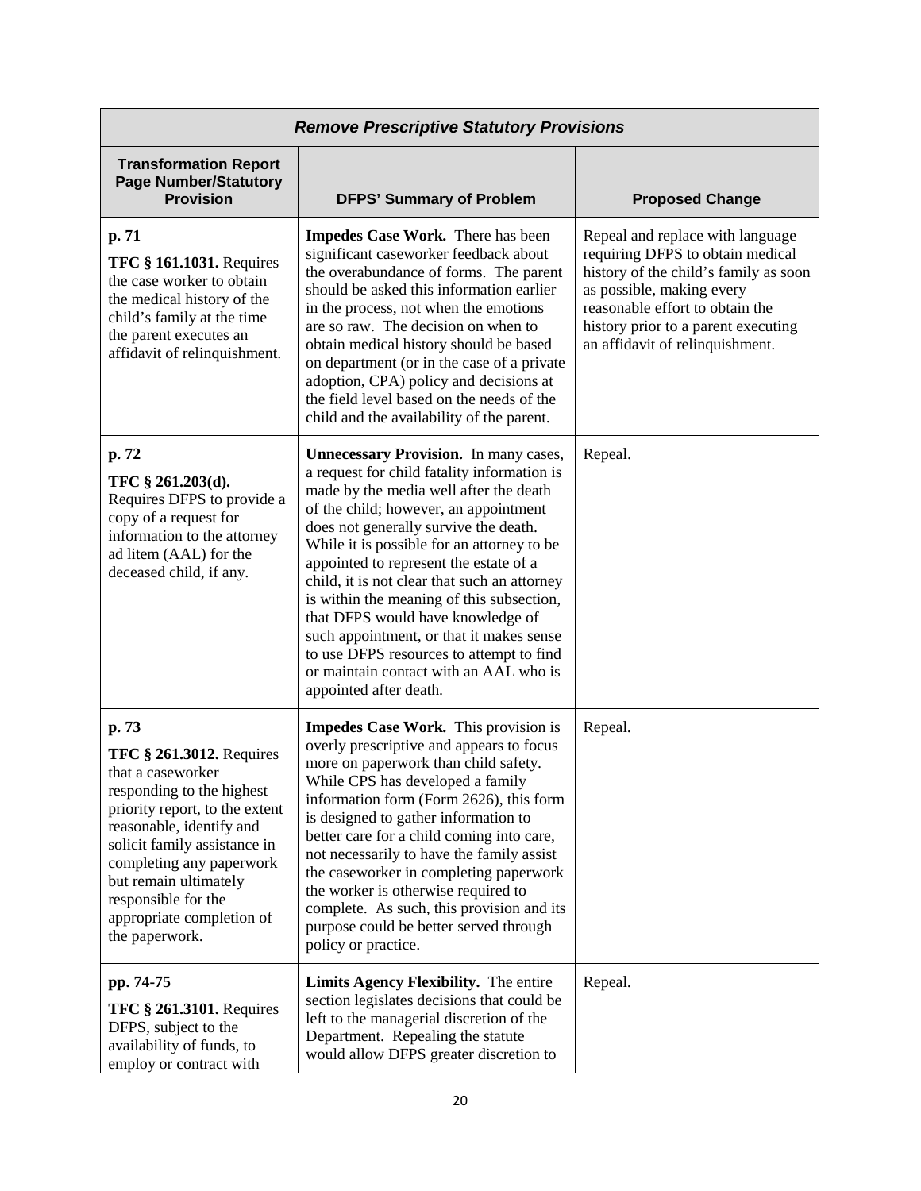| *Remove Prescriptive Statutory Provisions* | | |
|---|---|---|
| **Transformation Report Page Number/Statutory Provision** | **DFPS' Summary of Problem** | **Proposed Change** |
| **p. 71** <br> **TFC § 161.1031.** Requires the case worker to obtain the medical history of the child's family at the time the parent executes an affidavit of relinquishment. | **Impedes Case Work.** There has been significant caseworker feedback about the overabundance of forms. The parent should be asked this information earlier in the process, not when the emotions are so raw. The decision on when to obtain medical history should be based on department (or in the case of a private adoption, CPA) policy and decisions at the field level based on the needs of the child and the availability of the parent. | Repeal and replace with language requiring DFPS to obtain medical history of the child's family as soon as possible, making every reasonable effort to obtain the history prior to a parent executing an affidavit of relinquishment. |
| **p. 72** <br> **TFC § 261.203(d).** Requires DFPS to provide a copy of a request for information to the attorney ad litem (AAL) for the deceased child, if any. | **Unnecessary Provision.** In many cases, a request for child fatality information is made by the media well after the death of the child; however, an appointment does not generally survive the death. While it is possible for an attorney to be appointed to represent the estate of a child, it is not clear that such an attorney is within the meaning of this subsection, that DFPS would have knowledge of such appointment, or that it makes sense to use DFPS resources to attempt to find or maintain contact with an AAL who is appointed after death. | Repeal. |
| **p. 73** <br> **TFC § 261.3012.** Requires that a caseworker responding to the highest priority report, to the extent reasonable, identify and solicit family assistance in completing any paperwork but remain ultimately responsible for the appropriate completion of the paperwork. | **Impedes Case Work.** This provision is overly prescriptive and appears to focus more on paperwork than child safety. While CPS has developed a family information form (Form 2626), this form is designed to gather information to better care for a child coming into care, not necessarily to have the family assist the caseworker in completing paperwork the worker is otherwise required to complete. As such, this provision and its purpose could be better served through policy or practice. | Repeal. |
| **pp. 74-75** <br> **TFC § 261.3101.** Requires DFPS, subject to the availability of funds, to employ or contract with | **Limits Agency Flexibility.** The entire section legislates decisions that could be left to the managerial discretion of the Department. Repealing the statute would allow DFPS greater discretion to | Repeal. |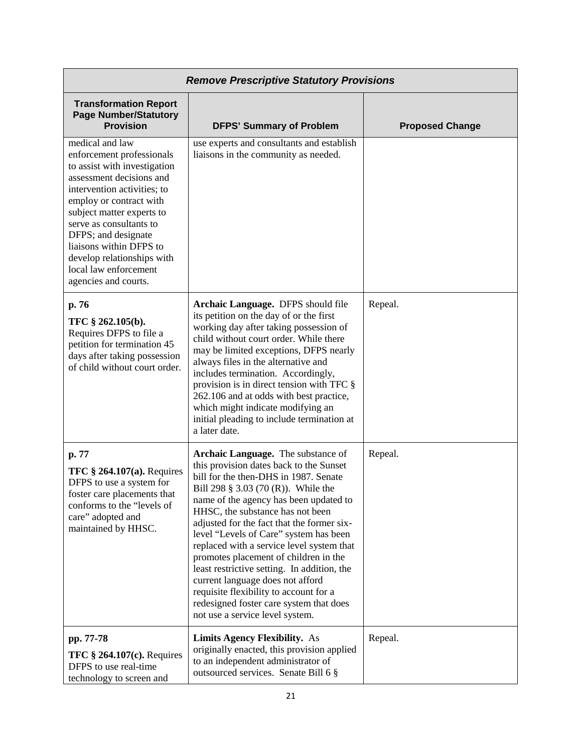| *Remove Prescriptive Statutory Provisions* | | |
|---|---|---|
| **Transformation Report Page Number/Statutory Provision** | **DFPS' Summary of Problem** | **Proposed Change** |
| medical and law enforcement professionals to assist with investigation assessment decisions and intervention activities; to employ or contract with subject matter experts to serve as consultants to DFPS; and designate liaisons within DFPS to develop relationships with local law enforcement agencies and courts. | use experts and consultants and establish liaisons in the community as needed. | |
| **p. 76** **TFC § 262.105(b).** Requires DFPS to file a petition for termination 45 days after taking possession of child without court order. | **Archaic Language.** DFPS should file its petition on the day of or the first working day after taking possession of child without court order. While there may be limited exceptions, DFPS nearly always files in the alternative and includes termination. Accordingly, provision is in direct tension with TFC § 262.106 and at odds with best practice, which might indicate modifying an initial pleading to include termination at a later date. | Repeal. |
| **p. 77** **TFC § 264.107(a).** Requires DFPS to use a system for foster care placements that conforms to the "levels of care" adopted and maintained by HHSC. | **Archaic Language.** The substance of this provision dates back to the Sunset bill for the then-DHS in 1987. Senate Bill 298 § 3.03 (70 (R)). While the name of the agency has been updated to HHSC, the substance has not been adjusted for the fact that the former six-level "Levels of Care" system has been replaced with a service level system that promotes placement of children in the least restrictive setting. In addition, the current language does not afford requisite flexibility to account for a redesigned foster care system that does not use a service level system. | Repeal. |
| **pp. 77-78** **TFC § 264.107(c).** Requires DFPS to use real-time technology to screen and | **Limits Agency Flexibility.** As originally enacted, this provision applied to an independent administrator of outsourced services. Senate Bill 6 § | Repeal. |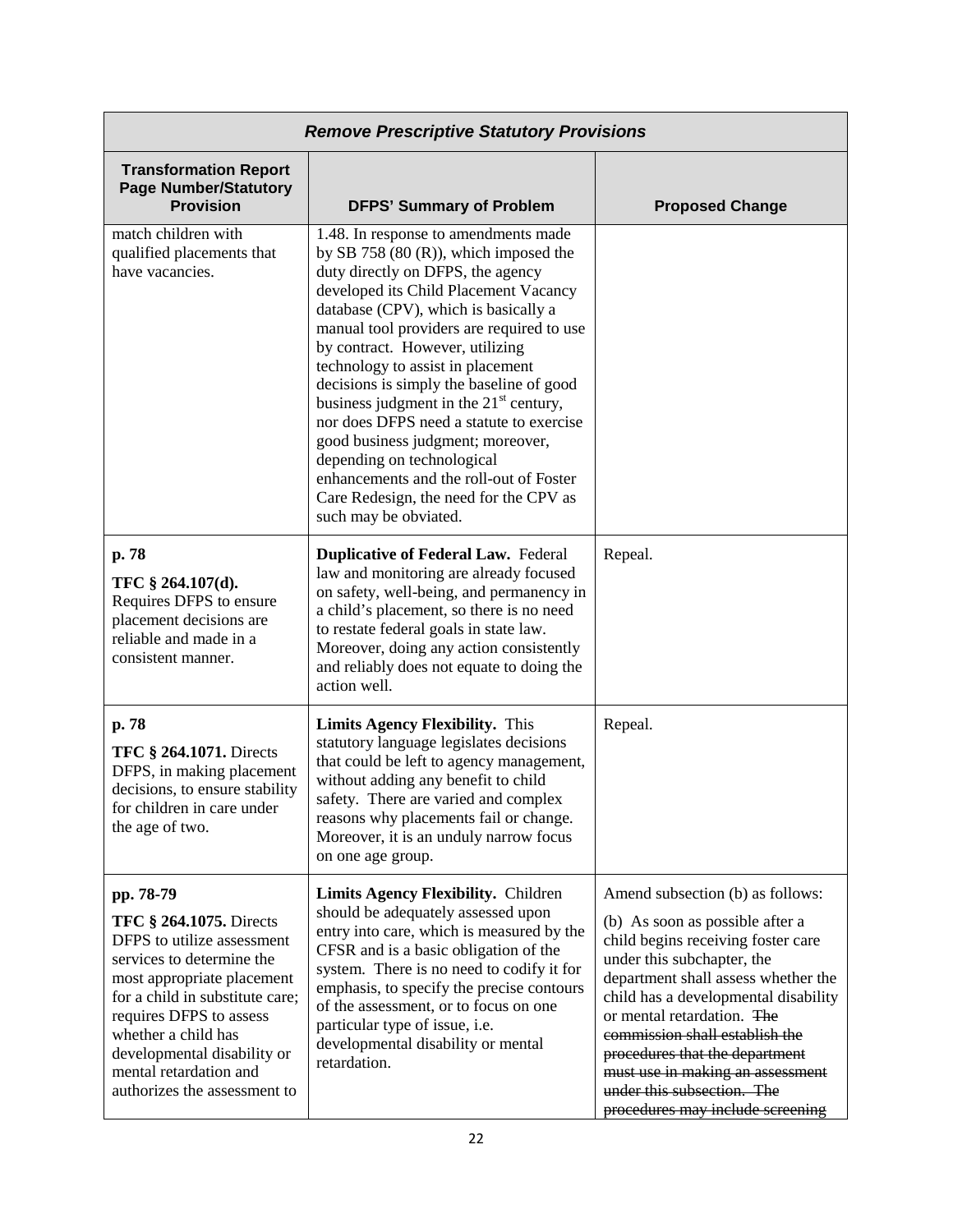| Remove Prescriptive Statutory Provisions | | |
|---|---|---|
| **Transformation Report Page Number/Statutory Provision** | **DFPS' Summary of Problem** | **Proposed Change** |
| match children with qualified placements that have vacancies. | 1.48. In response to amendments made by SB 758 (80 (R)), which imposed the duty directly on DFPS, the agency developed its Child Placement Vacancy database (CPV), which is basically a manual tool providers are required to use by contract. However, utilizing technology to assist in placement decisions is simply the baseline of good business judgment in the 21st century, nor does DFPS need a statute to exercise good business judgment; moreover, depending on technological enhancements and the roll-out of Foster Care Redesign, the need for the CPV as such may be obviated. | |
| **p. 78**<br>**TFC § 264.107(d).** Requires DFPS to ensure placement decisions are reliable and made in a consistent manner. | **Duplicative of Federal Law.** Federal law and monitoring are already focused on safety, well-being, and permanency in a child's placement, so there is no need to restate federal goals in state law. Moreover, doing any action consistently and reliably does not equate to doing the action well. | Repeal. |
| **p. 78**<br>**TFC § 264.1071.** Directs DFPS, in making placement decisions, to ensure stability for children in care under the age of two. | **Limits Agency Flexibility.** This statutory language legislates decisions that could be left to agency management, without adding any benefit to child safety. There are varied and complex reasons why placements fail or change. Moreover, it is an unduly narrow focus on one age group. | Repeal. |
| **pp. 78-79**<br>**TFC § 264.1075.** Directs DFPS to utilize assessment services to determine the most appropriate placement for a child in substitute care; requires DFPS to assess whether a child has developmental disability or mental retardation and authorizes the assessment to | **Limits Agency Flexibility.** Children should be adequately assessed upon entry into care, which is measured by the CFSR and is a basic obligation of the system. There is no need to codify it for emphasis, to specify the precise contours of the assessment, or to focus on one particular type of issue, i.e. developmental disability or mental retardation. | Amend subsection (b) as follows:<br>(b) As soon as possible after a child begins receiving foster care under this subchapter, the department shall assess whether the child has a developmental disability or mental retardation. ~~The commission shall establish the procedures that the department must use in making an assessment under this subsection. The procedures may include screening~~ |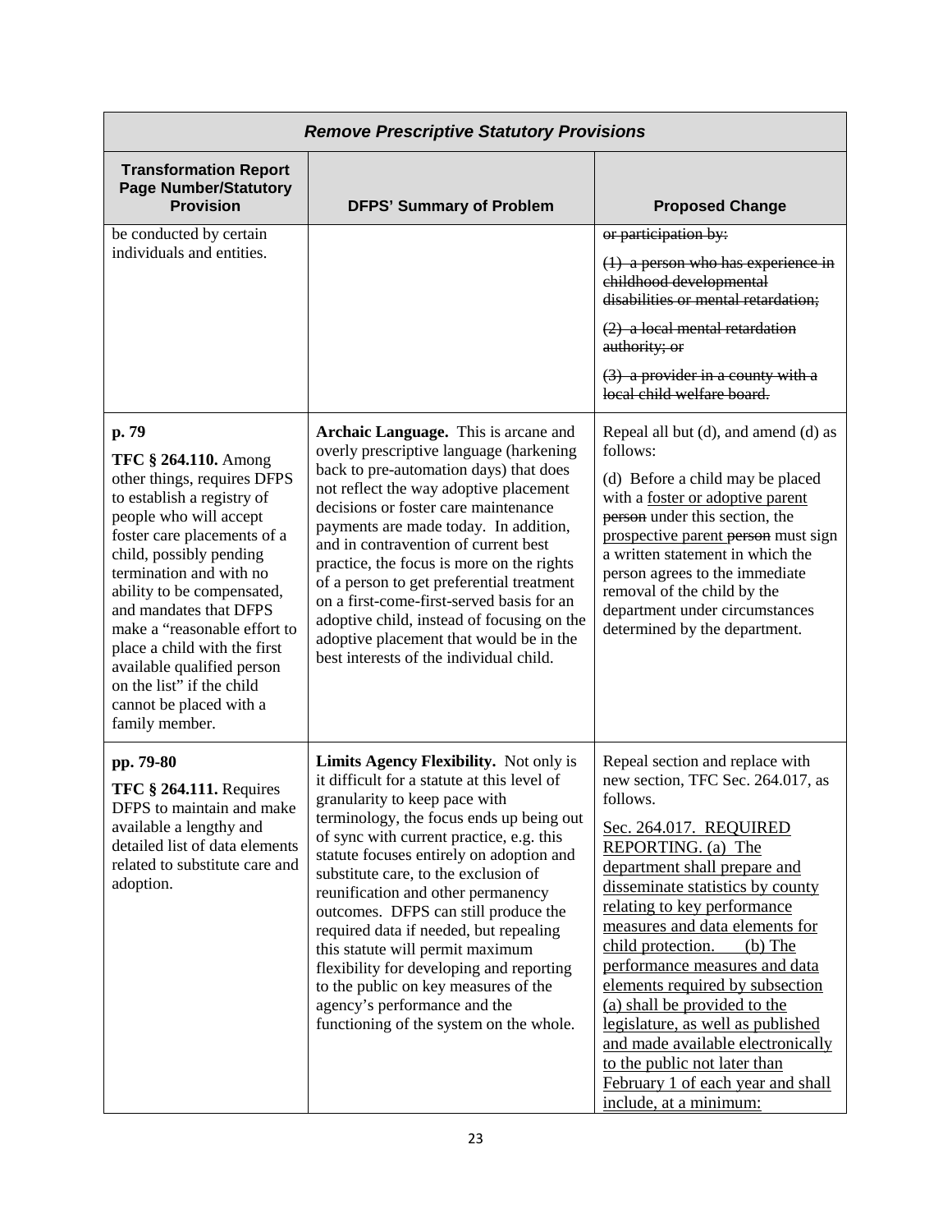| *Remove Prescriptive Statutory Provisions* | | |
|---|---|---|
| **Transformation Report Page Number/Statutory Provision** | **DFPS' Summary of Problem** | **Proposed Change** |
| be conducted by certain individuals and entities. | | ~~or participation by:~~<br><br>~~(1) a person who has experience in childhood developmental disabilities or mental retardation;~~<br><br>~~(2) a local mental retardation authority; or~~<br><br>~~(3) a provider in a county with a local child welfare board.~~ |
| **p. 79**<br><br>**TFC § 264.110.** Among other things, requires DFPS to establish a registry of people who will accept foster care placements of a child, possibly pending termination and with no ability to be compensated, and mandates that DFPS make a "reasonable effort to place a child with the first available qualified person on the list" if the child cannot be placed with a family member. | **Archaic Language.** This is arcane and overly prescriptive language (harkening back to pre-automation days) that does not reflect the way adoptive placement decisions or foster care maintenance payments are made today. In addition, and in contravention of current best practice, the focus is more on the rights of a person to get preferential treatment on a first-come-first-served basis for an adoptive child, instead of focusing on the adoptive placement that would be in the best interests of the individual child. | Repeal all but (d), and amend (d) as follows:<br><br>(d) Before a child may be placed with a <u>foster or adoptive parent</u> ~~person~~ under this section, the <u>prospective parent</u> ~~person~~ must sign a written statement in which the person agrees to the immediate removal of the child by the department under circumstances determined by the department. |
| **pp. 79-80**<br><br>**TFC § 264.111.** Requires DFPS to maintain and make available a lengthy and detailed list of data elements related to substitute care and adoption. | **Limits Agency Flexibility.** Not only is it difficult for a statute at this level of granularity to keep pace with terminology, the focus ends up being out of sync with current practice, e.g. this statute focuses entirely on adoption and substitute care, to the exclusion of reunification and other permanency outcomes. DFPS can still produce the required data if needed, but repealing this statute will permit maximum flexibility for developing and reporting to the public on key measures of the agency's performance and the functioning of the system on the whole. | Repeal section and replace with new section, TFC Sec. 264.017, as follows.<br><br><u>Sec. 264.017. REQUIRED REPORTING. (a) The department shall prepare and disseminate statistics by county relating to key performance measures and data elements for child protection. (b) The performance measures and data elements required by subsection (a) shall be provided to the legislature, as well as published and made available electronically to the public not later than February 1 of each year and shall include, at a minimum:</u> |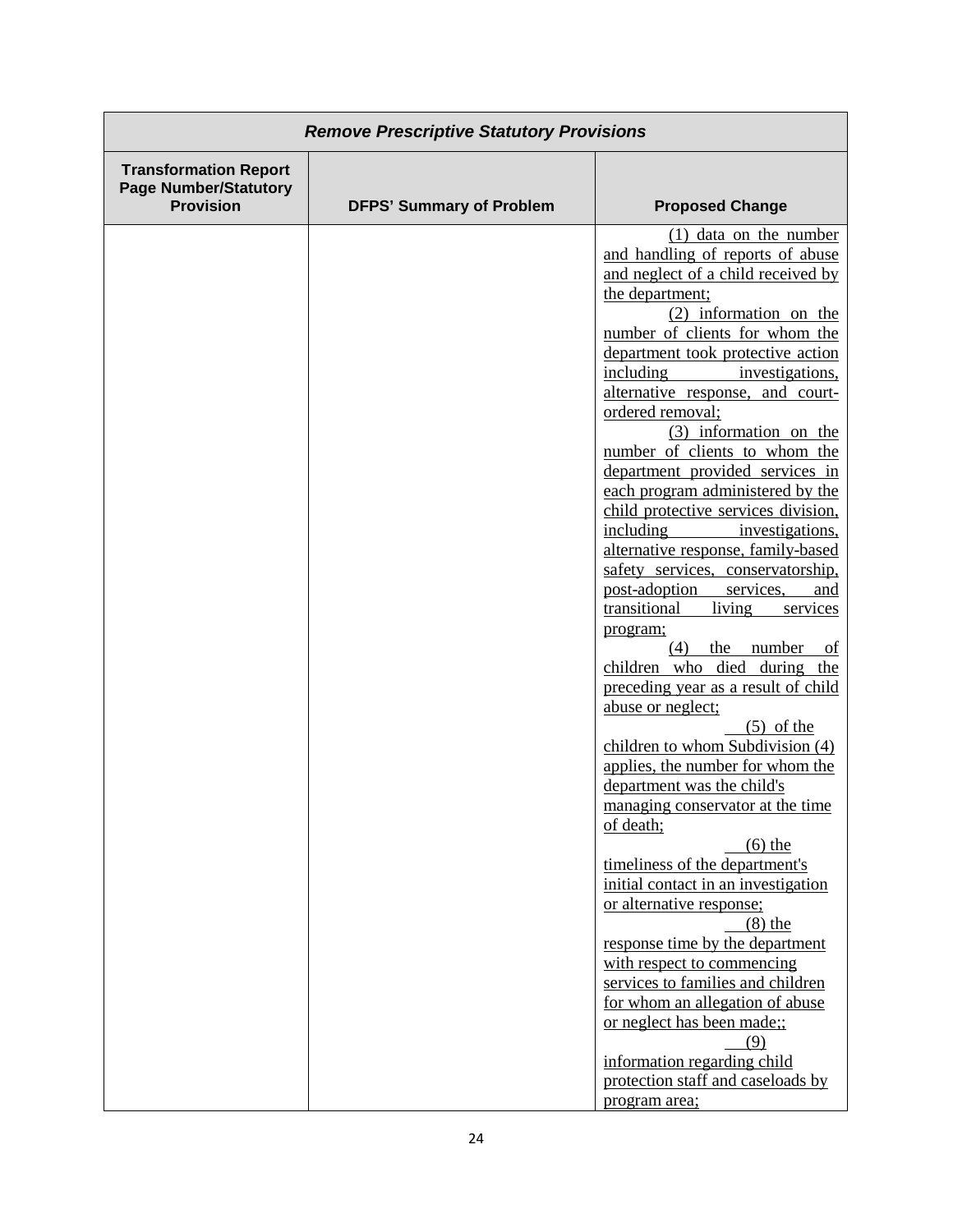| *Remove Prescriptive Statutory Provisions* | | |
|---|---|---|
| **Transformation Report Page Number/Statutory Provision** | **DFPS' Summary of Problem** | **Proposed Change** |
| | | (1) data on the number and handling of reports of abuse and neglect of a child received by the department;<br>(2) information on the number of clients for whom the department took protective action including investigations, alternative response, and court-ordered removal;<br>(3) information on the number of clients to whom the department provided services in each program administered by the child protective services division, including investigations, alternative response, family-based safety services, conservatorship, post-adoption services, and transitional living services program;<br>(4) the number of children who died during the preceding year as a result of child abuse or neglect;<br>(5) of the children to whom Subdivision (4) applies, the number for whom the department was the child's managing conservator at the time of death;<br>(6) the timeliness of the department's initial contact in an investigation or alternative response;<br>(8) the response time by the department with respect to commencing services to families and children for whom an allegation of abuse or neglect has been made;;<br>(9) information regarding child protection staff and caseloads by program area; |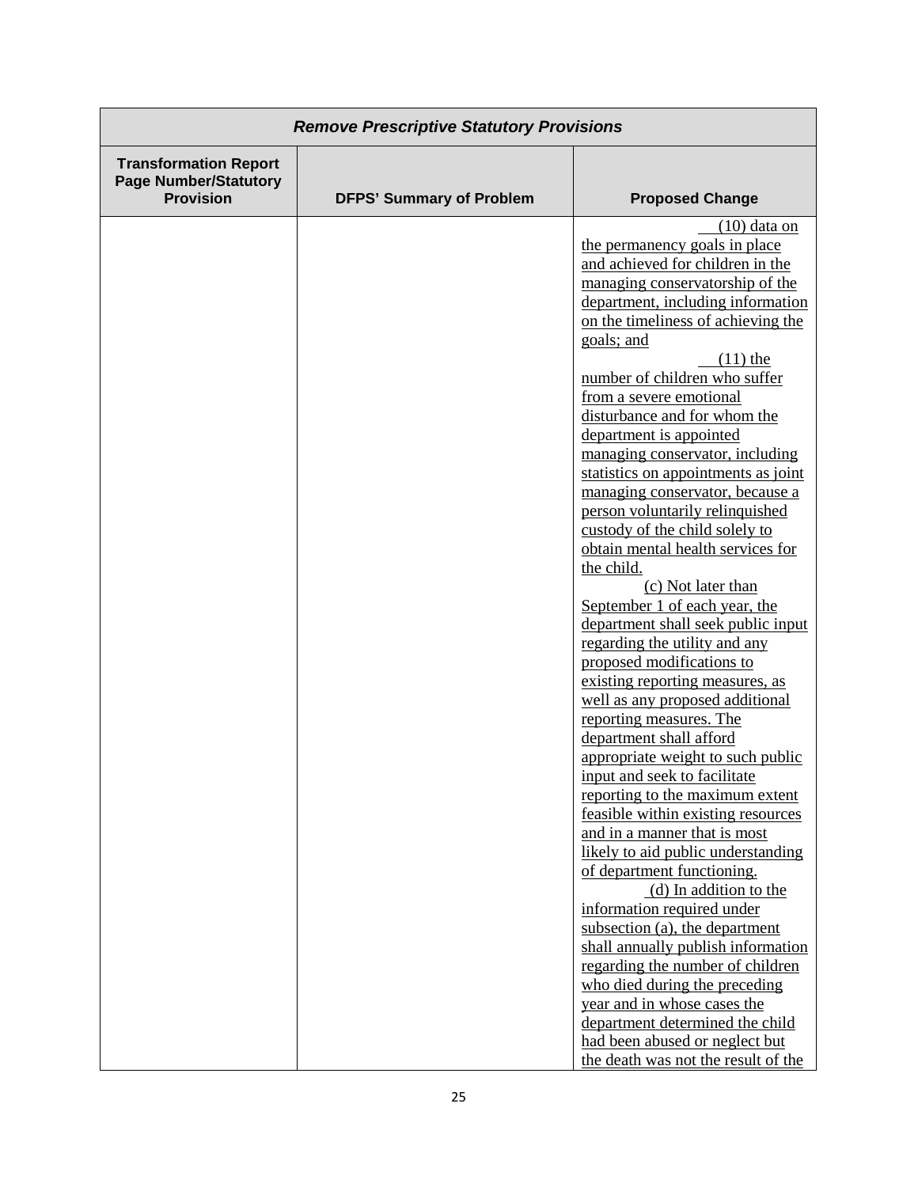| *Remove Prescriptive Statutory Provisions* | | |
|---|---|---|
| **Transformation Report Page Number/Statutory Provision** | **DFPS' Summary of Problem** | **Proposed Change** |
| | | (10) data on the permanency goals in place and achieved for children in the managing conservatorship of the department, including information on the timeliness of achieving the goals; and<br>(11) the number of children who suffer from a severe emotional disturbance and for whom the department is appointed managing conservator, including statistics on appointments as joint managing conservator, because a person voluntarily relinquished custody of the child solely to obtain mental health services for the child.<br>(c) Not later than September 1 of each year, the department shall seek public input regarding the utility and any proposed modifications to existing reporting measures, as well as any proposed additional reporting measures. The department shall afford appropriate weight to such public input and seek to facilitate reporting to the maximum extent feasible within existing resources and in a manner that is most likely to aid public understanding of department functioning.<br>(d) In addition to the information required under subsection (a), the department shall annually publish information regarding the number of children who died during the preceding year and in whose cases the department determined the child had been abused or neglect but the death was not the result of the |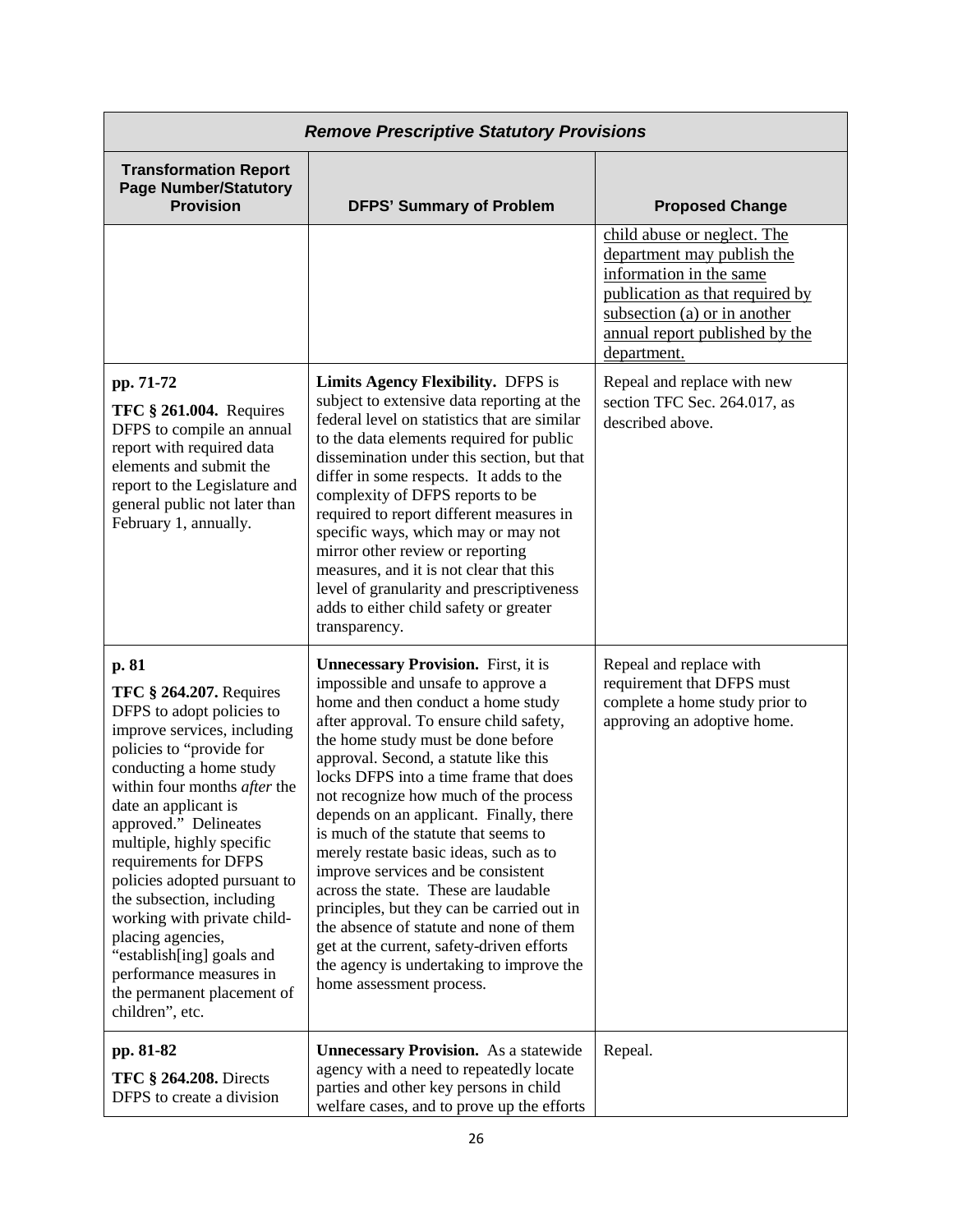| *Remove Prescriptive Statutory Provisions* | | |
|---|---|---|
| **Transformation Report Page Number/Statutory Provision** | **DFPS' Summary of Problem** | **Proposed Change** |
| | | <u>child abuse or neglect. The department may publish the information in the same publication as that required by subsection (a) or in another annual report published by the department.</u> |
| **pp. 71-72**<br>**TFC § 261.004.** Requires DFPS to compile an annual report with required data elements and submit the report to the Legislature and general public not later than February 1, annually. | **Limits Agency Flexibility.** DFPS is subject to extensive data reporting at the federal level on statistics that are similar to the data elements required for public dissemination under this section, but that differ in some respects. It adds to the complexity of DFPS reports to be required to report different measures in specific ways, which may or may not mirror other review or reporting measures, and it is not clear that this level of granularity and prescriptiveness adds to either child safety or greater transparency. | Repeal and replace with new section TFC Sec. 264.017, as described above. |
| **p. 81**<br>**TFC § 264.207.** Requires DFPS to adopt policies to improve services, including policies to "provide for conducting a home study within four months *after* the date an applicant is approved." Delineates multiple, highly specific requirements for DFPS policies adopted pursuant to the subsection, including working with private child-placing agencies, "establish[ing] goals and performance measures in the permanent placement of children", etc. | **Unnecessary Provision.** First, it is impossible and unsafe to approve a home and then conduct a home study after approval. To ensure child safety, the home study must be done before approval. Second, a statute like this locks DFPS into a time frame that does not recognize how much of the process depends on an applicant. Finally, there is much of the statute that seems to merely restate basic ideas, such as to improve services and be consistent across the state. These are laudable principles, but they can be carried out in the absence of statute and none of them get at the current, safety-driven efforts the agency is undertaking to improve the home assessment process. | Repeal and replace with requirement that DFPS must complete a home study prior to approving an adoptive home. |
| **pp. 81-82**<br>**TFC § 264.208.** Directs DFPS to create a division | **Unnecessary Provision.** As a statewide agency with a need to repeatedly locate parties and other key persons in child welfare cases, and to prove up the efforts | Repeal. |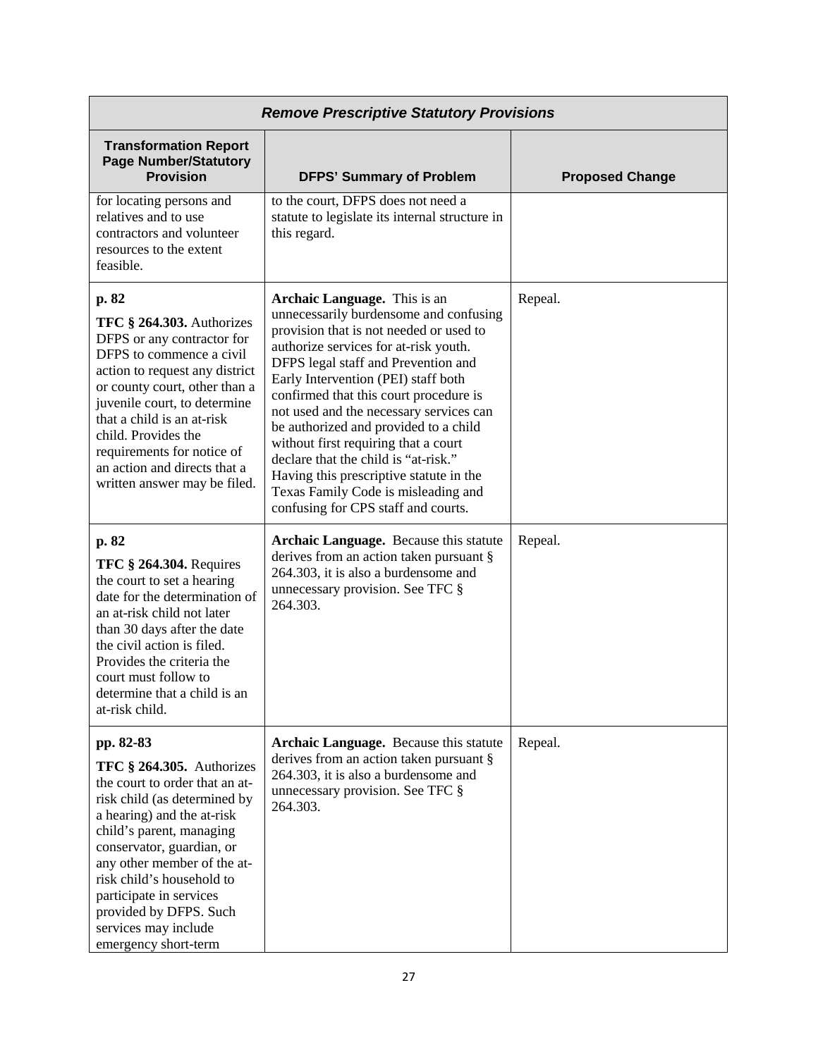| *Remove Prescriptive Statutory Provisions* | | |
|---|---|---|
| **Transformation Report Page Number/Statutory Provision** | **DFPS' Summary of Problem** | **Proposed Change** |
| for locating persons and relatives and to use contractors and volunteer resources to the extent feasible. | to the court, DFPS does not need a statute to legislate its internal structure in this regard. | |
| **p. 82** **TFC § 264.303.** Authorizes DFPS or any contractor for DFPS to commence a civil action to request any district or county court, other than a juvenile court, to determine that a child is an at-risk child. Provides the requirements for notice of an action and directs that a written answer may be filed. | **Archaic Language.** This is an unnecessarily burdensome and confusing provision that is not needed or used to authorize services for at-risk youth. DFPS legal staff and Prevention and Early Intervention (PEI) staff both confirmed that this court procedure is not used and the necessary services can be authorized and provided to a child without first requiring that a court declare that the child is "at-risk." Having this prescriptive statute in the Texas Family Code is misleading and confusing for CPS staff and courts. | Repeal. |
| **p. 82** **TFC § 264.304.** Requires the court to set a hearing date for the determination of an at-risk child not later than 30 days after the date the civil action is filed. Provides the criteria the court must follow to determine that a child is an at-risk child. | **Archaic Language.** Because this statute derives from an action taken pursuant § 264.303, it is also a burdensome and unnecessary provision. See TFC § 264.303. | Repeal. |
| **pp. 82-83** **TFC § 264.305.** Authorizes the court to order that an at-risk child (as determined by a hearing) and the at-risk child's parent, managing conservator, guardian, or any other member of the at-risk child's household to participate in services provided by DFPS. Such services may include emergency short-term | **Archaic Language.** Because this statute derives from an action taken pursuant § 264.303, it is also a burdensome and unnecessary provision. See TFC § 264.303. | Repeal. |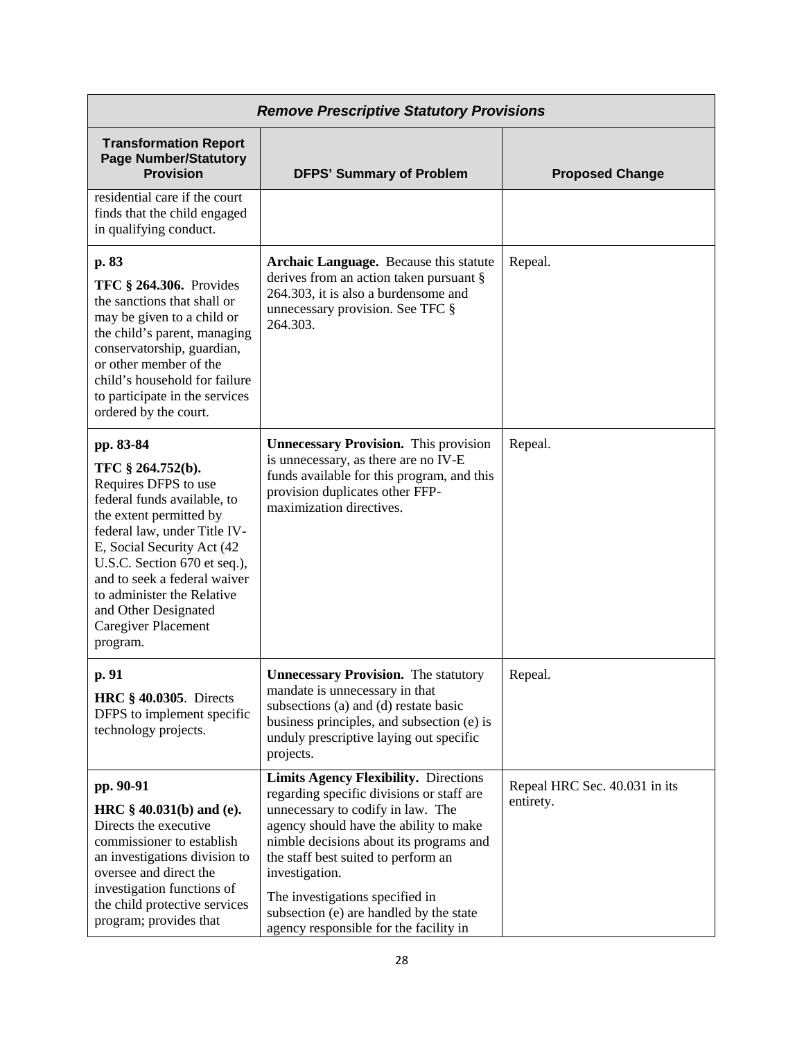| *Remove Prescriptive Statutory Provisions* | | |
|---|---|---|
| **Transformation Report Page Number/Statutory Provision** | **DFPS' Summary of Problem** | **Proposed Change** |
| residential care if the court finds that the child engaged in qualifying conduct. | | |
| **p. 83**<br><br>**TFC § 264.306.** Provides the sanctions that shall or may be given to a child or the child's parent, managing conservatorship, guardian, or other member of the child's household for failure to participate in the services ordered by the court. | **Archaic Language.** Because this statute derives from an action taken pursuant § 264.303, it is also a burdensome and unnecessary provision. See TFC § 264.303. | Repeal. |
| **pp. 83-84**<br><br>**TFC § 264.752(b).** Requires DFPS to use federal funds available, to the extent permitted by federal law, under Title IV-E, Social Security Act (42 U.S.C. Section 670 et seq.), and to seek a federal waiver to administer the Relative and Other Designated Caregiver Placement program. | **Unnecessary Provision.** This provision is unnecessary, as there are no IV-E funds available for this program, and this provision duplicates other FFP-maximization directives. | Repeal. |
| **p. 91**<br><br>**HRC § 40.0305**. Directs DFPS to implement specific technology projects. | **Unnecessary Provision.** The statutory mandate is unnecessary in that subsections (a) and (d) restate basic business principles, and subsection (e) is unduly prescriptive laying out specific projects. | Repeal. |
| **pp. 90-91**<br><br>**HRC § 40.031(b) and (e).** Directs the executive commissioner to establish an investigations division to oversee and direct the investigation functions of the child protective services program; provides that | **Limits Agency Flexibility.** Directions regarding specific divisions or staff are unnecessary to codify in law. The agency should have the ability to make nimble decisions about its programs and the staff best suited to perform an investigation.<br><br>The investigations specified in subsection (e) are handled by the state agency responsible for the facility in | Repeal HRC Sec. 40.031 in its entirety. |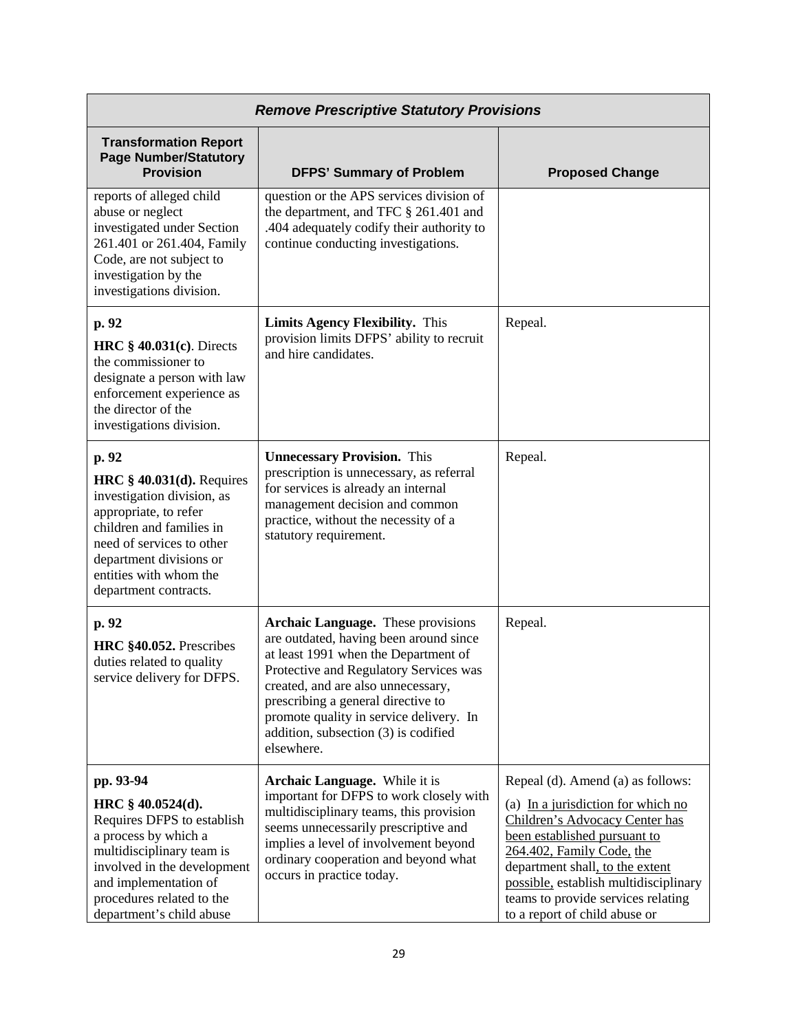| *Remove Prescriptive Statutory Provisions* | | |
|---|---|---|
| **Transformation Report Page Number/Statutory Provision** | **DFPS' Summary of Problem** | **Proposed Change** |
| reports of alleged child abuse or neglect investigated under Section 261.401 or 261.404, Family Code, are not subject to investigation by the investigations division. | question or the APS services division of the department, and TFC § 261.401 and .404 adequately codify their authority to continue conducting investigations. | |
| **p. 92** **HRC § 40.031(c)**. Directs the commissioner to designate a person with law enforcement experience as the director of the investigations division. | **Limits Agency Flexibility.** This provision limits DFPS' ability to recruit and hire candidates. | Repeal. |
| **p. 92** **HRC § 40.031(d).** Requires investigation division, as appropriate, to refer children and families in need of services to other department divisions or entities with whom the department contracts. | **Unnecessary Provision.** This prescription is unnecessary, as referral for services is already an internal management decision and common practice, without the necessity of a statutory requirement. | Repeal. |
| **p. 92** **HRC §40.052.** Prescribes duties related to quality service delivery for DFPS. | **Archaic Language.** These provisions are outdated, having been around since at least 1991 when the Department of Protective and Regulatory Services was created, and are also unnecessary, prescribing a general directive to promote quality in service delivery. In addition, subsection (3) is codified elsewhere. | Repeal. |
| **pp. 93-94** **HRC § 40.0524(d).** Requires DFPS to establish a process by which a multidisciplinary team is involved in the development and implementation of procedures related to the department's child abuse | **Archaic Language.** While it is important for DFPS to work closely with multidisciplinary teams, this provision seems unnecessarily prescriptive and implies a level of involvement beyond ordinary cooperation and beyond what occurs in practice today. | Repeal (d). Amend (a) as follows: (a) <u>In a jurisdiction for which no Children's Advocacy Center has been established pursuant to 264.402, Family Code,</u> <u>the</u> department shall<u>, to the extent possible,</u> establish multidisciplinary teams to provide services relating to a report of child abuse or |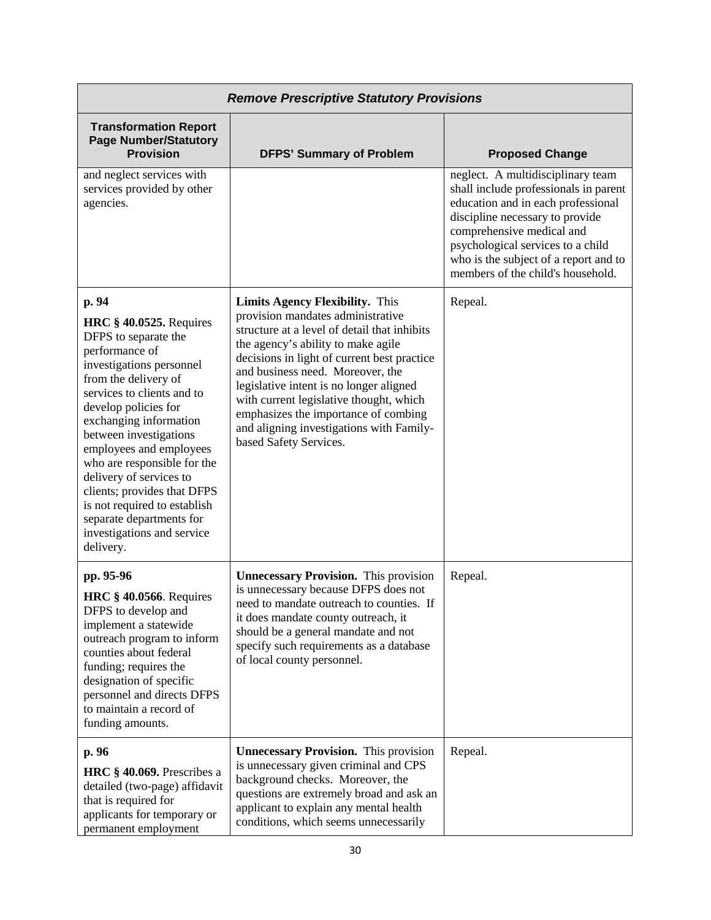| *Remove Prescriptive Statutory Provisions* | | |
|---|---|---|
| **Transformation Report Page Number/Statutory Provision** | **DFPS' Summary of Problem** | **Proposed Change** |
| and neglect services with services provided by other agencies. | | neglect. A multidisciplinary team shall include professionals in parent education and in each professional discipline necessary to provide comprehensive medical and psychological services to a child who is the subject of a report and to members of the child's household. |
| **p. 94**<br>**HRC § 40.0525.** Requires DFPS to separate the performance of investigations personnel from the delivery of services to clients and to develop policies for exchanging information between investigations employees and employees who are responsible for the delivery of services to clients; provides that DFPS is not required to establish separate departments for investigations and service delivery. | **Limits Agency Flexibility.** This provision mandates administrative structure at a level of detail that inhibits the agency's ability to make agile decisions in light of current best practice and business need. Moreover, the legislative intent is no longer aligned with current legislative thought, which emphasizes the importance of combing and aligning investigations with Family-based Safety Services. | Repeal. |
| **pp. 95-96**<br>**HRC § 40.0566**. Requires DFPS to develop and implement a statewide outreach program to inform counties about federal funding; requires the designation of specific personnel and directs DFPS to maintain a record of funding amounts. | **Unnecessary Provision.** This provision is unnecessary because DFPS does not need to mandate outreach to counties. If it does mandate county outreach, it should be a general mandate and not specify such requirements as a database of local county personnel. | Repeal. |
| **p. 96**<br>**HRC § 40.069.** Prescribes a detailed (two-page) affidavit that is required for applicants for temporary or permanent employment | **Unnecessary Provision.** This provision is unnecessary given criminal and CPS background checks. Moreover, the questions are extremely broad and ask an applicant to explain any mental health conditions, which seems unnecessarily | Repeal. |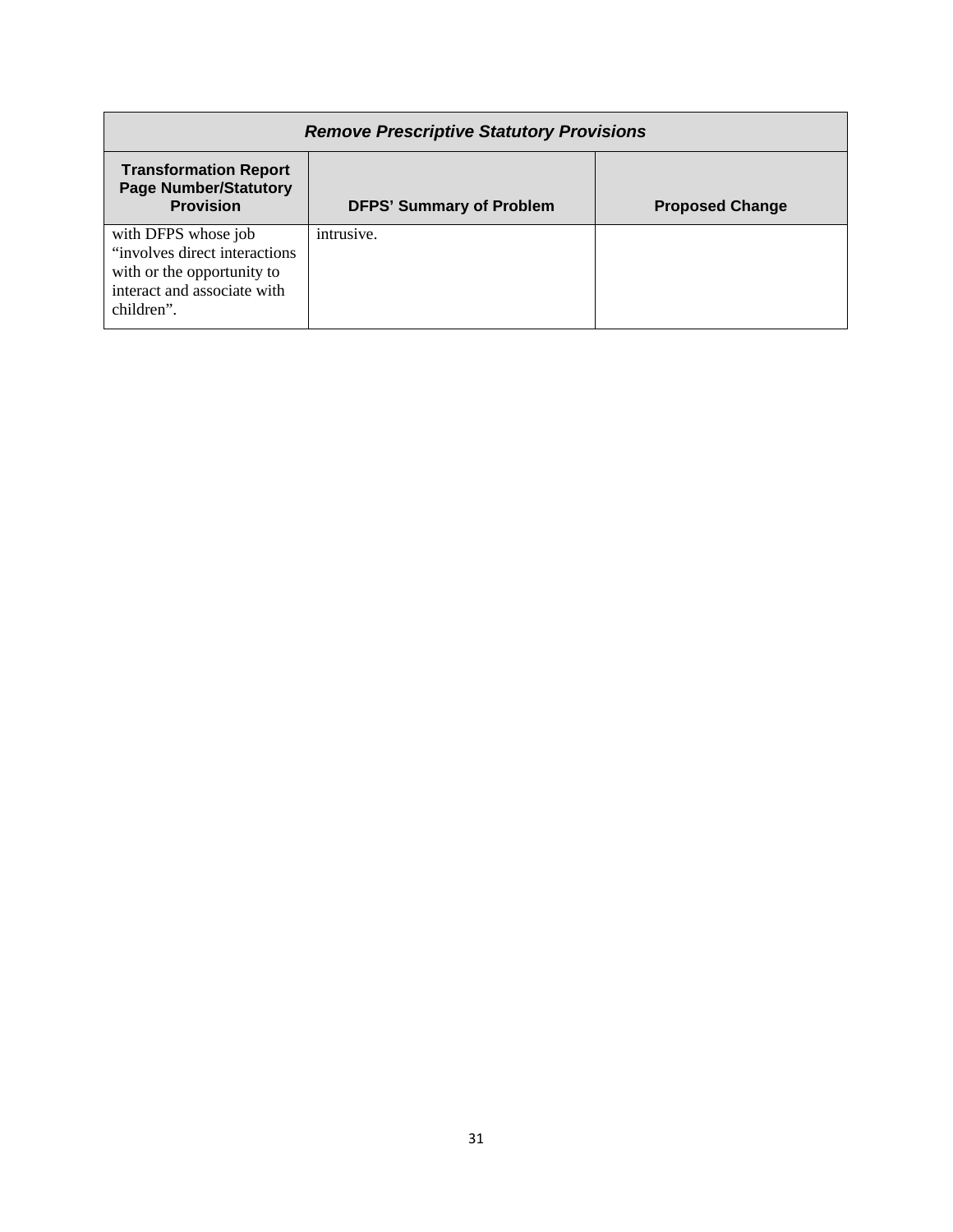| *Remove Prescriptive Statutory Provisions* | | |
|---|---|---|
| **Transformation Report Page Number/Statutory Provision** | **DFPS' Summary of Problem** | **Proposed Change** |
| with DFPS whose job "involves direct interactions with or the opportunity to interact and associate with children". | intrusive. | |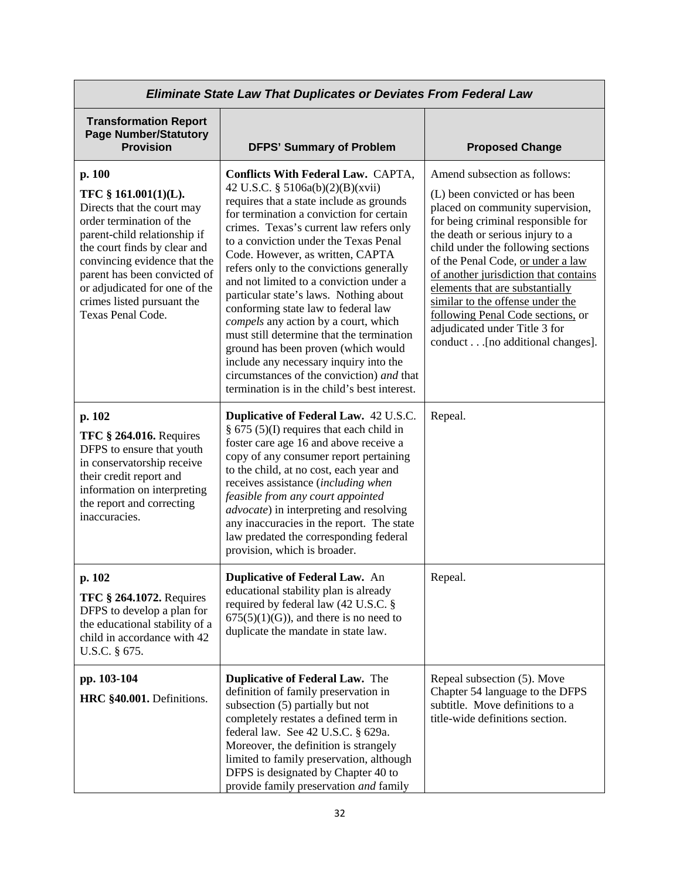| *Eliminate State Law That Duplicates or Deviates From Federal Law* | | |
|---|---|---|
| **Transformation Report Page Number/Statutory Provision** | **DFPS' Summary of Problem** | **Proposed Change** |
| **p. 100**<br>**TFC § 161.001(1)(L).** Directs that the court may order termination of the parent-child relationship if the court finds by clear and convincing evidence that the parent has been convicted of or adjudicated for one of the crimes listed pursuant the Texas Penal Code. | **Conflicts With Federal Law.** CAPTA, 42 U.S.C. § 5106a(b)(2)(B)(xvii) requires that a state include as grounds for termination a conviction for certain crimes. Texas's current law refers only to a conviction under the Texas Penal Code. However, as written, CAPTA refers only to the convictions generally and not limited to a conviction under a particular state's laws. Nothing about conforming state law to federal law *compels* any action by a court, which must still determine that the termination ground has been proven (which would include any necessary inquiry into the circumstances of the conviction) *and* that termination is in the child's best interest. | Amend subsection as follows:<br>(L) been convicted or has been placed on community supervision, for being criminal responsible for the death or serious injury to a child under the following sections of the Penal Code, <u>or under a law of another jurisdiction that contains elements that are substantially similar to the offense under the following Penal Code sections,</u> or adjudicated under Title 3 for conduct . . .[no additional changes]. |
| **p. 102**<br>**TFC § 264.016.** Requires DFPS to ensure that youth in conservatorship receive their credit report and information on interpreting the report and correcting inaccuracies. | **Duplicative of Federal Law.** 42 U.S.C. § 675 (5)(I) requires that each child in foster care age 16 and above receive a copy of any consumer report pertaining to the child, at no cost, each year and receives assistance (*including when feasible from any court appointed advocate*) in interpreting and resolving any inaccuracies in the report. The state law predated the corresponding federal provision, which is broader. | Repeal. |
| **p. 102**<br>**TFC § 264.1072.** Requires DFPS to develop a plan for the educational stability of a child in accordance with 42 U.S.C. § 675. | **Duplicative of Federal Law.** An educational stability plan is already required by federal law (42 U.S.C. § 675(5)(1)(G)), and there is no need to duplicate the mandate in state law. | Repeal. |
| **pp. 103-104**<br>**HRC §40.001.** Definitions. | **Duplicative of Federal Law.** The definition of family preservation in subsection (5) partially but not completely restates a defined term in federal law. See 42 U.S.C. § 629a. Moreover, the definition is strangely limited to family preservation, although DFPS is designated by Chapter 40 to provide family preservation *and* family | Repeal subsection (5). Move Chapter 54 language to the DFPS subtitle. Move definitions to a title-wide definitions section. |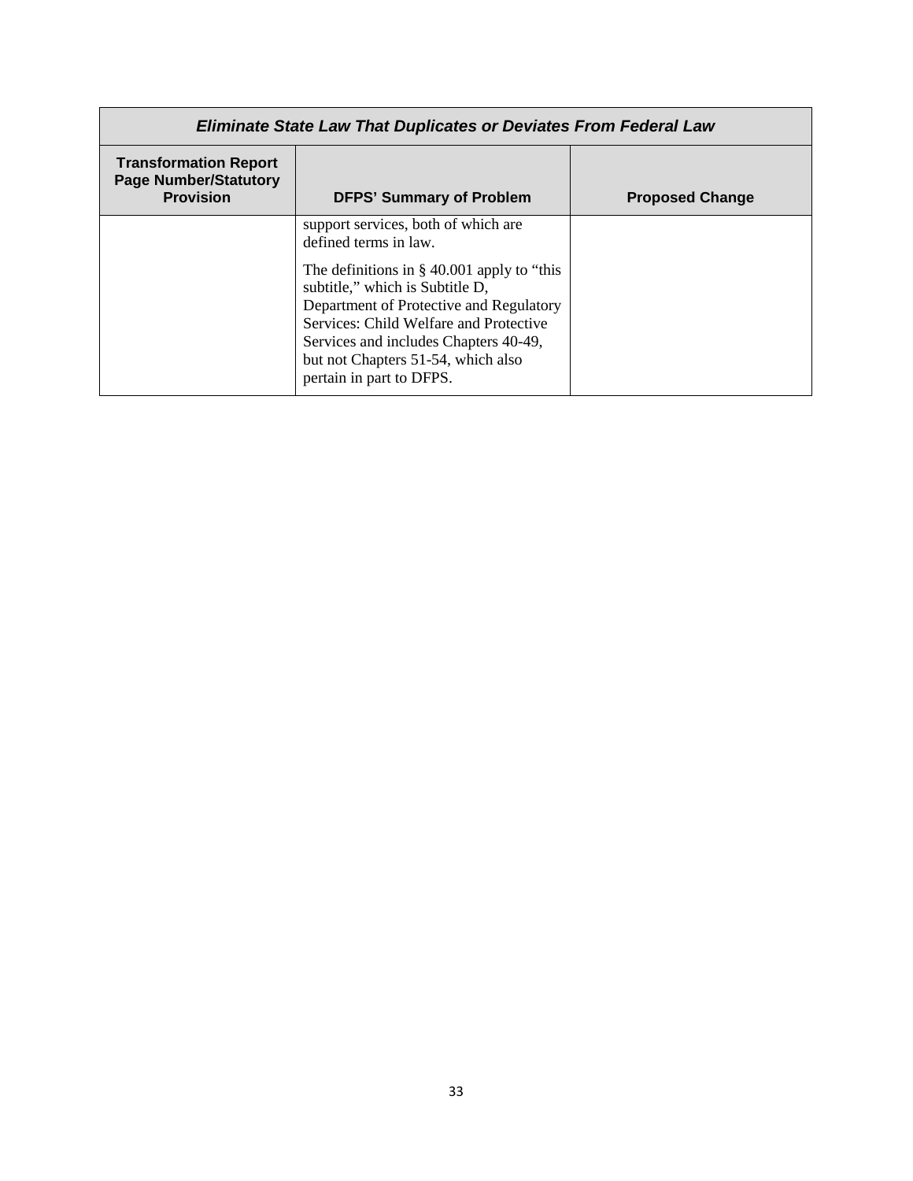| *Eliminate State Law That Duplicates or Deviates From Federal Law* | | |
|---|---|---|
| **Transformation Report Page Number/Statutory Provision** | **DFPS' Summary of Problem** | **Proposed Change** |
| | support services, both of which are defined terms in law.<br><br>The definitions in § 40.001 apply to "this subtitle," which is Subtitle D, Department of Protective and Regulatory Services: Child Welfare and Protective Services and includes Chapters 40-49, but not Chapters 51-54, which also pertain in part to DFPS. | |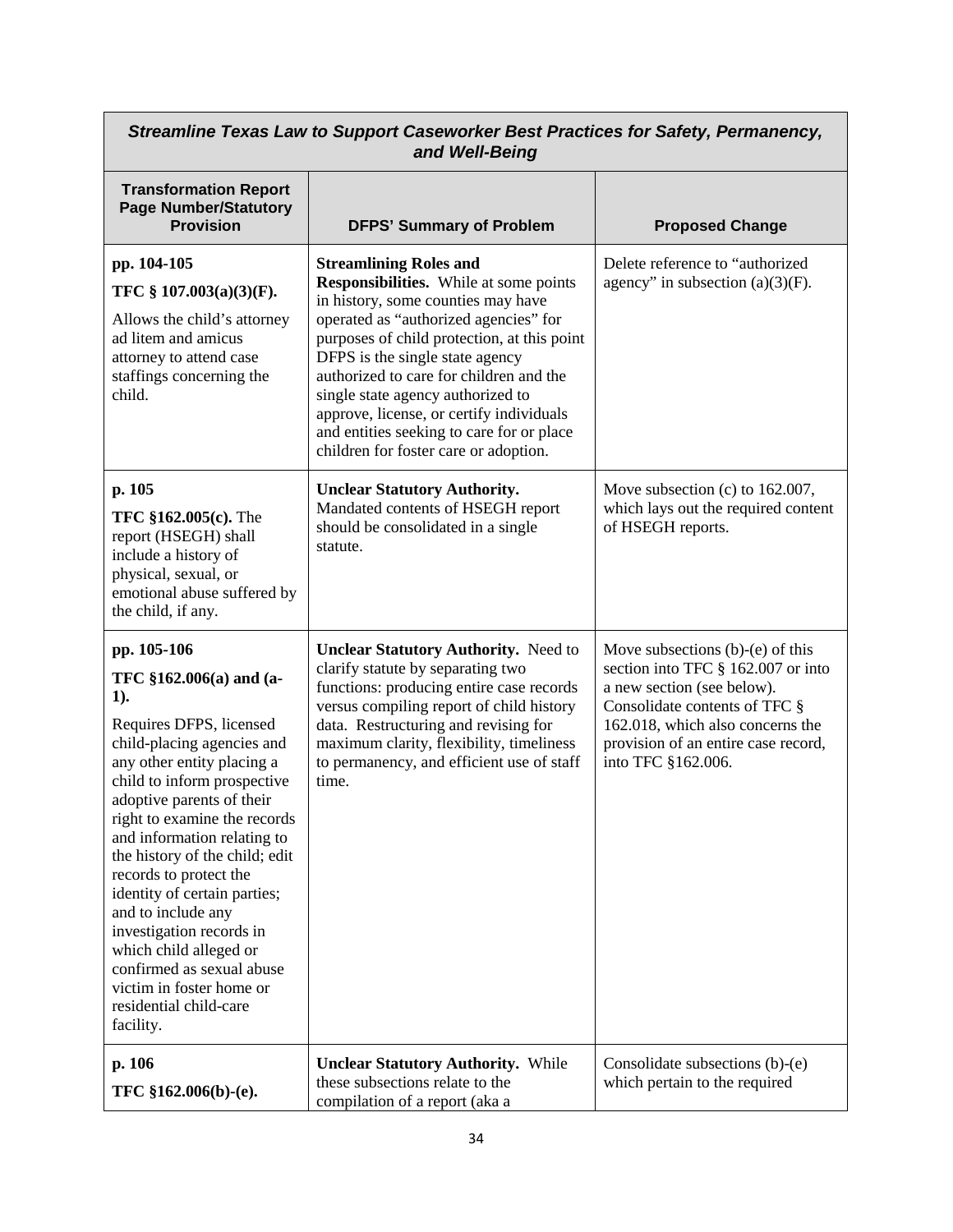| *Streamline Texas Law to Support Caseworker Best Practices for Safety, Permanency, and Well-Being* | | |
|---|---|---|
| **Transformation Report Page Number/Statutory Provision** | **DFPS' Summary of Problem** | **Proposed Change** |
| **pp. 104-105**<br>**TFC § 107.003(a)(3)(F).**<br>Allows the child's attorney ad litem and amicus attorney to attend case staffings concerning the child. | **Streamlining Roles and Responsibilities.** While at some points in history, some counties may have operated as "authorized agencies" for purposes of child protection, at this point DFPS is the single state agency authorized to care for children and the single state agency authorized to approve, license, or certify individuals and entities seeking to care for or place children for foster care or adoption. | Delete reference to "authorized agency" in subsection (a)(3)(F). |
| **p. 105**<br>**TFC §162.005(c).** The report (HSEGH) shall include a history of physical, sexual, or emotional abuse suffered by the child, if any. | **Unclear Statutory Authority.** Mandated contents of HSEGH report should be consolidated in a single statute. | Move subsection (c) to 162.007, which lays out the required content of HSEGH reports. |
| **pp. 105-106**<br>**TFC §162.006(a) and (a-1).**<br>Requires DFPS, licensed child-placing agencies and any other entity placing a child to inform prospective adoptive parents of their right to examine the records and information relating to the history of the child; edit records to protect the identity of certain parties; and to include any investigation records in which child alleged or confirmed as sexual abuse victim in foster home or residential child-care facility. | **Unclear Statutory Authority.** Need to clarify statute by separating two functions: producing entire case records versus compiling report of child history data. Restructuring and revising for maximum clarity, flexibility, timeliness to permanency, and efficient use of staff time. | Move subsections (b)-(e) of this section into TFC § 162.007 or into a new section (see below). Consolidate contents of TFC § 162.018, which also concerns the provision of an entire case record, into TFC §162.006. |
| **p. 106**<br>**TFC §162.006(b)-(e).** | **Unclear Statutory Authority.** While these subsections relate to the compilation of a report (aka a | Consolidate subsections (b)-(e) which pertain to the required |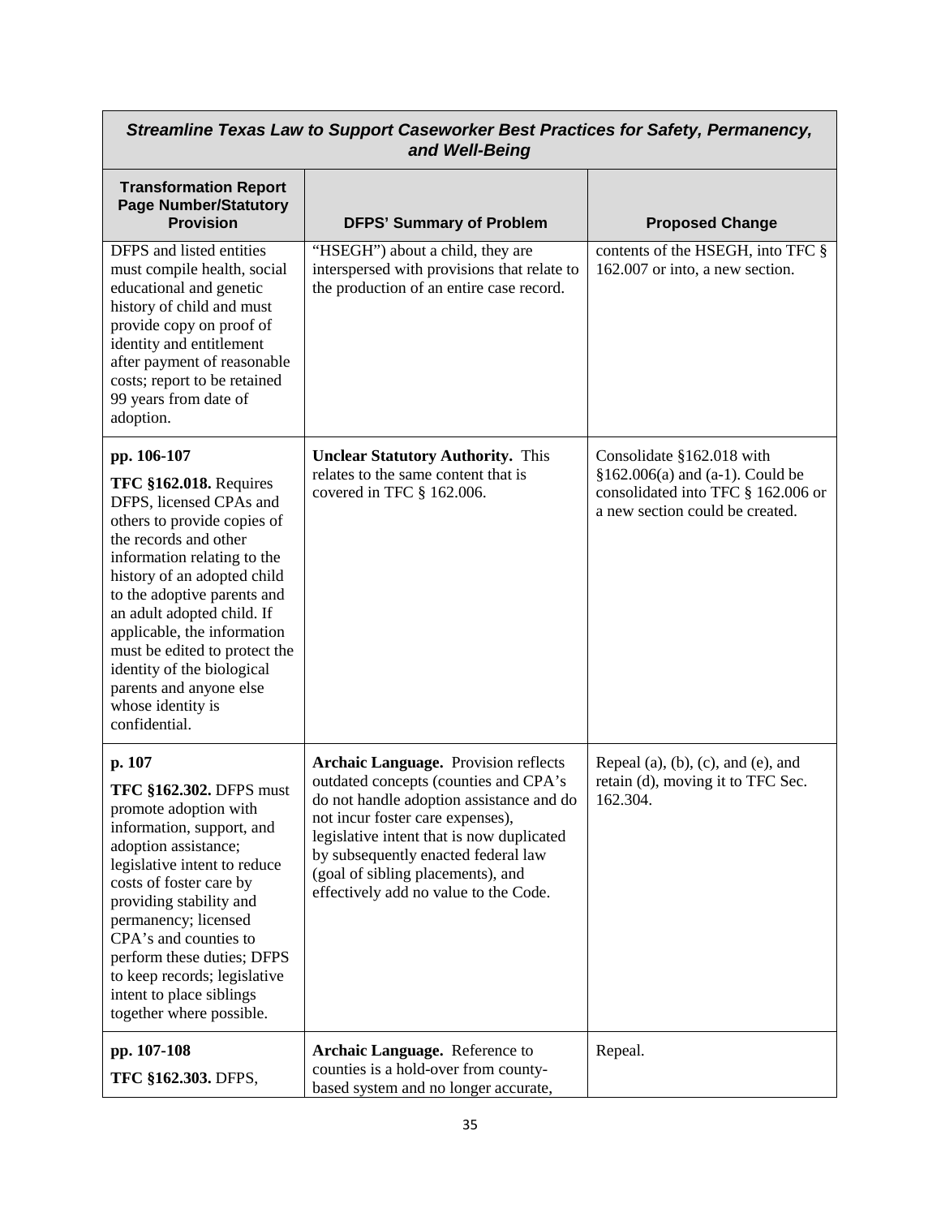| *Streamline Texas Law to Support Caseworker Best Practices for Safety, Permanency, and Well-Being* | | |
|---|---|---|
| **Transformation Report Page Number/Statutory Provision** | **DFPS' Summary of Problem** | **Proposed Change** |
| DFPS and listed entities must compile health, social educational and genetic history of child and must provide copy on proof of identity and entitlement after payment of reasonable costs; report to be retained 99 years from date of adoption. | "HSEGH") about a child, they are interspersed with provisions that relate to the production of an entire case record. | contents of the HSEGH, into TFC § 162.007 or into, a new section. |
| **pp. 106-107**<br>**TFC §162.018.** Requires DFPS, licensed CPAs and others to provide copies of the records and other information relating to the history of an adopted child to the adoptive parents and an adult adopted child. If applicable, the information must be edited to protect the identity of the biological parents and anyone else whose identity is confidential. | **Unclear Statutory Authority.** This relates to the same content that is covered in TFC § 162.006. | Consolidate §162.018 with §162.006(a) and (a-1). Could be consolidated into TFC § 162.006 or a new section could be created. |
| **p. 107**<br>**TFC §162.302.** DFPS must promote adoption with information, support, and adoption assistance; legislative intent to reduce costs of foster care by providing stability and permanency; licensed CPA's and counties to perform these duties; DFPS to keep records; legislative intent to place siblings together where possible. | **Archaic Language.** Provision reflects outdated concepts (counties and CPA's do not handle adoption assistance and do not incur foster care expenses), legislative intent that is now duplicated by subsequently enacted federal law (goal of sibling placements), and effectively add no value to the Code. | Repeal (a), (b), (c), and (e), and retain (d), moving it to TFC Sec. 162.304. |
| **pp. 107-108**<br>**TFC §162.303.** DFPS, | **Archaic Language.** Reference to counties is a hold-over from county-based system and no longer accurate, | Repeal. |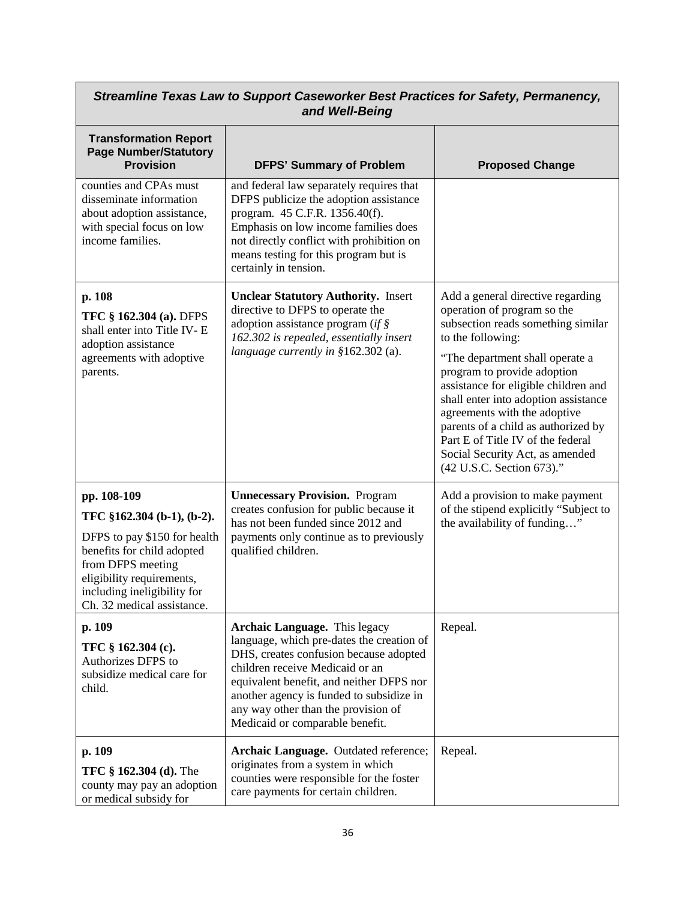| ***Streamline Texas Law to Support Caseworker Best Practices for Safety, Permanency, and Well-Being*** | | |
|---|---|---|
| **Transformation Report Page Number/Statutory Provision** | **DFPS' Summary of Problem** | **Proposed Change** |
| counties and CPAs must disseminate information about adoption assistance, with special focus on low income families. | and federal law separately requires that DFPS publicize the adoption assistance program. 45 C.F.R. 1356.40(f). Emphasis on low income families does not directly conflict with prohibition on means testing for this program but is certainly in tension. | |
| **p. 108**<br>**TFC § 162.304 (a).** DFPS shall enter into Title IV- E adoption assistance agreements with adoptive parents. | **Unclear Statutory Authority.** Insert directive to DFPS to operate the adoption assistance program (*if § 162.302 is repealed, essentially insert language currently in §*162.302 (a). | Add a general directive regarding operation of program so the subsection reads something similar to the following:<br>"The department shall operate a program to provide adoption assistance for eligible children and shall enter into adoption assistance agreements with the adoptive parents of a child as authorized by Part E of Title IV of the federal Social Security Act, as amended (42 U.S.C. Section 673)." |
| **pp. 108-109**<br>**TFC §162.304 (b-1), (b-2).**<br>DFPS to pay $150 for health benefits for child adopted from DFPS meeting eligibility requirements, including ineligibility for Ch. 32 medical assistance. | **Unnecessary Provision.** Program creates confusion for public because it has not been funded since 2012 and payments only continue as to previously qualified children. | Add a provision to make payment of the stipend explicitly "Subject to the availability of funding…" |
| **p. 109**<br>**TFC § 162.304 (c).** Authorizes DFPS to subsidize medical care for child. | **Archaic Language.** This legacy language, which pre-dates the creation of DHS, creates confusion because adopted children receive Medicaid or an equivalent benefit, and neither DFPS nor another agency is funded to subsidize in any way other than the provision of Medicaid or comparable benefit. | Repeal. |
| **p. 109**<br>**TFC § 162.304 (d).** The county may pay an adoption or medical subsidy for | **Archaic Language.** Outdated reference; originates from a system in which counties were responsible for the foster care payments for certain children. | Repeal. |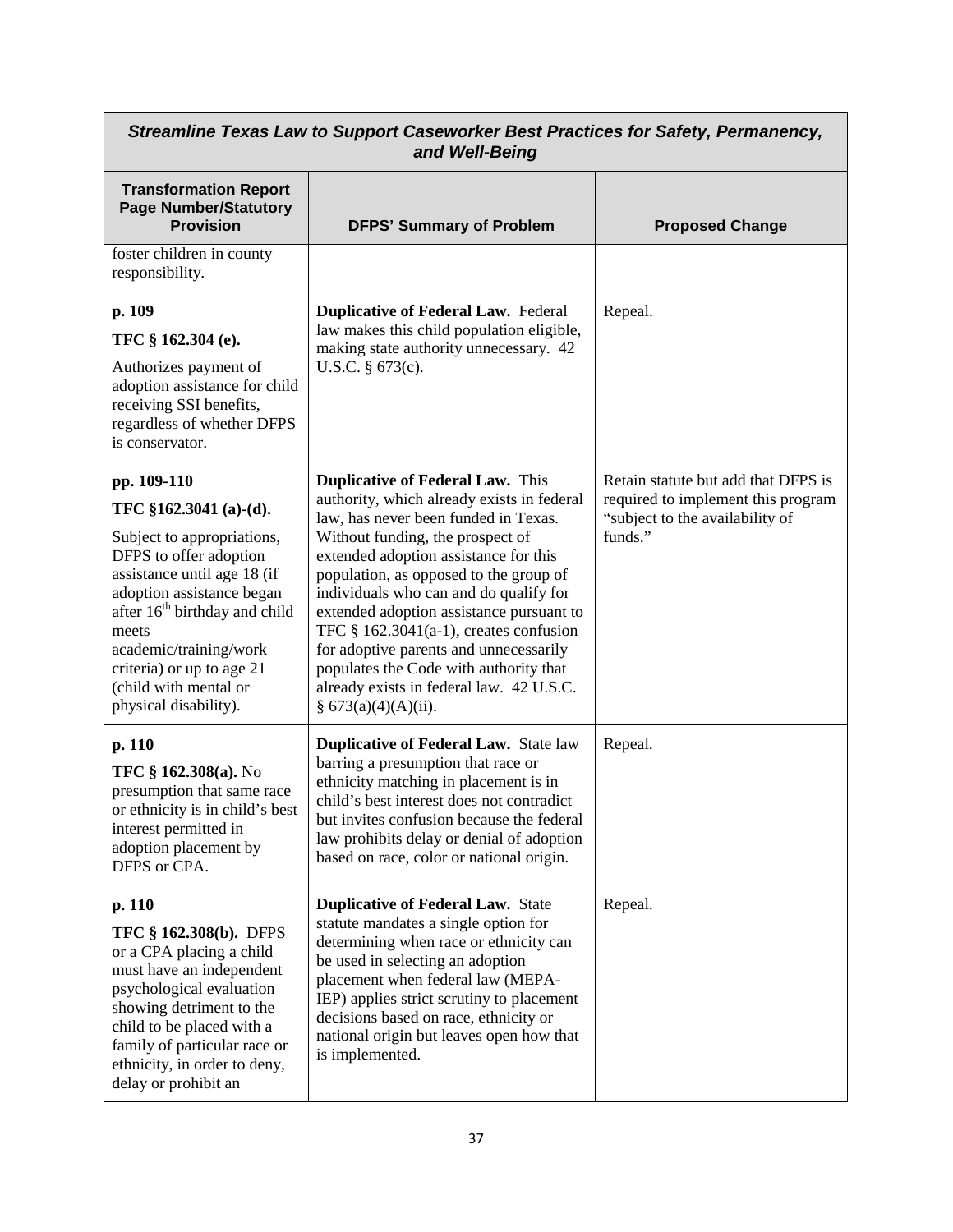| *Streamline Texas Law to Support Caseworker Best Practices for Safety, Permanency, and Well-Being* | | |
|---|---|---|
| **Transformation Report Page Number/Statutory Provision** | **DFPS' Summary of Problem** | **Proposed Change** |
| foster children in county responsibility. | | |
| **p. 109**<br><br>**TFC § 162.304 (e).**<br><br>Authorizes payment of adoption assistance for child receiving SSI benefits, regardless of whether DFPS is conservator. | **Duplicative of Federal Law.** Federal law makes this child population eligible, making state authority unnecessary. 42 U.S.C. § 673(c). | Repeal. |
| **pp. 109-110**<br><br>**TFC §162.3041 (a)-(d).**<br><br>Subject to appropriations, DFPS to offer adoption assistance until age 18 (if adoption assistance began after 16th birthday and child meets academic/training/work criteria) or up to age 21 (child with mental or physical disability). | **Duplicative of Federal Law.** This authority, which already exists in federal law, has never been funded in Texas. Without funding, the prospect of extended adoption assistance for this population, as opposed to the group of individuals who can and do qualify for extended adoption assistance pursuant to TFC § 162.3041(a-1), creates confusion for adoptive parents and unnecessarily populates the Code with authority that already exists in federal law. 42 U.S.C. § 673(a)(4)(A)(ii). | Retain statute but add that DFPS is required to implement this program "subject to the availability of funds." |
| **p. 110**<br><br>**TFC § 162.308(a).** No presumption that same race or ethnicity is in child's best interest permitted in adoption placement by DFPS or CPA. | **Duplicative of Federal Law.** State law barring a presumption that race or ethnicity matching in placement is in child's best interest does not contradict but invites confusion because the federal law prohibits delay or denial of adoption based on race, color or national origin. | Repeal. |
| **p. 110**<br><br>**TFC § 162.308(b).** DFPS or a CPA placing a child must have an independent psychological evaluation showing detriment to the child to be placed with a family of particular race or ethnicity, in order to deny, delay or prohibit an | **Duplicative of Federal Law.** State statute mandates a single option for determining when race or ethnicity can be used in selecting an adoption placement when federal law (MEPA-IEP) applies strict scrutiny to placement decisions based on race, ethnicity or national origin but leaves open how that is implemented. | Repeal. |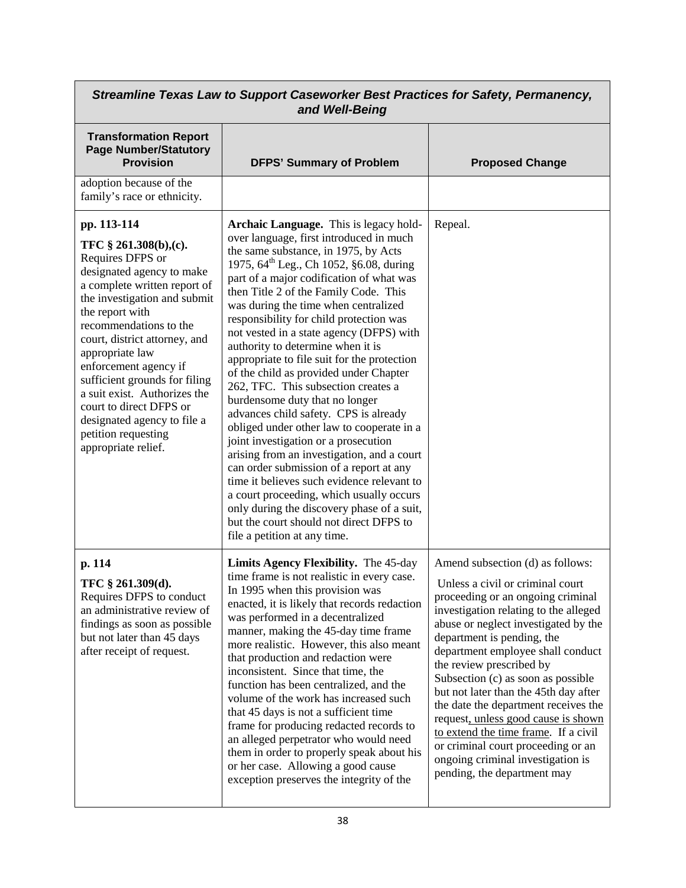| *Streamline Texas Law to Support Caseworker Best Practices for Safety, Permanency, and Well-Being* | | |
|---|---|---|
| **Transformation Report Page Number/Statutory Provision** | **DFPS' Summary of Problem** | **Proposed Change** |
| adoption because of the family's race or ethnicity. | | |
| **pp. 113-114** **TFC § 261.308(b),(c).** Requires DFPS or designated agency to make a complete written report of the investigation and submit the report with recommendations to the court, district attorney, and appropriate law enforcement agency if sufficient grounds for filing a suit exist. Authorizes the court to direct DFPS or designated agency to file a petition requesting appropriate relief. | **Archaic Language.** This is legacy hold-over language, first introduced in much the same substance, in 1975, by Acts 1975, 64th Leg., Ch 1052, §6.08, during part of a major codification of what was then Title 2 of the Family Code. This was during the time when centralized responsibility for child protection was not vested in a state agency (DFPS) with authority to determine when it is appropriate to file suit for the protection of the child as provided under Chapter 262, TFC. This subsection creates a burdensome duty that no longer advances child safety. CPS is already obliged under other law to cooperate in a joint investigation or a prosecution arising from an investigation, and a court can order submission of a report at any time it believes such evidence relevant to a court proceeding, which usually occurs only during the discovery phase of a suit, but the court should not direct DFPS to file a petition at any time. | Repeal. |
| **p. 114** **TFC § 261.309(d).** Requires DFPS to conduct an administrative review of findings as soon as possible but not later than 45 days after receipt of request. | **Limits Agency Flexibility.** The 45-day time frame is not realistic in every case. In 1995 when this provision was enacted, it is likely that records redaction was performed in a decentralized manner, making the 45-day time frame more realistic. However, this also meant that production and redaction were inconsistent. Since that time, the function has been centralized, and the volume of the work has increased such that 45 days is not a sufficient time frame for producing redacted records to an alleged perpetrator who would need them in order to properly speak about his or her case. Allowing a good cause exception preserves the integrity of the | Amend subsection (d) as follows: Unless a civil or criminal court proceeding or an ongoing criminal investigation relating to the alleged abuse or neglect investigated by the department is pending, the department employee shall conduct the review prescribed by Subsection (c) as soon as possible but not later than the 45th day after the date the department receives the request<u>, unless good cause is shown to extend the time frame</u>. If a civil or criminal court proceeding or an ongoing criminal investigation is pending, the department may |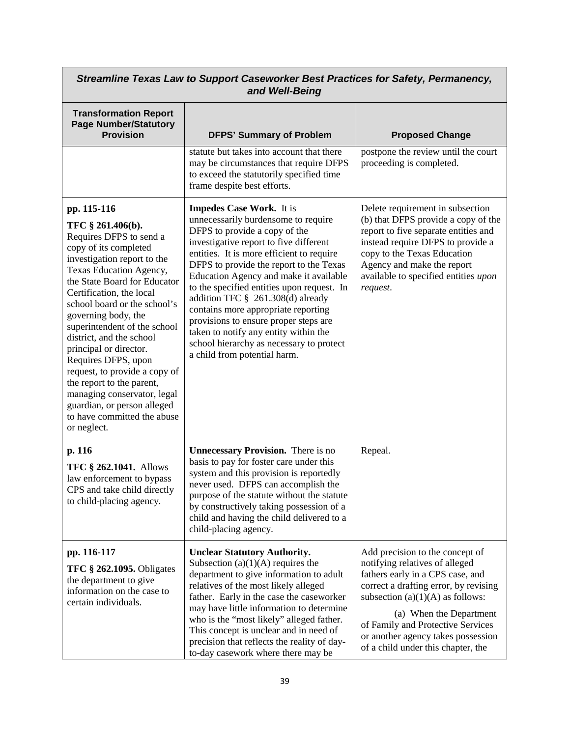| *Streamline Texas Law to Support Caseworker Best Practices for Safety, Permanency, and Well-Being* | | |
|---|---|---|
| **Transformation Report Page Number/Statutory Provision** | **DFPS' Summary of Problem** | **Proposed Change** |
| | statute but takes into account that there may be circumstances that require DFPS to exceed the statutorily specified time frame despite best efforts. | postpone the review until the court proceeding is completed. |
| **pp. 115-116**<br><br>**TFC § 261.406(b).** Requires DFPS to send a copy of its completed investigation report to the Texas Education Agency, the State Board for Educator Certification, the local school board or the school's governing body, the superintendent of the school district, and the school principal or director. Requires DFPS, upon request, to provide a copy of the report to the parent, managing conservator, legal guardian, or person alleged to have committed the abuse or neglect. | **Impedes Case Work.** It is unnecessarily burdensome to require DFPS to provide a copy of the investigative report to five different entities. It is more efficient to require DFPS to provide the report to the Texas Education Agency and make it available to the specified entities upon request. In addition TFC § 261.308(d) already contains more appropriate reporting provisions to ensure proper steps are taken to notify any entity within the school hierarchy as necessary to protect a child from potential harm. | Delete requirement in subsection (b) that DFPS provide a copy of the report to five separate entities and instead require DFPS to provide a copy to the Texas Education Agency and make the report available to specified entities *upon request*. |
| **p. 116**<br><br>**TFC § 262.1041.** Allows law enforcement to bypass CPS and take child directly to child-placing agency. | **Unnecessary Provision.** There is no basis to pay for foster care under this system and this provision is reportedly never used. DFPS can accomplish the purpose of the statute without the statute by constructively taking possession of a child and having the child delivered to a child-placing agency. | Repeal. |
| **pp. 116-117**<br><br>**TFC § 262.1095.** Obligates the department to give information on the case to certain individuals. | **Unclear Statutory Authority.** Subsection (a)(1)(A) requires the department to give information to adult relatives of the most likely alleged father. Early in the case the caseworker may have little information to determine who is the "most likely" alleged father. This concept is unclear and in need of precision that reflects the reality of day-to-day casework where there may be | Add precision to the concept of notifying relatives of alleged fathers early in a CPS case, and correct a drafting error, by revising subsection (a)(1)(A) as follows:<br><br>(a) When the Department of Family and Protective Services or another agency takes possession of a child under this chapter, the |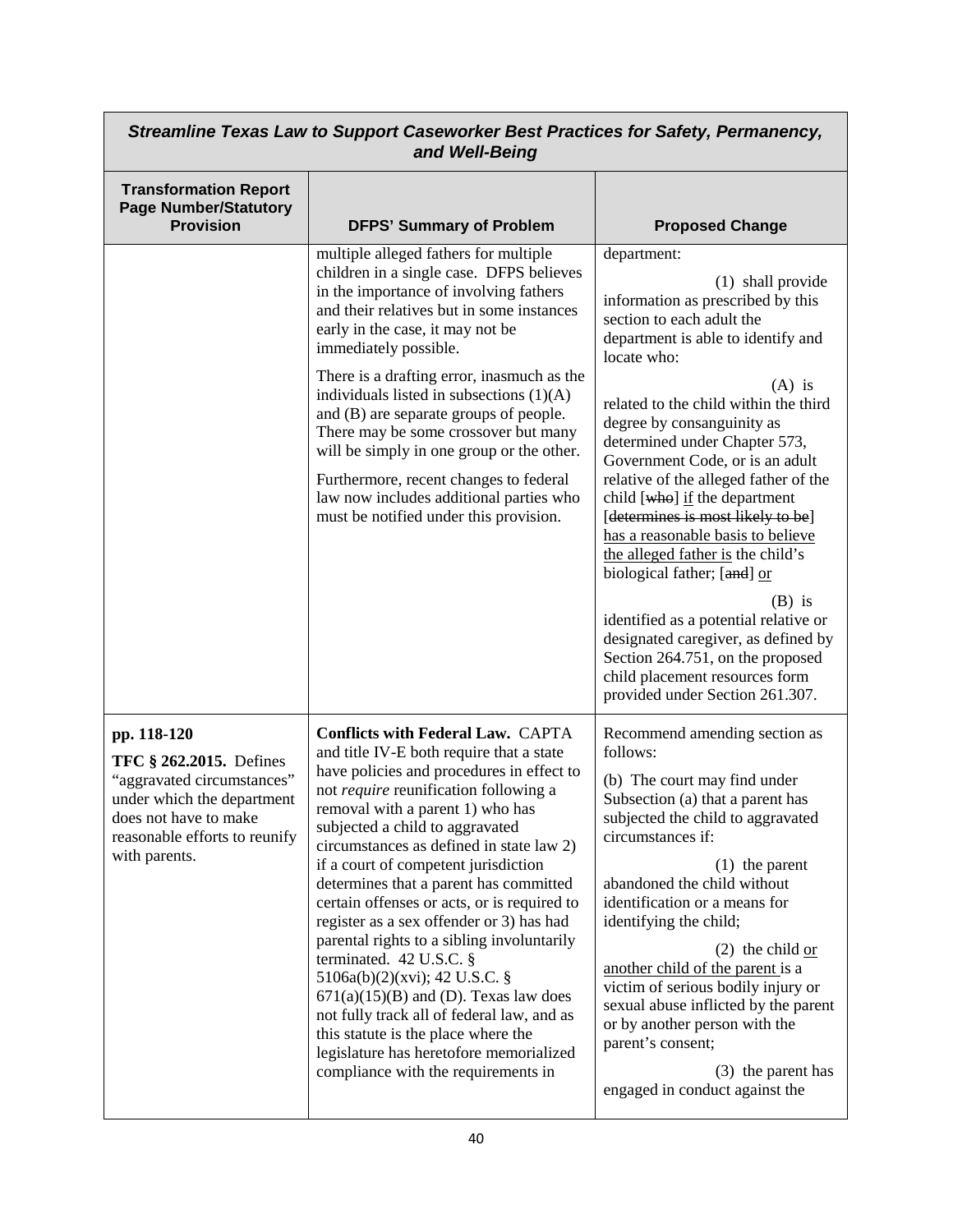| *Streamline Texas Law to Support Caseworker Best Practices for Safety, Permanency, and Well-Being* | | |
|---|---|---|
| **Transformation Report Page Number/Statutory Provision** | **DFPS' Summary of Problem** | **Proposed Change** |
| | multiple alleged fathers for multiple children in a single case. DFPS believes in the importance of involving fathers and their relatives but in some instances early in the case, it may not be immediately possible.<br><br>There is a drafting error, inasmuch as the individuals listed in subsections (1)(A) and (B) are separate groups of people. There may be some crossover but many will be simply in one group or the other.<br><br>Furthermore, recent changes to federal law now includes additional parties who must be notified under this provision. | department:<br><br>(1) shall provide information as prescribed by this section to each adult the department is able to identify and locate who:<br><br>(A) is related to the child within the third degree by consanguinity as determined under Chapter 573, Government Code, or is an adult relative of the alleged father of the child [~~who~~] <u>if</u> the department [~~determines is most likely to be~~] <u>has a reasonable basis to believe the alleged father is</u> the child's biological father; [~~and~~] <u>or</u><br><br>(B) is identified as a potential relative or designated caregiver, as defined by Section 264.751, on the proposed child placement resources form provided under Section 261.307. |
| **pp. 118-120**<br><br>**TFC § 262.2015.** Defines "aggravated circumstances" under which the department does not have to make reasonable efforts to reunify with parents. | **Conflicts with Federal Law.** CAPTA and title IV-E both require that a state have policies and procedures in effect to not *require* reunification following a removal with a parent 1) who has subjected a child to aggravated circumstances as defined in state law 2) if a court of competent jurisdiction determines that a parent has committed certain offenses or acts, or is required to register as a sex offender or 3) has had parental rights to a sibling involuntarily terminated. 42 U.S.C. § 5106a(b)(2)(xvi); 42 U.S.C. § 671(a)(15)(B) and (D). Texas law does not fully track all of federal law, and as this statute is the place where the legislature has heretofore memorialized compliance with the requirements in | Recommend amending section as follows:<br><br>(b) The court may find under Subsection (a) that a parent has subjected the child to aggravated circumstances if:<br><br>(1) the parent abandoned the child without identification or a means for identifying the child;<br><br>(2) the child <u>or another child of the parent</u> is a victim of serious bodily injury or sexual abuse inflicted by the parent or by another person with the parent's consent;<br><br>(3) the parent has engaged in conduct against the |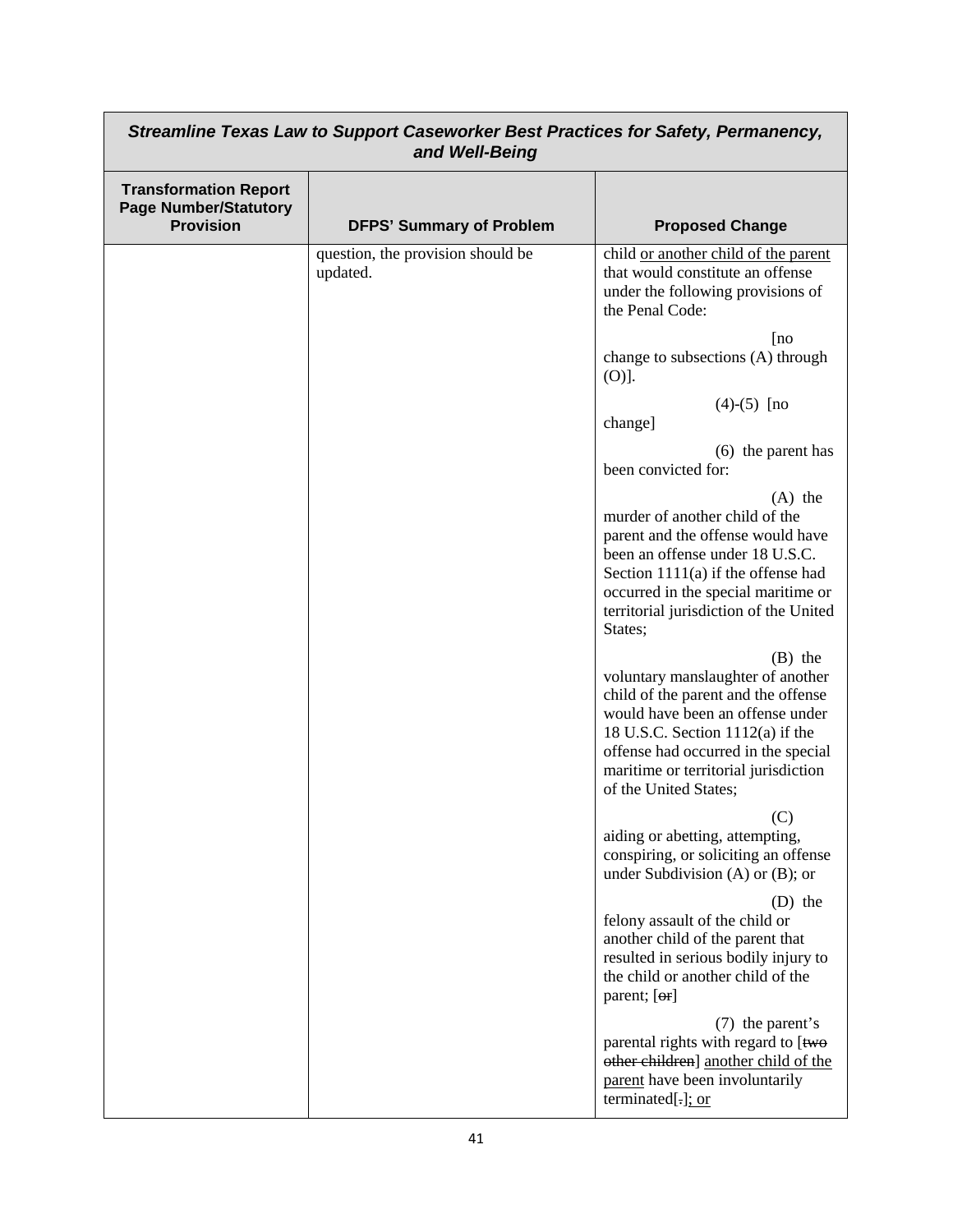| *Streamline Texas Law to Support Caseworker Best Practices for Safety, Permanency, and Well-Being* | | |
|---|---|---|
| **Transformation Report Page Number/Statutory Provision** | **DFPS' Summary of Problem** | **Proposed Change** |
| | question, the provision should be updated. | child <u>or another child of the parent</u> that would constitute an offense under the following provisions of the Penal Code:<br><br>[no change to subsections (A) through (O)].<br><br>(4)-(5) [no change]<br><br>(6) the parent has been convicted for:<br><br>(A) the murder of another child of the parent and the offense would have been an offense under 18 U.S.C. Section 1111(a) if the offense had occurred in the special maritime or territorial jurisdiction of the United States;<br><br>(B) the voluntary manslaughter of another child of the parent and the offense would have been an offense under 18 U.S.C. Section 1112(a) if the offense had occurred in the special maritime or territorial jurisdiction of the United States;<br><br>(C) aiding or abetting, attempting, conspiring, or soliciting an offense under Subdivision (A) or (B); or<br><br>(D) the felony assault of the child or another child of the parent that resulted in serious bodily injury to the child or another child of the parent; [~~or~~]<br><br>(7) the parent's parental rights with regard to [~~two other children~~] <u>another child of the parent</u> have been involuntarily terminated[~~.~~]<u>; or</u> |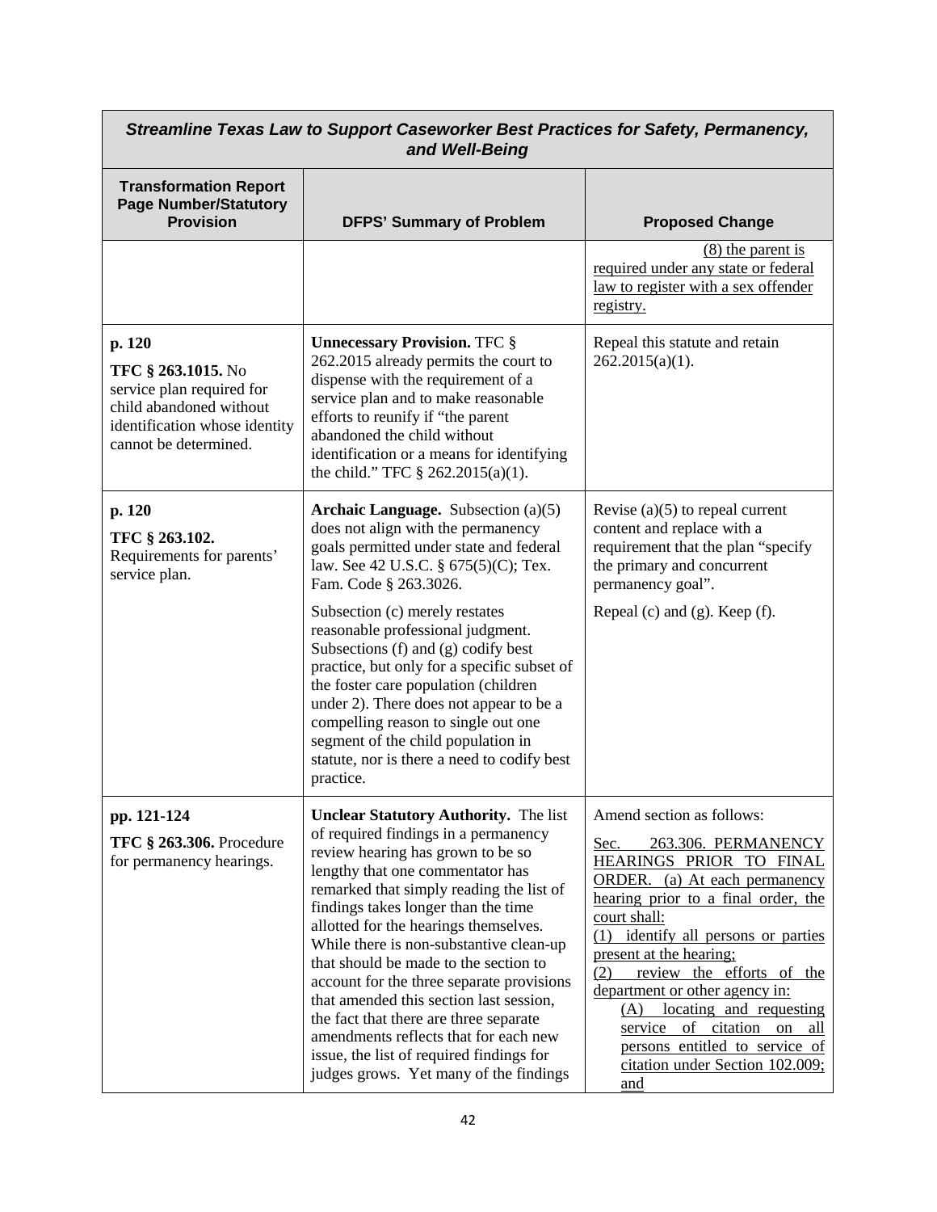| *Streamline Texas Law to Support Caseworker Best Practices for Safety, Permanency, and Well-Being* | | |
|---|---|---|
| **Transformation Report Page Number/Statutory Provision** | **DFPS' Summary of Problem** | **Proposed Change** |
| | | (8) the parent is required under any state or federal law to register with a sex offender registry. |
| **p. 120**<br>**TFC § 263.1015.** No service plan required for child abandoned without identification whose identity cannot be determined. | **Unnecessary Provision.** TFC § 262.2015 already permits the court to dispense with the requirement of a service plan and to make reasonable efforts to reunify if "the parent abandoned the child without identification or a means for identifying the child." TFC § 262.2015(a)(1). | Repeal this statute and retain 262.2015(a)(1). |
| **p. 120**<br>**TFC § 263.102.** Requirements for parents' service plan. | **Archaic Language.** Subsection (a)(5) does not align with the permanency goals permitted under state and federal law. See 42 U.S.C. § 675(5)(C); Tex. Fam. Code § 263.3026.<br><br>Subsection (c) merely restates reasonable professional judgment. Subsections (f) and (g) codify best practice, but only for a specific subset of the foster care population (children under 2). There does not appear to be a compelling reason to single out one segment of the child population in statute, nor is there a need to codify best practice. | Revise (a)(5) to repeal current content and replace with a requirement that the plan "specify the primary and concurrent permanency goal".<br><br>Repeal (c) and (g). Keep (f). |
| **pp. 121-124**<br>**TFC § 263.306.** Procedure for permanency hearings. | **Unclear Statutory Authority.** The list of required findings in a permanency review hearing has grown to be so lengthy that one commentator has remarked that simply reading the list of findings takes longer than the time allotted for the hearings themselves. While there is non-substantive clean-up that should be made to the section to account for the three separate provisions that amended this section last session, the fact that there are three separate amendments reflects that for each new issue, the list of required findings for judges grows. Yet many of the findings | Amend section as follows:<br><br>Sec. 263.306. PERMANENCY HEARINGS PRIOR TO FINAL ORDER. (a) At each permanency hearing prior to a final order, the court shall:<br>(1) identify all persons or parties present at the hearing;<br>(2) review the efforts of the department or other agency in:<br>(A) locating and requesting service of citation on all persons entitled to service of citation under Section 102.009; and |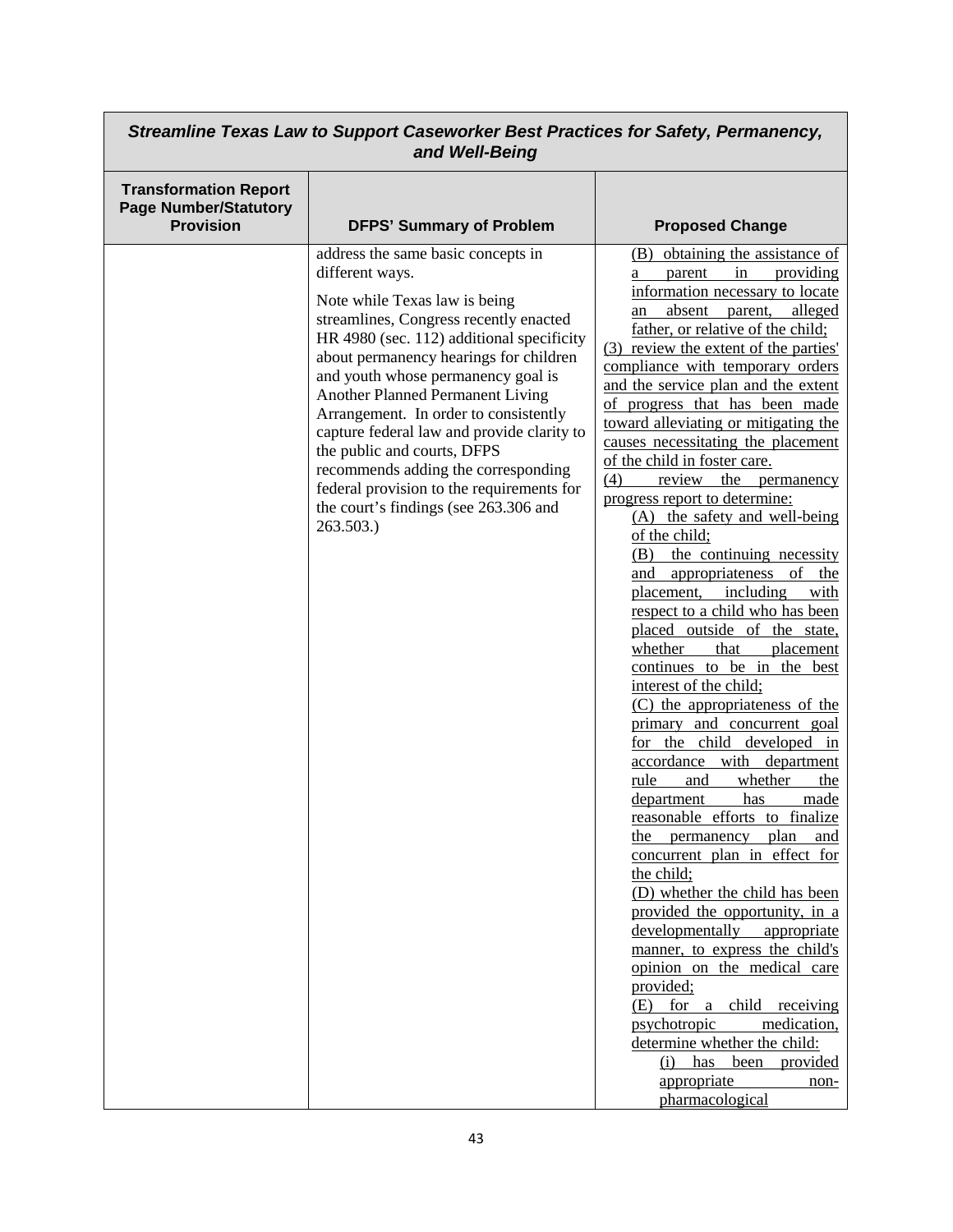| *Streamline Texas Law to Support Caseworker Best Practices for Safety, Permanency, and Well-Being* | | |
|---|---|---|
| **Transformation Report Page Number/Statutory Provision** | **DFPS' Summary of Problem** | **Proposed Change** |
| | address the same basic concepts in different ways.<br><br>Note while Texas law is being streamlines, Congress recently enacted HR 4980 (sec. 112) additional specificity about permanency hearings for children and youth whose permanency goal is Another Planned Permanent Living Arrangement. In order to consistently capture federal law and provide clarity to the public and courts, DFPS recommends adding the corresponding federal provision to the requirements for the court's findings (see 263.306 and 263.503.) | (B) obtaining the assistance of a parent in providing information necessary to locate an absent parent, alleged father, or relative of the child;<br>(3) review the extent of the parties' compliance with temporary orders and the service plan and the extent of progress that has been made toward alleviating or mitigating the causes necessitating the placement of the child in foster care.<br>(4) review the permanency progress report to determine:<br>(A) the safety and well-being of the child;<br>(B) the continuing necessity and appropriateness of the placement, including with respect to a child who has been placed outside of the state, whether that placement continues to be in the best interest of the child;<br>(C) the appropriateness of the primary and concurrent goal for the child developed in accordance with department rule and whether the department has made reasonable efforts to finalize the permanency plan and concurrent plan in effect for the child;<br>(D) whether the child has been provided the opportunity, in a developmentally appropriate manner, to express the child's opinion on the medical care provided;<br>(E) for a child receiving psychotropic medication, determine whether the child:<br>(i) has been provided appropriate non-pharmacological |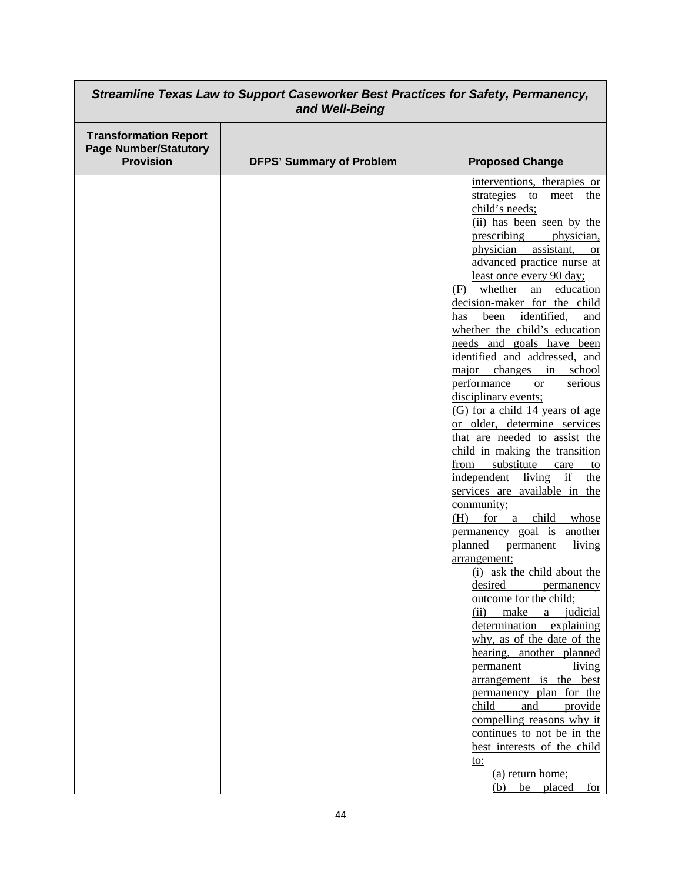| *Streamline Texas Law to Support Caseworker Best Practices for Safety, Permanency, and Well-Being* | | |
|---|---|---|
| **Transformation Report Page Number/Statutory Provision** | **DFPS' Summary of Problem** | **Proposed Change** |
| | | interventions, therapies or strategies to meet the child's needs;<br>(ii) has been seen by the prescribing physician, physician assistant, or advanced practice nurse at least once every 90 day;<br>(F) whether an education decision-maker for the child has been identified, and whether the child's education needs and goals have been identified and addressed, and major changes in school performance or serious disciplinary events;<br>(G) for a child 14 years of age or older, determine services that are needed to assist the child in making the transition from substitute care to independent living if the services are available in the community;<br>(H) for a child whose permanency goal is another planned permanent living arrangement:<br>(i) ask the child about the desired permanency outcome for the child;<br>(ii) make a judicial determination explaining why, as of the date of the hearing, another planned permanent living arrangement is the best permanency plan for the child and provide compelling reasons why it continues to not be in the best interests of the child to:<br>(a) return home;<br>(b) be placed for |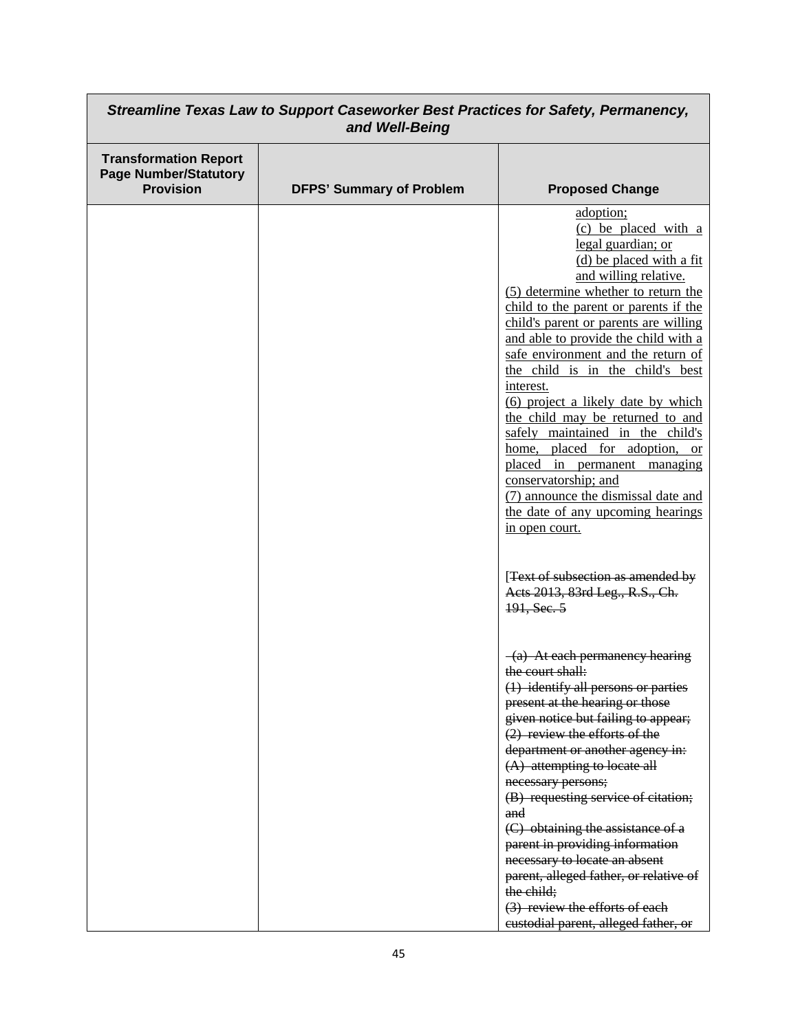| *Streamline Texas Law to Support Caseworker Best Practices for Safety, Permanency, and Well-Being* | | |
|---|---|---|
| **Transformation Report Page Number/Statutory Provision** | **DFPS' Summary of Problem** | **Proposed Change** |
| | | <u>adoption;</u><br><u>(c) be placed with a legal guardian; or</u><br><u>(d) be placed with a fit and willing relative.</u><br><u>(5) determine whether to return the child to the parent or parents if the child's parent or parents are willing and able to provide the child with a safe environment and the return of the child is in the child's best interest.</u><br><u>(6) project a likely date by which the child may be returned to and safely maintained in the child's home, placed for adoption, or placed in permanent managing conservatorship; and</u><br><u>(7) announce the dismissal date and the date of any upcoming hearings in open court.</u><br><br>[~~Text of subsection as amended by Acts 2013, 83rd Leg., R.S., Ch. 191, Sec. 5~~<br><br>~~(a) At each permanency hearing the court shall:~~<br>~~(1) identify all persons or parties present at the hearing or those given notice but failing to appear;~~<br>~~(2) review the efforts of the department or another agency in:~~<br>~~(A) attempting to locate all necessary persons;~~<br>~~(B) requesting service of citation; and~~<br>~~(C) obtaining the assistance of a parent in providing information necessary to locate an absent parent, alleged father, or relative of the child;~~<br>~~(3) review the efforts of each custodial parent, alleged father, or~~ |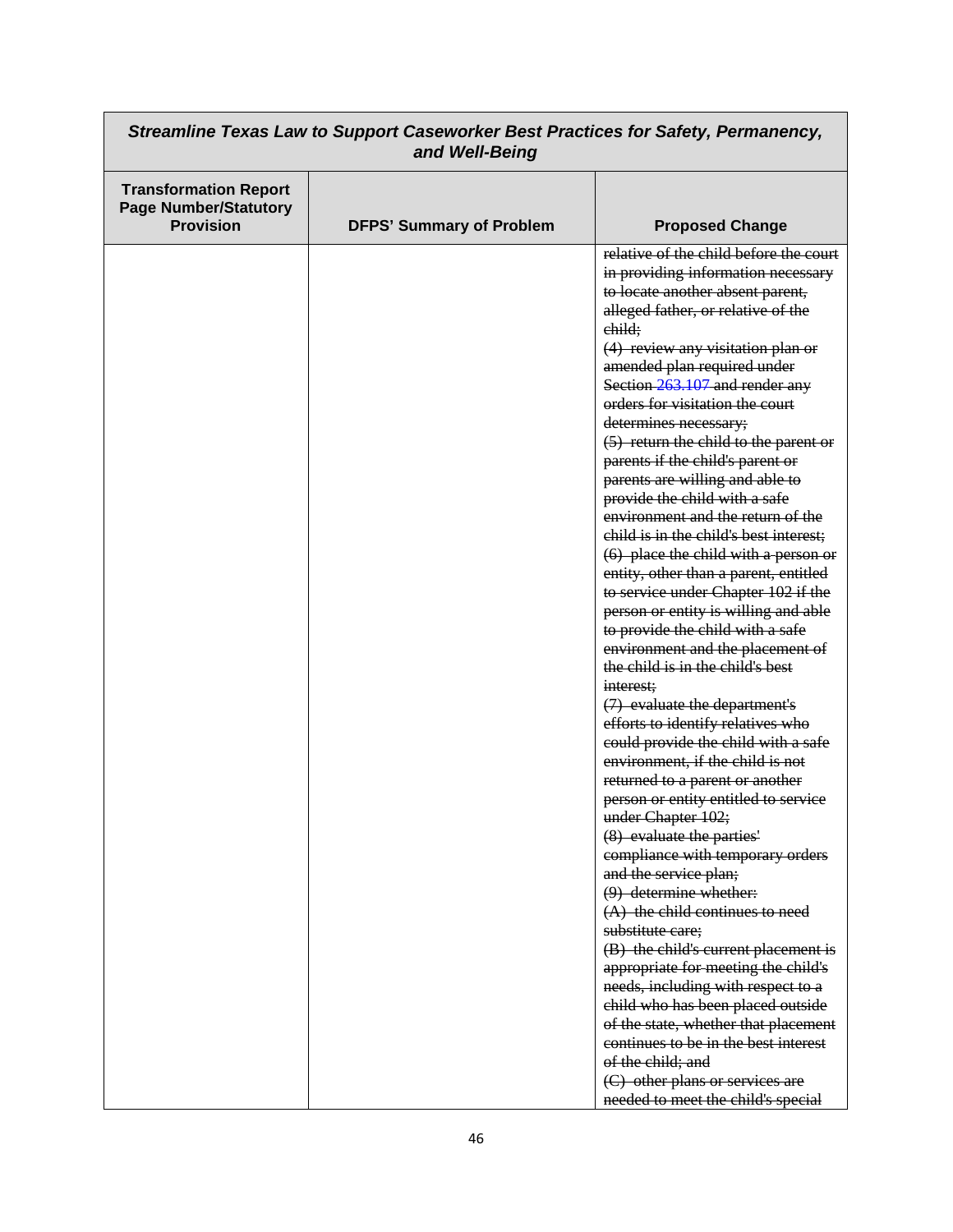| *Streamline Texas Law to Support Caseworker Best Practices for Safety, Permanency, and Well-Being* | | |
|---|---|---|
| **Transformation Report Page Number/Statutory Provision** | **DFPS' Summary of Problem** | **Proposed Change** |
| | | ~~relative of the child before the court in providing information necessary to locate another absent parent, alleged father, or relative of the child;~~<br>~~(4) review any visitation plan or amended plan required under Section 263.107 and render any orders for visitation the court determines necessary;~~<br>~~(5) return the child to the parent or parents if the child's parent or parents are willing and able to provide the child with a safe environment and the return of the child is in the child's best interest;~~<br>~~(6) place the child with a person or entity, other than a parent, entitled to service under Chapter 102 if the person or entity is willing and able to provide the child with a safe environment and the placement of the child is in the child's best interest;~~<br>~~(7) evaluate the department's efforts to identify relatives who could provide the child with a safe environment, if the child is not returned to a parent or another person or entity entitled to service under Chapter 102;~~<br>~~(8) evaluate the parties' compliance with temporary orders and the service plan;~~<br>~~(9) determine whether:~~<br>~~(A) the child continues to need substitute care;~~<br>~~(B) the child's current placement is appropriate for meeting the child's needs, including with respect to a child who has been placed outside of the state, whether that placement continues to be in the best interest of the child; and~~<br>~~(C) other plans or services are needed to meet the child's special~~ |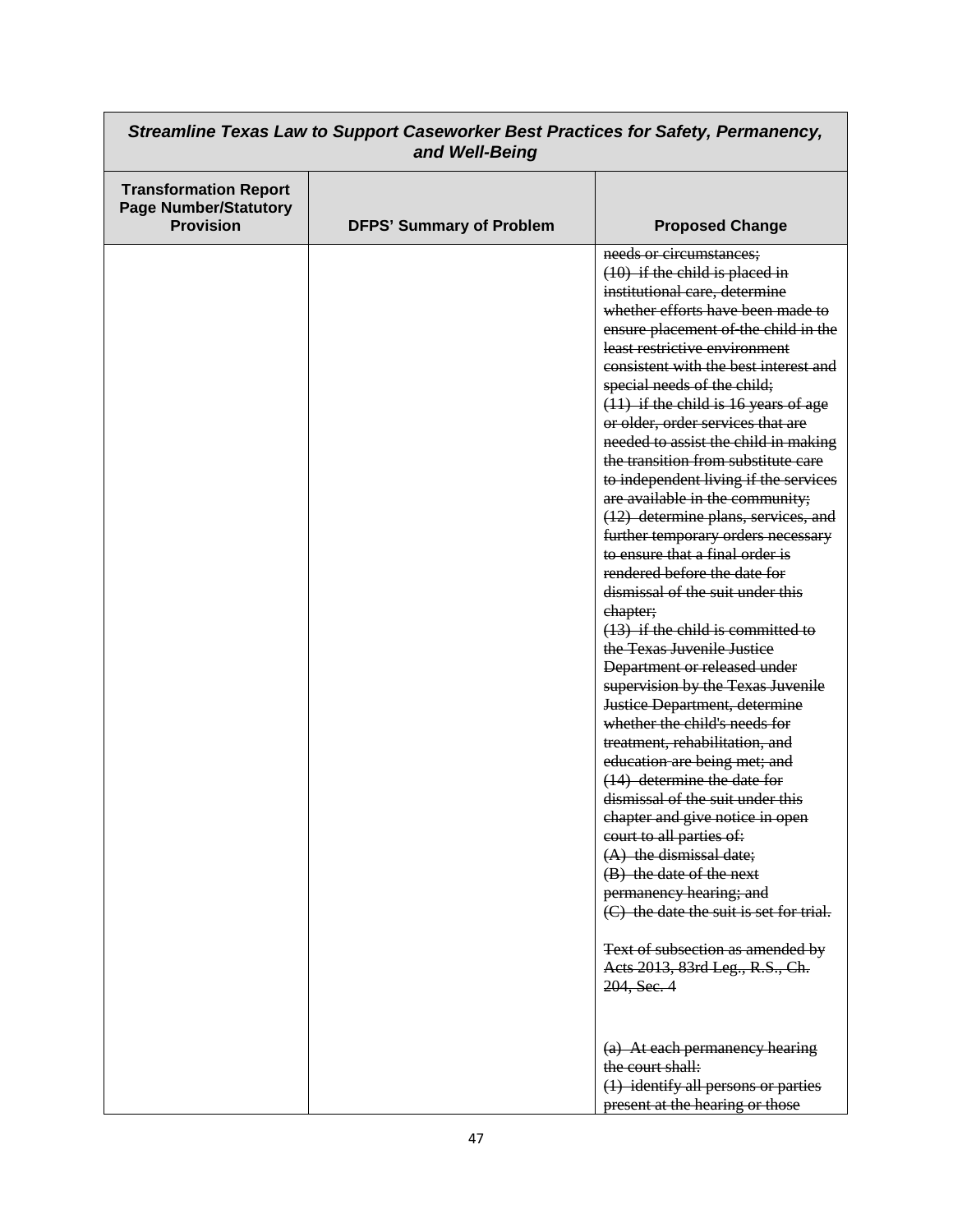| *Streamline Texas Law to Support Caseworker Best Practices for Safety, Permanency, and Well-Being* | | |
|---|---|---|
| **Transformation Report Page Number/Statutory Provision** | **DFPS' Summary of Problem** | **Proposed Change** |
| | | ~~needs or circumstances;~~<br>~~(10) if the child is placed in institutional care, determine whether efforts have been made to ensure placement of the child in the least restrictive environment consistent with the best interest and special needs of the child;~~<br>~~(11) if the child is 16 years of age or older, order services that are needed to assist the child in making the transition from substitute care to independent living if the services are available in the community;~~<br>~~(12) determine plans, services, and further temporary orders necessary to ensure that a final order is rendered before the date for dismissal of the suit under this chapter;~~<br>~~(13) if the child is committed to the Texas Juvenile Justice Department or released under supervision by the Texas Juvenile Justice Department, determine whether the child's needs for treatment, rehabilitation, and education are being met; and~~<br>~~(14) determine the date for dismissal of the suit under this chapter and give notice in open court to all parties of:~~<br>~~(A) the dismissal date;~~<br>~~(B) the date of the next permanency hearing; and~~<br>~~(C) the date the suit is set for trial.~~<br><br>~~Text of subsection as amended by Acts 2013, 83rd Leg., R.S., Ch. 204, Sec. 4~~<br><br>~~(a) At each permanency hearing the court shall:~~<br>~~(1) identify all persons or parties present at the hearing or those~~ |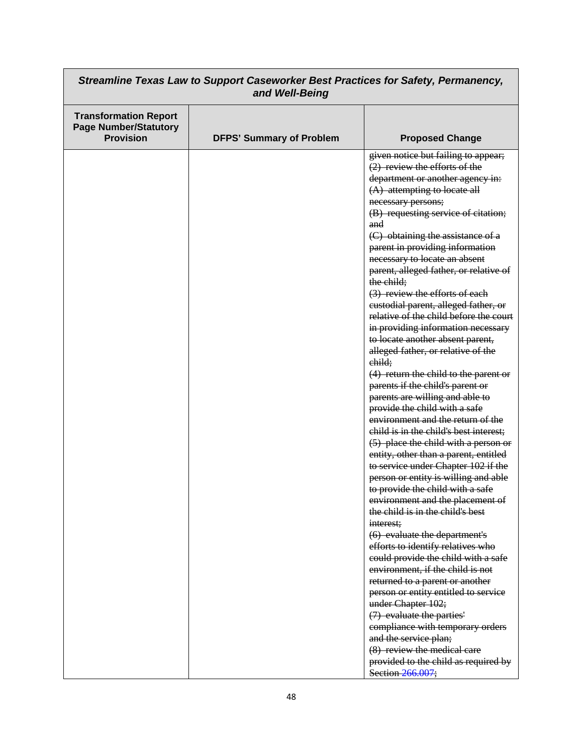| *Streamline Texas Law to Support Caseworker Best Practices for Safety, Permanency, and Well-Being* | | |
|---|---|---|
| **Transformation Report Page Number/Statutory Provision** | **DFPS' Summary of Problem** | **Proposed Change** |
| | | ~~given notice but failing to appear;~~<br>~~(2) review the efforts of the department or another agency in:~~<br>~~(A) attempting to locate all necessary persons;~~<br>~~(B) requesting service of citation; and~~<br>~~(C) obtaining the assistance of a parent in providing information necessary to locate an absent parent, alleged father, or relative of the child;~~<br>~~(3) review the efforts of each custodial parent, alleged father, or relative of the child before the court in providing information necessary to locate another absent parent, alleged father, or relative of the child;~~<br>~~(4) return the child to the parent or parents if the child's parent or parents are willing and able to provide the child with a safe environment and the return of the child is in the child's best interest;~~<br>~~(5) place the child with a person or entity, other than a parent, entitled to service under Chapter 102 if the person or entity is willing and able to provide the child with a safe environment and the placement of the child is in the child's best interest;~~<br>~~(6) evaluate the department's efforts to identify relatives who could provide the child with a safe environment, if the child is not returned to a parent or another person or entity entitled to service under Chapter 102;~~<br>~~(7) evaluate the parties' compliance with temporary orders and the service plan;~~<br>~~(8) review the medical care provided to the child as required by Section 266.007;~~ |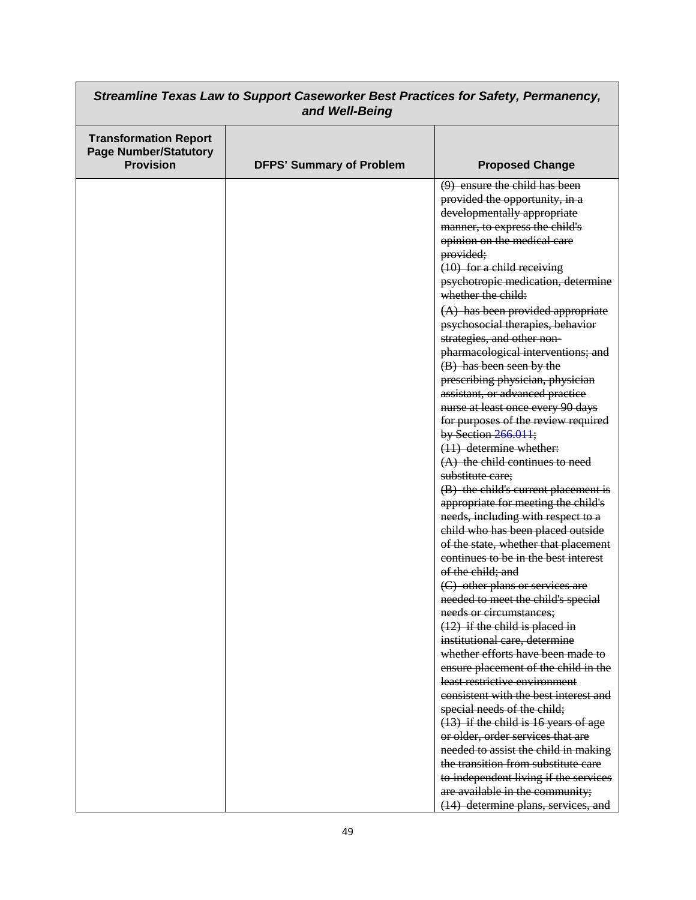| *Streamline Texas Law to Support Caseworker Best Practices for Safety, Permanency, and Well-Being* | | |
|---|---|---|
| **Transformation Report Page Number/Statutory Provision** | **DFPS' Summary of Problem** | **Proposed Change** |
| | | ~~(9) ensure the child has been provided the opportunity, in a developmentally appropriate manner, to express the child's opinion on the medical care provided;~~<br>~~(10) for a child receiving psychotropic medication, determine whether the child:~~<br>~~(A) has been provided appropriate psychosocial therapies, behavior strategies, and other non-pharmacological interventions; and~~<br>~~(B) has been seen by the prescribing physician, physician assistant, or advanced practice nurse at least once every 90 days for purposes of the review required by Section 266.011;~~<br>~~(11) determine whether:~~<br>~~(A) the child continues to need substitute care;~~<br>~~(B) the child's current placement is appropriate for meeting the child's needs, including with respect to a child who has been placed outside of the state, whether that placement continues to be in the best interest of the child; and~~<br>~~(C) other plans or services are needed to meet the child's special needs or circumstances;~~<br>~~(12) if the child is placed in institutional care, determine whether efforts have been made to ensure placement of the child in the least restrictive environment consistent with the best interest and special needs of the child;~~<br>~~(13) if the child is 16 years of age or older, order services that are needed to assist the child in making the transition from substitute care to independent living if the services are available in the community;~~<br>~~(14) determine plans, services, and~~ |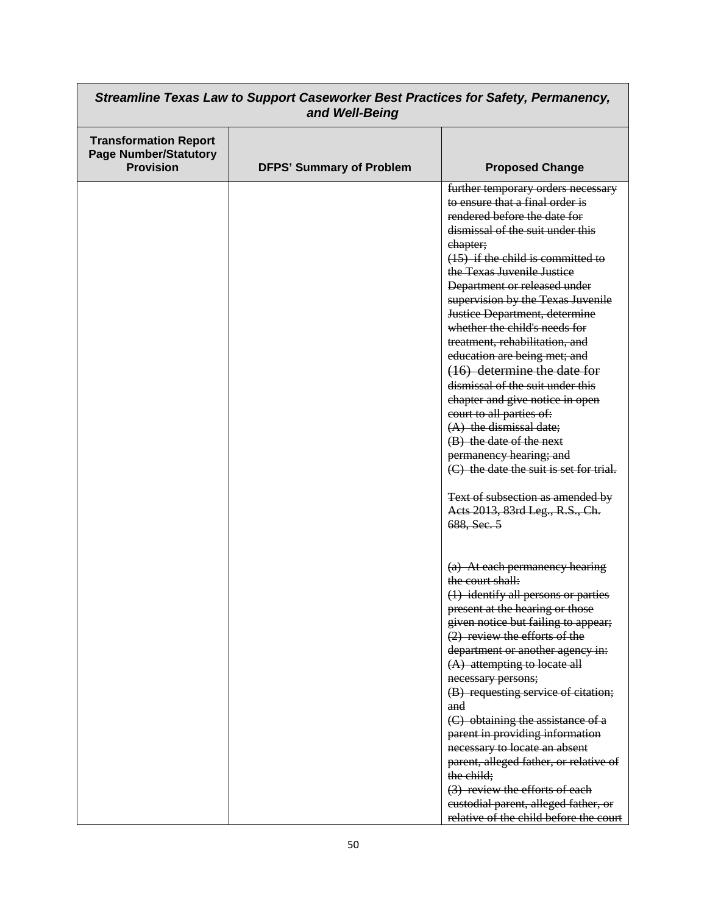| *Streamline Texas Law to Support Caseworker Best Practices for Safety, Permanency, and Well-Being* | | |
|---|---|---|
| **Transformation Report Page Number/Statutory Provision** | **DFPS' Summary of Problem** | **Proposed Change** |
| | | ~~further temporary orders necessary to ensure that a final order is rendered before the date for dismissal of the suit under this chapter;~~<br>~~(15) if the child is committed to the Texas Juvenile Justice Department or released under supervision by the Texas Juvenile Justice Department, determine whether the child's needs for treatment, rehabilitation, and education are being met; and~~<br>~~(16) determine the date for dismissal of the suit under this chapter and give notice in open court to all parties of:~~<br>~~(A) the dismissal date;~~<br>~~(B) the date of the next permanency hearing; and~~<br>~~(C) the date the suit is set for trial.~~<br><br>~~Text of subsection as amended by Acts 2013, 83rd Leg., R.S., Ch. 688, Sec. 5~~<br><br><br>~~(a) At each permanency hearing the court shall:~~<br>~~(1) identify all persons or parties present at the hearing or those given notice but failing to appear;~~<br>~~(2) review the efforts of the department or another agency in:~~<br>~~(A) attempting to locate all necessary persons;~~<br>~~(B) requesting service of citation; and~~<br>~~(C) obtaining the assistance of a parent in providing information necessary to locate an absent parent, alleged father, or relative of the child;~~<br>~~(3) review the efforts of each custodial parent, alleged father, or relative of the child before the court~~ |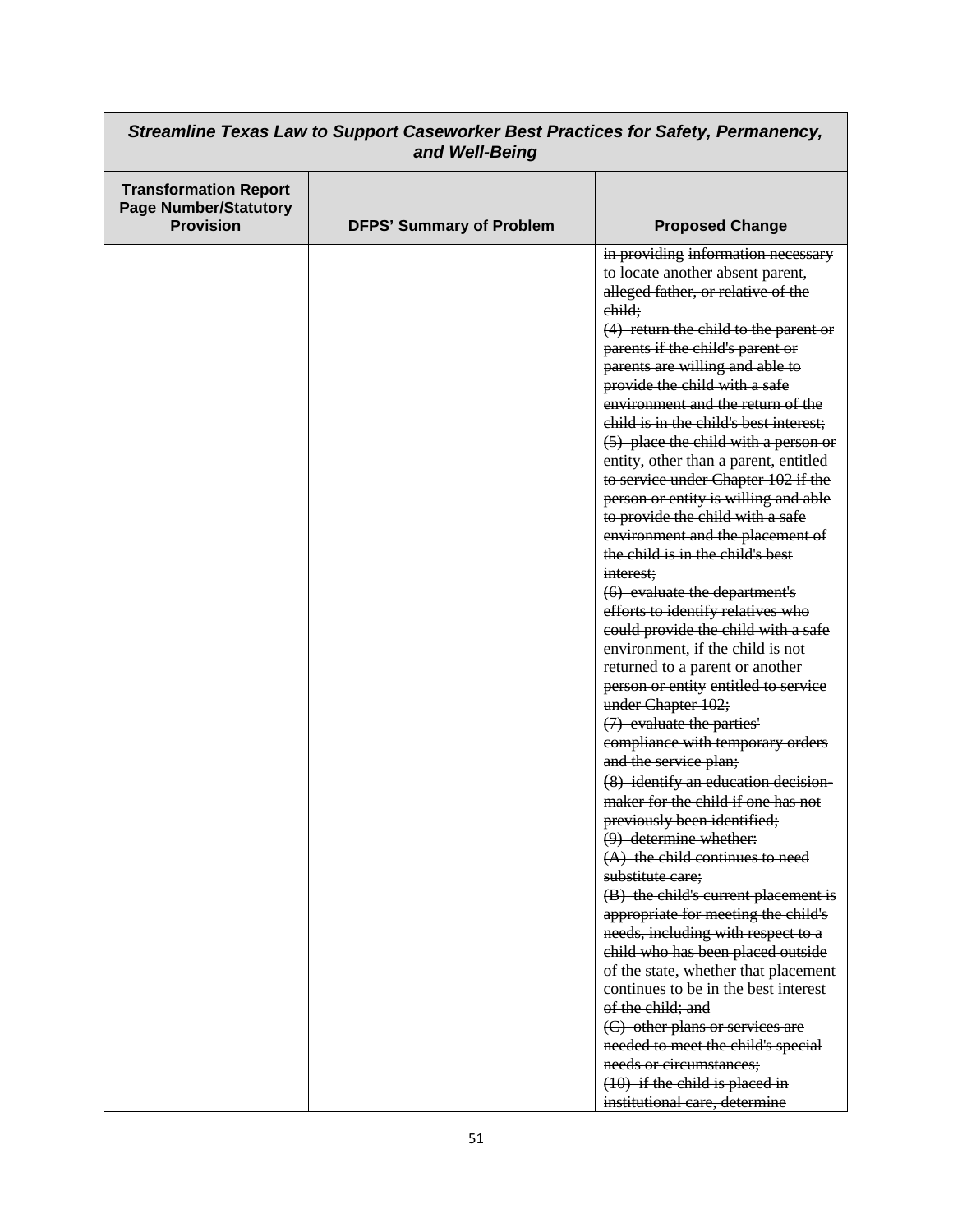| Streamline Texas Law to Support Caseworker Best Practices for Safety, Permanency, and Well-Being | | |
|---|---|---|
| **Transformation Report Page Number/Statutory Provision** | **DFPS' Summary of Problem** | **Proposed Change** |
| | | ~~in providing information necessary to locate another absent parent, alleged father, or relative of the child;~~<br>~~(4) return the child to the parent or parents if the child's parent or parents are willing and able to provide the child with a safe environment and the return of the child is in the child's best interest;~~<br>~~(5) place the child with a person or entity, other than a parent, entitled to service under Chapter 102 if the person or entity is willing and able to provide the child with a safe environment and the placement of the child is in the child's best interest;~~<br>~~(6) evaluate the department's efforts to identify relatives who could provide the child with a safe environment, if the child is not returned to a parent or another person or entity entitled to service under Chapter 102;~~<br>~~(7) evaluate the parties' compliance with temporary orders and the service plan;~~<br>~~(8) identify an education decision-maker for the child if one has not previously been identified;~~<br>~~(9) determine whether:~~<br>~~(A) the child continues to need substitute care;~~<br>~~(B) the child's current placement is appropriate for meeting the child's needs, including with respect to a child who has been placed outside of the state, whether that placement continues to be in the best interest of the child; and~~<br>~~(C) other plans or services are needed to meet the child's special needs or circumstances;~~<br>~~(10) if the child is placed in institutional care, determine~~ |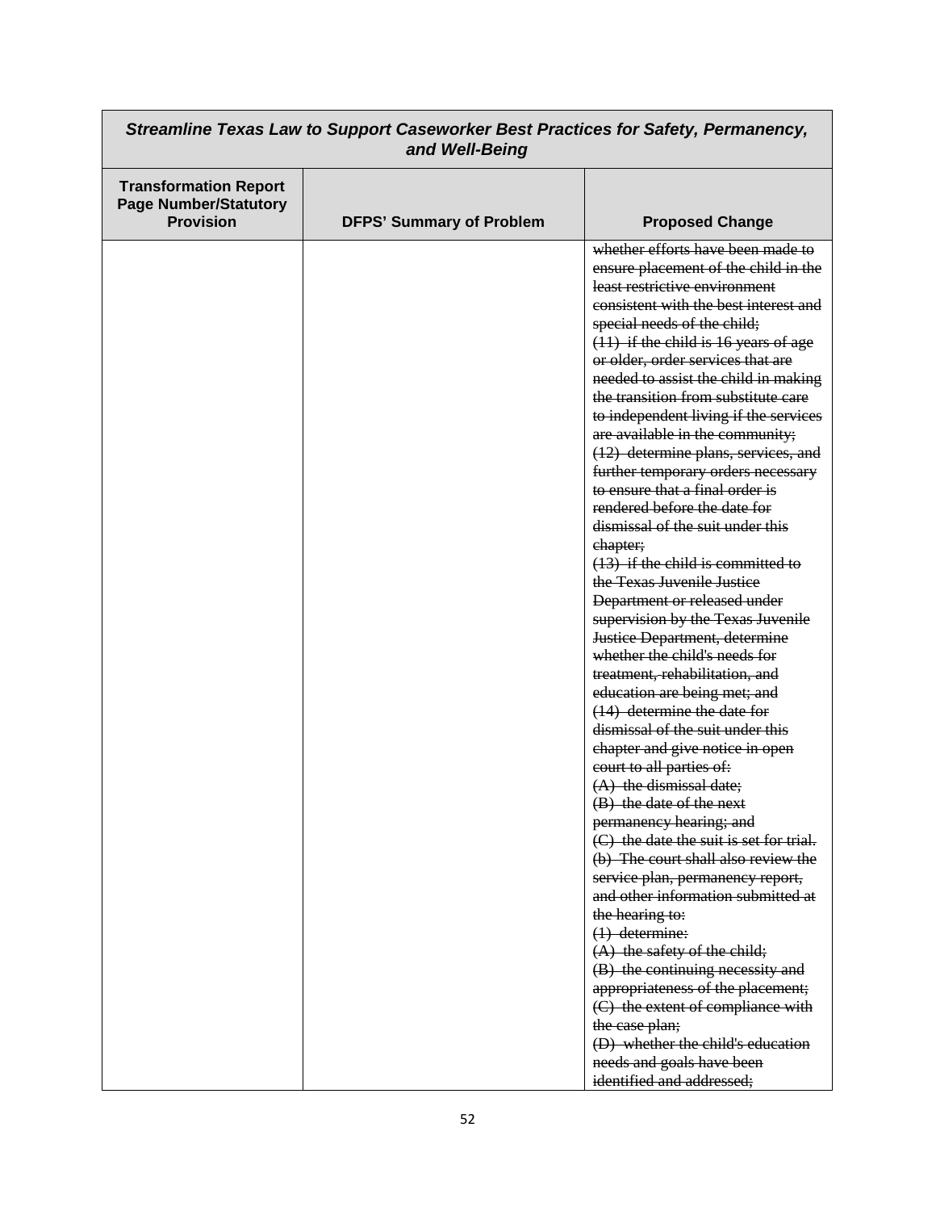| Streamline Texas Law to Support Caseworker Best Practices for Safety, Permanency, and Well-Being | | |
|---|---|---|
| **Transformation Report Page Number/Statutory Provision** | **DFPS' Summary of Problem** | **Proposed Change** |
| | | ~~whether efforts have been made to ensure placement of the child in the least restrictive environment consistent with the best interest and special needs of the child;~~<br>~~(11) if the child is 16 years of age or older, order services that are needed to assist the child in making the transition from substitute care to independent living if the services are available in the community;~~<br>~~(12) determine plans, services, and further temporary orders necessary to ensure that a final order is rendered before the date for dismissal of the suit under this chapter;~~<br>~~(13) if the child is committed to the Texas Juvenile Justice Department or released under supervision by the Texas Juvenile Justice Department, determine whether the child's needs for treatment, rehabilitation, and education are being met; and~~<br>~~(14) determine the date for dismissal of the suit under this chapter and give notice in open court to all parties of:~~<br>~~(A) the dismissal date;~~<br>~~(B) the date of the next permanency hearing; and~~<br>~~(C) the date the suit is set for trial.~~<br>~~(b) The court shall also review the service plan, permanency report, and other information submitted at the hearing to:~~<br>~~(1) determine:~~<br>~~(A) the safety of the child;~~<br>~~(B) the continuing necessity and appropriateness of the placement;~~<br>~~(C) the extent of compliance with the case plan;~~<br>~~(D) whether the child's education needs and goals have been identified and addressed;~~ |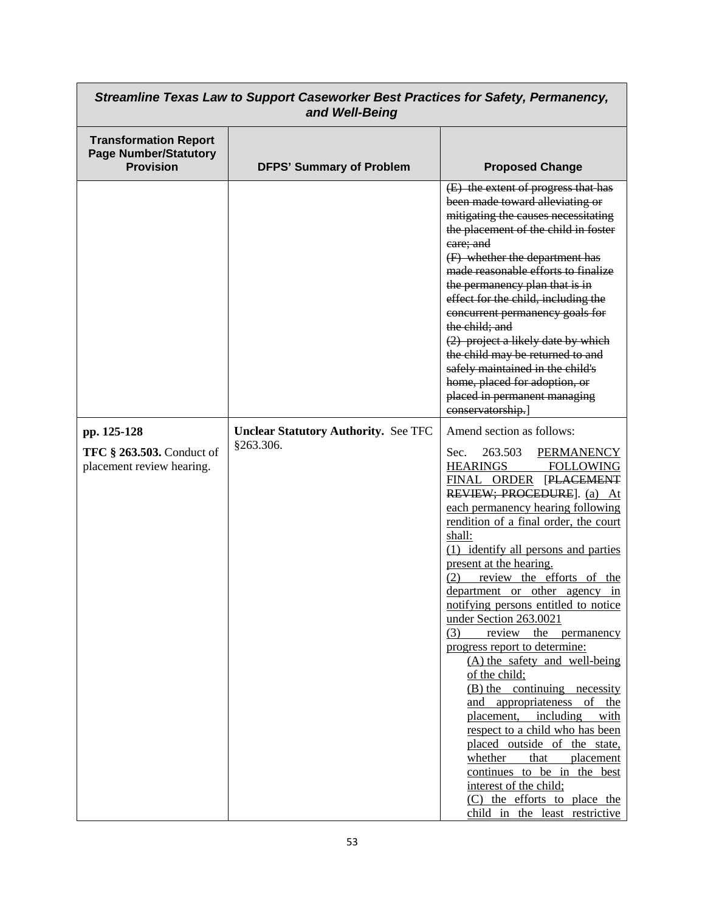| *Streamline Texas Law to Support Caseworker Best Practices for Safety, Permanency, and Well-Being* | | |
|---|---|---|
| **Transformation Report Page Number/Statutory Provision** | **DFPS' Summary of Problem** | **Proposed Change** |
| | | ~~(E) the extent of progress that has been made toward alleviating or mitigating the causes necessitating the placement of the child in foster care; and~~<br>~~(F) whether the department has made reasonable efforts to finalize the permanency plan that is in effect for the child, including the concurrent permanency goals for the child; and~~<br>~~(2) project a likely date by which the child may be returned to and safely maintained in the child's home, placed for adoption, or placed in permanent managing conservatorship.~~] |
| **pp. 125-128**<br>**TFC § 263.503.** Conduct of placement review hearing. | **Unclear Statutory Authority.** See TFC §263.306. | Amend section as follows:<br>Sec. 263.503 <u>PERMANENCY HEARINGS FOLLOWING FINAL ORDER</u> [~~PLACEMENT REVIEW; PROCEDURE~~]. <u>(a) At each permanency hearing following rendition of a final order, the court shall:</u><br><u>(1) identify all persons and parties present at the hearing.</u><br><u>(2) review the efforts of the department or other agency in notifying persons entitled to notice under Section 263.0021</u><br><u>(3) review the permanency progress report to determine:</u><br><u>(A) the safety and well-being of the child;</u><br><u>(B) the continuing necessity and appropriateness of the placement, including with respect to a child who has been placed outside of the state, whether that placement continues to be in the best interest of the child;</u><br><u>(C) the efforts to place the child in the least restrictive</u> |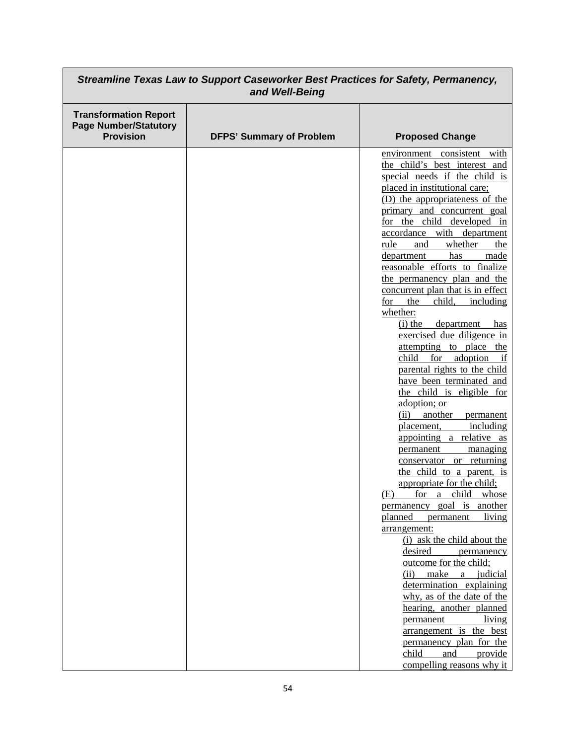| Streamline Texas Law to Support Caseworker Best Practices for Safety, Permanency, and Well-Being | | |
|---|---|---|
| **Transformation Report Page Number/Statutory Provision** | **DFPS' Summary of Problem** | **Proposed Change** |
| | | environment consistent with the child's best interest and special needs if the child is placed in institutional care;<br>(D) the appropriateness of the primary and concurrent goal for the child developed in accordance with department rule and whether the department has made reasonable efforts to finalize the permanency plan and the concurrent plan that is in effect for the child, including whether:<br>(i) the department has exercised due diligence in attempting to place the child for adoption if parental rights to the child have been terminated and the child is eligible for adoption; or<br>(ii) another permanent placement, including appointing a relative as permanent managing conservator or returning the child to a parent, is appropriate for the child;<br>(E) for a child whose permanency goal is another planned permanent living arrangement:<br>(i) ask the child about the desired permanency outcome for the child;<br>(ii) make a judicial determination explaining why, as of the date of the hearing, another planned permanent living arrangement is the best permanency plan for the child and provide compelling reasons why it |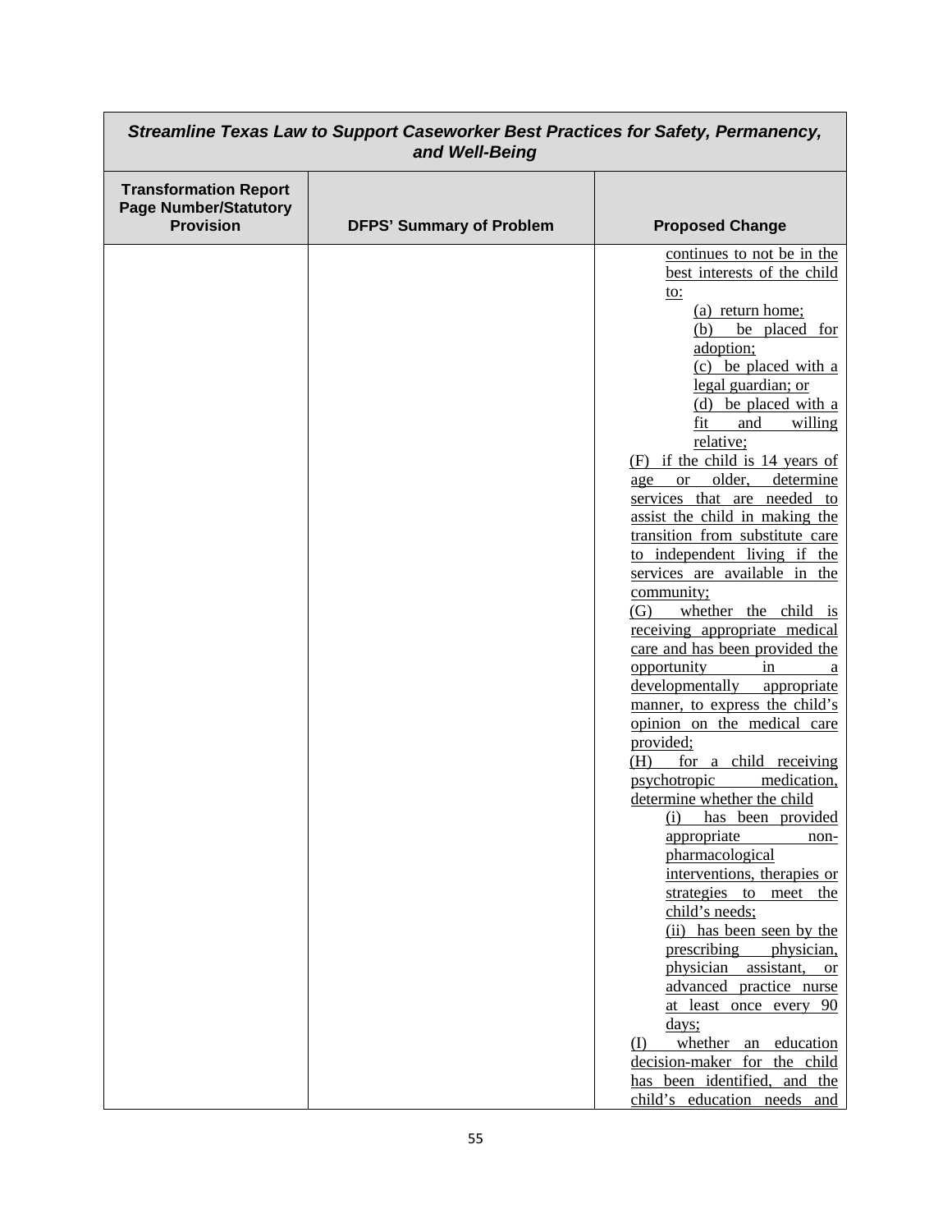| *Streamline Texas Law to Support Caseworker Best Practices for Safety, Permanency, and Well-Being* | | |
|---|---|---|
| **Transformation Report Page Number/Statutory Provision** | **DFPS' Summary of Problem** | **Proposed Change** |
| | | continues to not be in the best interests of the child to:<br>(a) return home;<br>(b) be placed for adoption;<br>(c) be placed with a legal guardian; or<br>(d) be placed with a fit and willing relative;<br>(F) if the child is 14 years of age or older, determine services that are needed to assist the child in making the transition from substitute care to independent living if the services are available in the community;<br>(G) whether the child is receiving appropriate medical care and has been provided the opportunity in a developmentally appropriate manner, to express the child's opinion on the medical care provided;<br>(H) for a child receiving psychotropic medication, determine whether the child<br>(i) has been provided appropriate non-pharmacological interventions, therapies or strategies to meet the child's needs;<br>(ii) has been seen by the prescribing physician, physician assistant, or advanced practice nurse at least once every 90 days;<br>(I) whether an education decision-maker for the child has been identified, and the child's education needs and |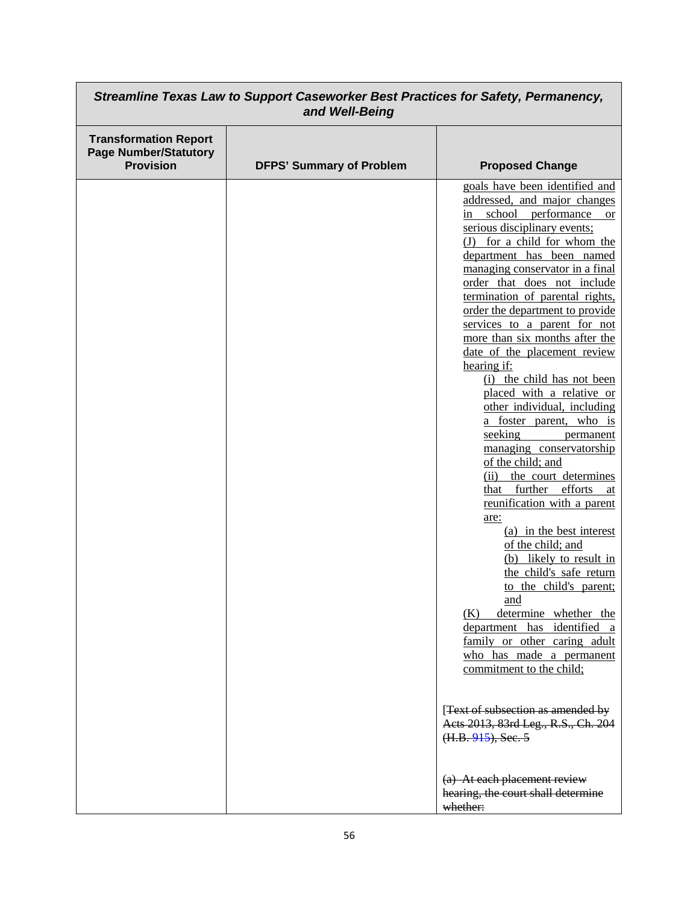| *Streamline Texas Law to Support Caseworker Best Practices for Safety, Permanency, and Well-Being* | | |
|---|---|---|
| **Transformation Report Page Number/Statutory Provision** | **DFPS' Summary of Problem** | **Proposed Change** |
| | | goals have been identified and addressed, and major changes in school performance or serious disciplinary events;<br>(J) for a child for whom the department has been named managing conservator in a final order that does not include termination of parental rights, order the department to provide services to a parent for not more than six months after the date of the placement review hearing if:<br>(i) the child has not been placed with a relative or other individual, including a foster parent, who is seeking permanent managing conservatorship of the child; and<br>(ii) the court determines that further efforts at reunification with a parent are:<br>(a) in the best interest of the child; and<br>(b) likely to result in the child's safe return to the child's parent; and<br>(K) determine whether the department has identified a family or other caring adult who has made a permanent commitment to the child;<br><br>[~~Text of subsection as amended by Acts 2013, 83rd Leg., R.S., Ch. 204 (H.B. 915), Sec. 5~~<br><br>~~(a) At each placement review hearing, the court shall determine whether:~~ |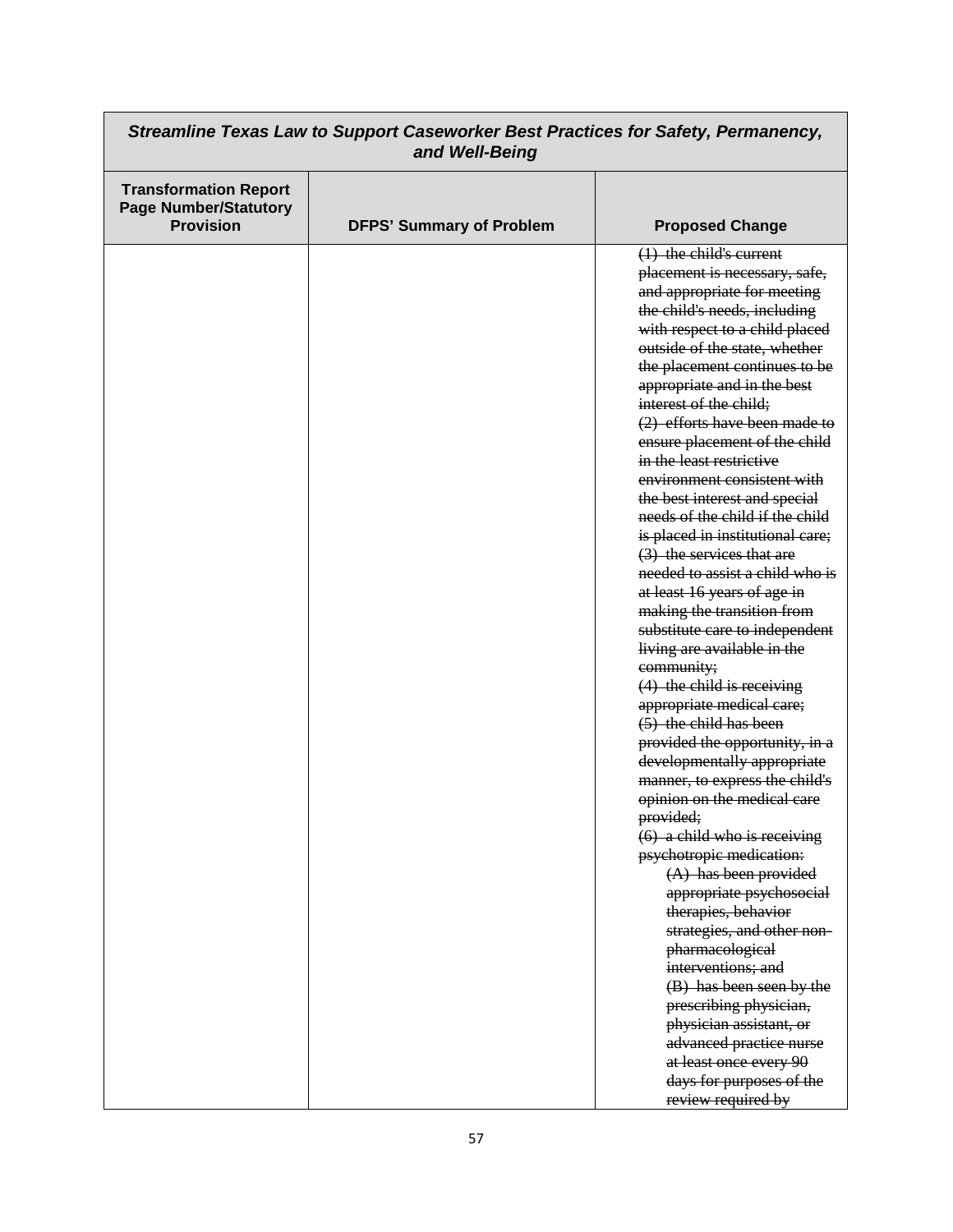| Streamline Texas Law to Support Caseworker Best Practices for Safety, Permanency, and Well-Being | | |
|---|---|---|
| **Transformation Report Page Number/Statutory Provision** | **DFPS' Summary of Problem** | **Proposed Change** |
| | | ~~(1) the child's current placement is necessary, safe, and appropriate for meeting the child's needs, including with respect to a child placed outside of the state, whether the placement continues to be appropriate and in the best interest of the child;~~<br>~~(2) efforts have been made to ensure placement of the child in the least restrictive environment consistent with the best interest and special needs of the child if the child is placed in institutional care;~~<br>~~(3) the services that are needed to assist a child who is at least 16 years of age in making the transition from substitute care to independent living are available in the community;~~<br>~~(4) the child is receiving appropriate medical care;~~<br>~~(5) the child has been provided the opportunity, in a developmentally appropriate manner, to express the child's opinion on the medical care provided;~~<br>~~(6) a child who is receiving psychotropic medication:~~<br>~~(A) has been provided appropriate psychosocial therapies, behavior strategies, and other non-pharmacological interventions; and~~<br>~~(B) has been seen by the prescribing physician, physician assistant, or advanced practice nurse at least once every 90 days for purposes of the review required by~~ |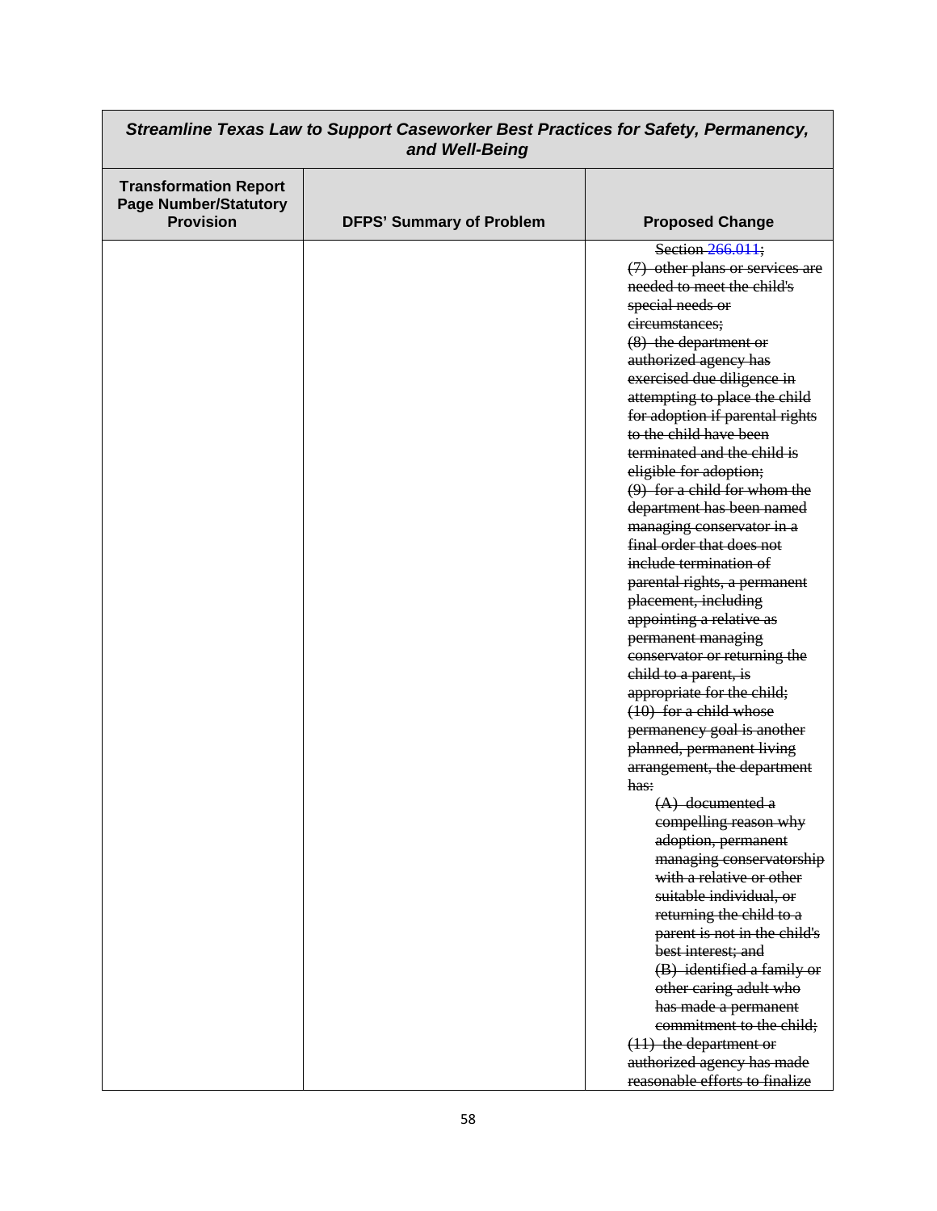| ***Streamline Texas Law to Support Caseworker Best Practices for Safety, Permanency, and Well-Being*** | | |
|---|---|---|
| **Transformation Report Page Number/Statutory Provision** | **DFPS' Summary of Problem** | **Proposed Change** |
| | | ~~Section 266.011;~~<br>~~(7) other plans or services are needed to meet the child's special needs or circumstances;~~<br>~~(8) the department or authorized agency has exercised due diligence in attempting to place the child for adoption if parental rights to the child have been terminated and the child is eligible for adoption;~~<br>~~(9) for a child for whom the department has been named managing conservator in a final order that does not include termination of parental rights, a permanent placement, including appointing a relative as permanent managing conservator or returning the child to a parent, is appropriate for the child;~~<br>~~(10) for a child whose permanency goal is another planned, permanent living arrangement, the department has:~~<br>~~(A) documented a compelling reason why adoption, permanent managing conservatorship with a relative or other suitable individual, or returning the child to a parent is not in the child's best interest; and~~<br>~~(B) identified a family or other caring adult who has made a permanent commitment to the child;~~<br>~~(11) the department or authorized agency has made reasonable efforts to finalize~~ |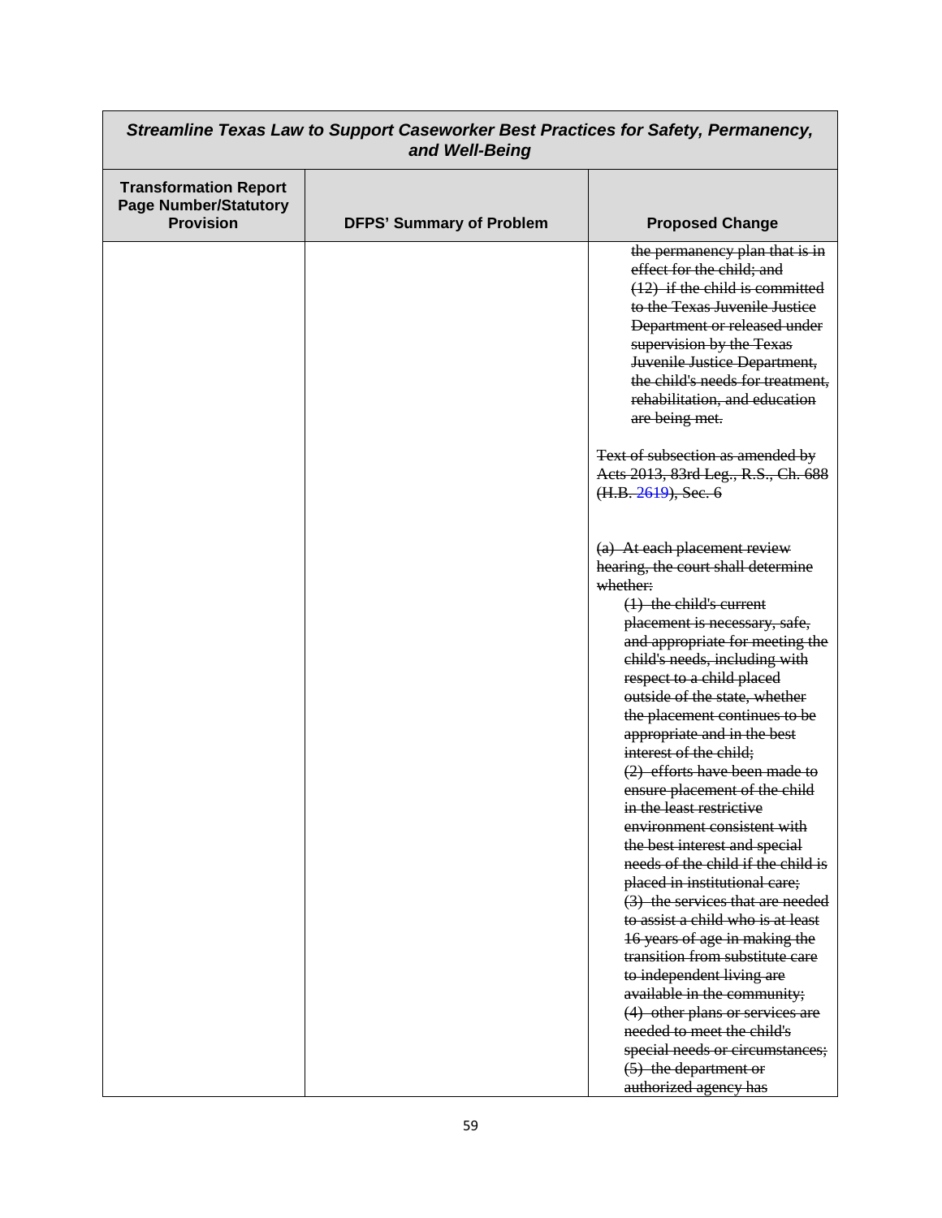| *Streamline Texas Law to Support Caseworker Best Practices for Safety, Permanency, and Well-Being* | | |
|---|---|---|
| **Transformation Report Page Number/Statutory Provision** | **DFPS' Summary of Problem** | **Proposed Change** |
| | | ~~the permanency plan that is in effect for the child; and~~<br>~~(12) if the child is committed to the Texas Juvenile Justice Department or released under supervision by the Texas Juvenile Justice Department, the child's needs for treatment, rehabilitation, and education are being met.~~<br><br>~~Text of subsection as amended by Acts 2013, 83rd Leg., R.S., Ch. 688 (H.B. 2619), Sec. 6~~<br><br>~~(a) At each placement review hearing, the court shall determine whether:~~<br>~~(1) the child's current placement is necessary, safe, and appropriate for meeting the child's needs, including with respect to a child placed outside of the state, whether the placement continues to be appropriate and in the best interest of the child;~~<br>~~(2) efforts have been made to ensure placement of the child in the least restrictive environment consistent with the best interest and special needs of the child if the child is placed in institutional care;~~<br>~~(3) the services that are needed to assist a child who is at least 16 years of age in making the transition from substitute care to independent living are available in the community;~~<br>~~(4) other plans or services are needed to meet the child's special needs or circumstances;~~<br>~~(5) the department or authorized agency has~~ |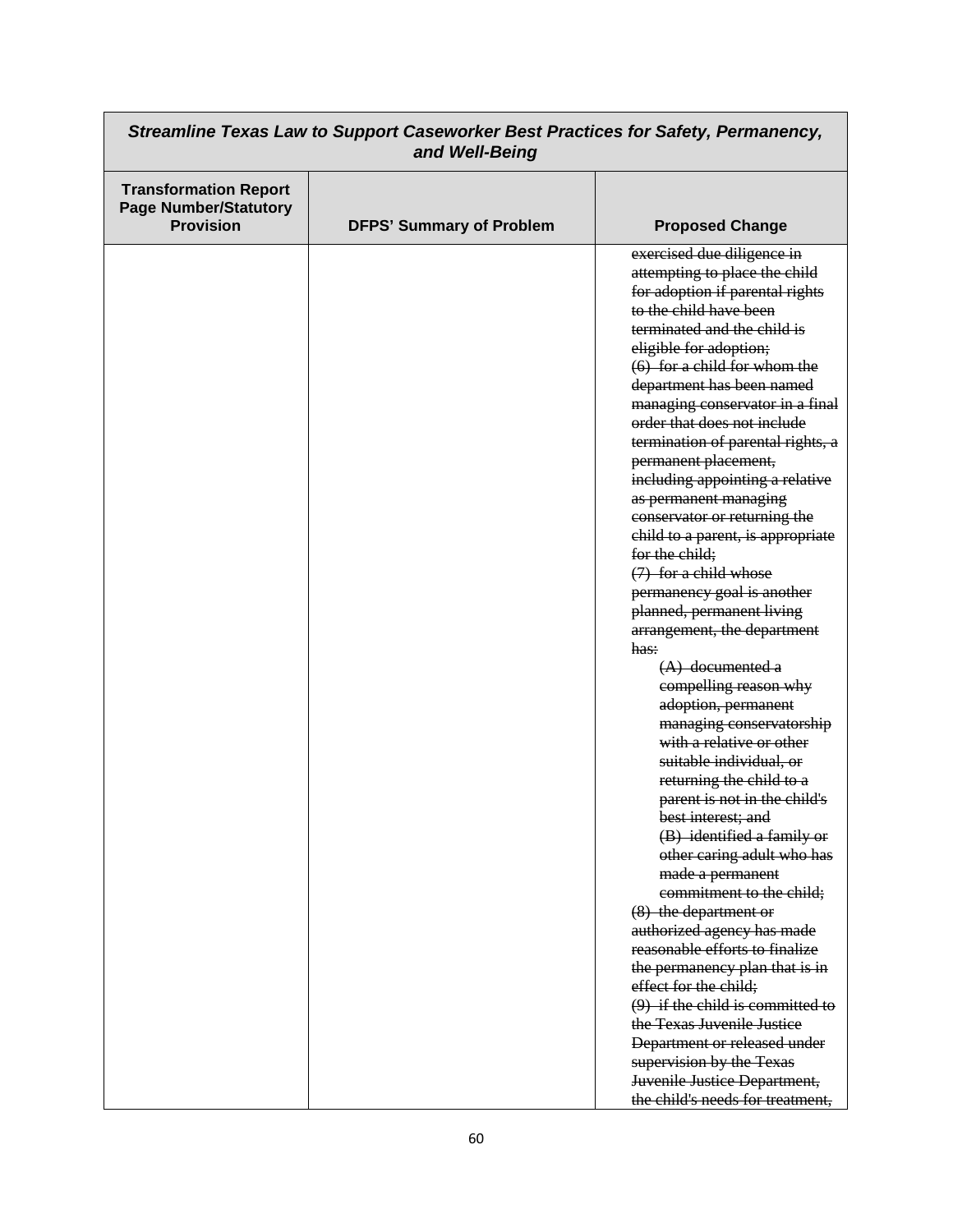| *Streamline Texas Law to Support Caseworker Best Practices for Safety, Permanency, and Well-Being* | | |
|---|---|---|
| **Transformation Report Page Number/Statutory Provision** | **DFPS' Summary of Problem** | **Proposed Change** |
| | | ~~exercised due diligence in attempting to place the child for adoption if parental rights to the child have been terminated and the child is eligible for adoption;~~<br>~~(6) for a child for whom the department has been named managing conservator in a final order that does not include termination of parental rights, a permanent placement, including appointing a relative as permanent managing conservator or returning the child to a parent, is appropriate for the child;~~<br>~~(7) for a child whose permanency goal is another planned, permanent living arrangement, the department has:~~<br>~~(A) documented a compelling reason why adoption, permanent managing conservatorship with a relative or other suitable individual, or returning the child to a parent is not in the child's best interest; and~~<br>~~(B) identified a family or other caring adult who has made a permanent commitment to the child;~~<br>~~(8) the department or authorized agency has made reasonable efforts to finalize the permanency plan that is in effect for the child;~~<br>~~(9) if the child is committed to the Texas Juvenile Justice Department or released under supervision by the Texas Juvenile Justice Department, the child's needs for treatment,~~ |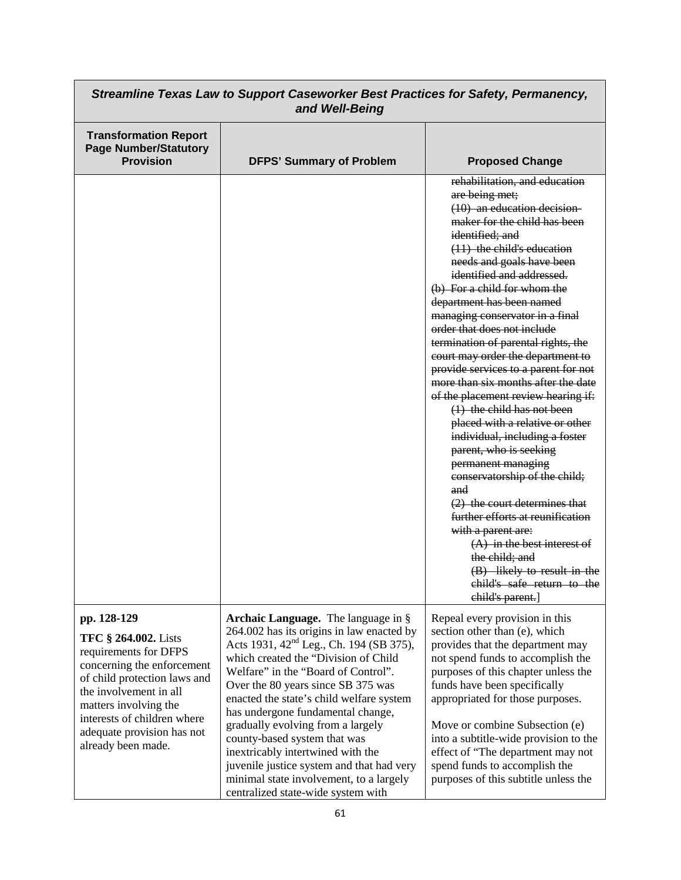| ***Streamline Texas Law to Support Caseworker Best Practices for Safety, Permanency, and Well-Being*** | | |
|---|---|---|
| **Transformation Report Page Number/Statutory Provision** | **DFPS' Summary of Problem** | **Proposed Change** |
| | | ~~rehabilitation, and education are being met;~~<br>~~(10) an education decision-maker for the child has been identified; and~~<br>~~(11) the child's education needs and goals have been identified and addressed.~~<br>~~(b) For a child for whom the department has been named managing conservator in a final order that does not include termination of parental rights, the court may order the department to provide services to a parent for not more than six months after the date of the placement review hearing if:~~<br>~~(1) the child has not been placed with a relative or other individual, including a foster parent, who is seeking permanent managing conservatorship of the child; and~~<br>~~(2) the court determines that further efforts at reunification with a parent are:~~<br>~~(A) in the best interest of the child; and~~<br>~~(B) likely to result in the child's safe return to the child's parent.~~] |
| **pp. 128-129**<br><br>**TFC § 264.002.** Lists requirements for DFPS concerning the enforcement of child protection laws and the involvement in all matters involving the interests of children where adequate provision has not already been made. | **Archaic Language.** The language in § 264.002 has its origins in law enacted by Acts 1931, 42nd Leg., Ch. 194 (SB 375), which created the "Division of Child Welfare" in the "Board of Control". Over the 80 years since SB 375 was enacted the state's child welfare system has undergone fundamental change, gradually evolving from a largely county-based system that was inextricably intertwined with the juvenile justice system and that had very minimal state involvement, to a largely centralized state-wide system with | Repeal every provision in this section other than (e), which provides that the department may not spend funds to accomplish the purposes of this chapter unless the funds have been specifically appropriated for those purposes.<br><br>Move or combine Subsection (e) into a subtitle-wide provision to the effect of "The department may not spend funds to accomplish the purposes of this subtitle unless the |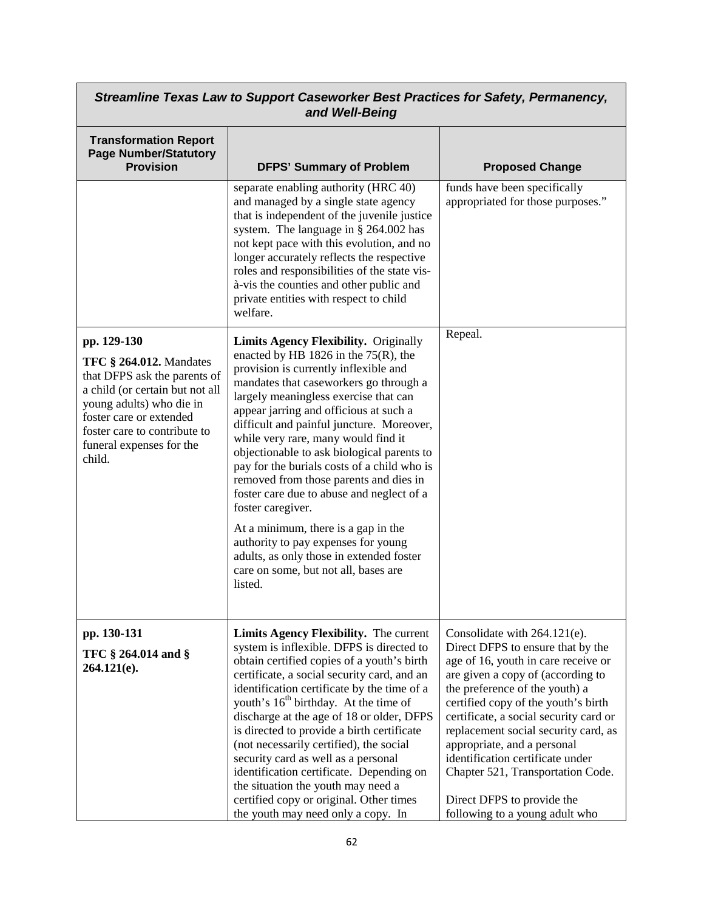| *Streamline Texas Law to Support Caseworker Best Practices for Safety, Permanency, and Well-Being* | | |
|---|---|---|
| **Transformation Report Page Number/Statutory Provision** | **DFPS' Summary of Problem** | **Proposed Change** |
| | separate enabling authority (HRC 40) and managed by a single state agency that is independent of the juvenile justice system. The language in § 264.002 has not kept pace with this evolution, and no longer accurately reflects the respective roles and responsibilities of the state vis-à-vis the counties and other public and private entities with respect to child welfare. | funds have been specifically appropriated for those purposes." |
| **pp. 129-130**<br><br>**TFC § 264.012.** Mandates that DFPS ask the parents of a child (or certain but not all young adults) who die in foster care or extended foster care to contribute to funeral expenses for the child. | **Limits Agency Flexibility.** Originally enacted by HB 1826 in the 75(R), the provision is currently inflexible and mandates that caseworkers go through a largely meaningless exercise that can appear jarring and officious at such a difficult and painful juncture. Moreover, while very rare, many would find it objectionable to ask biological parents to pay for the burials costs of a child who is removed from those parents and dies in foster care due to abuse and neglect of a foster caregiver.<br><br>At a minimum, there is a gap in the authority to pay expenses for young adults, as only those in extended foster care on some, but not all, bases are listed. | Repeal. |
| **pp. 130-131**<br><br>**TFC § 264.014 and § 264.121(e).** | **Limits Agency Flexibility.** The current system is inflexible. DFPS is directed to obtain certified copies of a youth's birth certificate, a social security card, and an identification certificate by the time of a youth's 16th birthday. At the time of discharge at the age of 18 or older, DFPS is directed to provide a birth certificate (not necessarily certified), the social security card as well as a personal identification certificate. Depending on the situation the youth may need a certified copy or original. Other times the youth may need only a copy. In | Consolidate with 264.121(e). Direct DFPS to ensure that by the age of 16, youth in care receive or are given a copy of (according to the preference of the youth) a certified copy of the youth's birth certificate, a social security card or replacement social security card, as appropriate, and a personal identification certificate under Chapter 521, Transportation Code.<br><br>Direct DFPS to provide the following to a young adult who |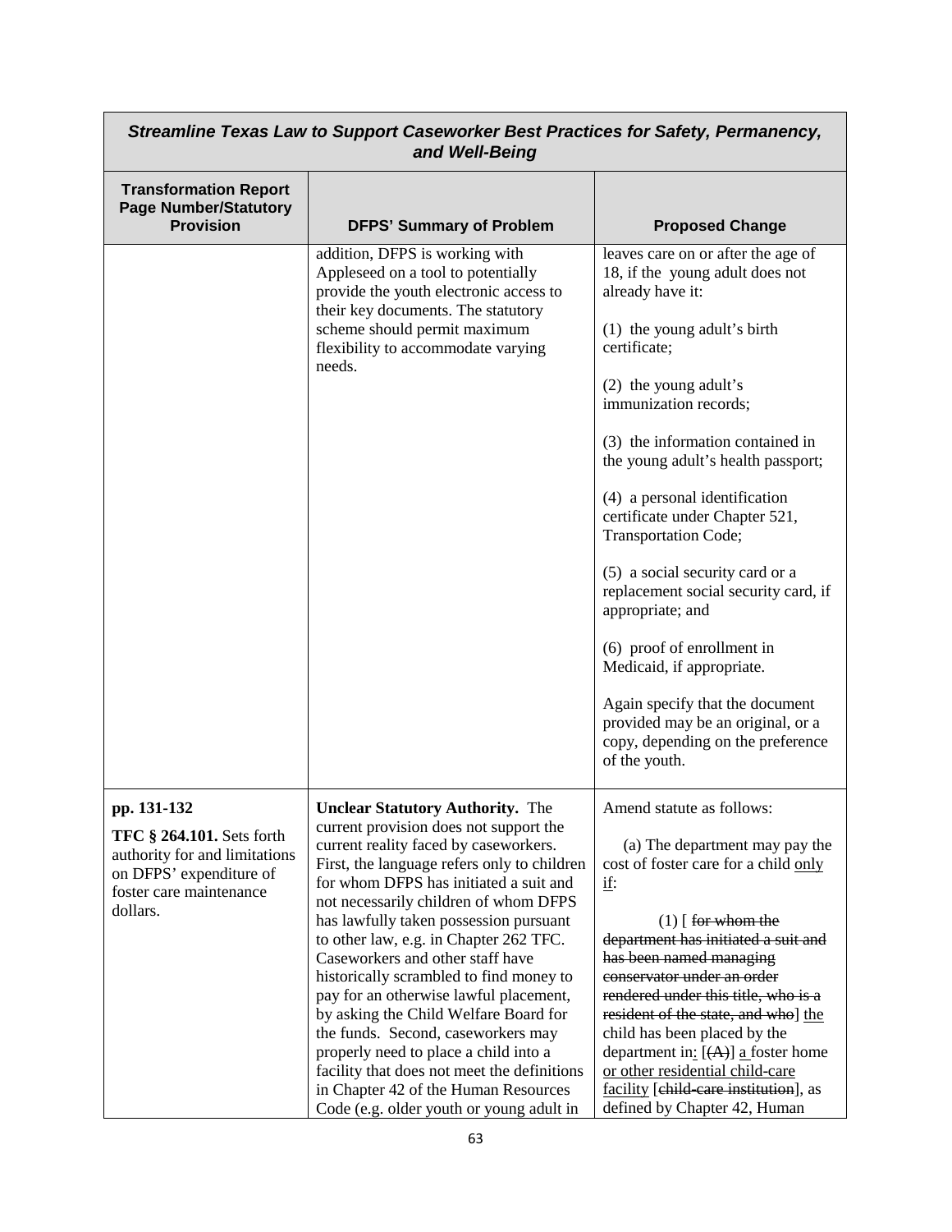| *Streamline Texas Law to Support Caseworker Best Practices for Safety, Permanency, and Well-Being* | | |
|---|---|---|
| **Transformation Report Page Number/Statutory Provision** | **DFPS' Summary of Problem** | **Proposed Change** |
| | addition, DFPS is working with Appleseed on a tool to potentially provide the youth electronic access to their key documents. The statutory scheme should permit maximum flexibility to accommodate varying needs. | leaves care on or after the age of 18, if the young adult does not already have it:<br><br>(1) the young adult's birth certificate;<br><br>(2) the young adult's immunization records;<br><br>(3) the information contained in the young adult's health passport;<br><br>(4) a personal identification certificate under Chapter 521, Transportation Code;<br><br>(5) a social security card or a replacement social security card, if appropriate; and<br><br>(6) proof of enrollment in Medicaid, if appropriate.<br><br>Again specify that the document provided may be an original, or a copy, depending on the preference of the youth. |
| **pp. 131-132**<br><br>**TFC § 264.101.** Sets forth authority for and limitations on DFPS' expenditure of foster care maintenance dollars. | **Unclear Statutory Authority.** The current provision does not support the current reality faced by caseworkers. First, the language refers only to children for whom DFPS has initiated a suit and not necessarily children of whom DFPS has lawfully taken possession pursuant to other law, e.g. in Chapter 262 TFC. Caseworkers and other staff have historically scrambled to find money to pay for an otherwise lawful placement, by asking the Child Welfare Board for the funds. Second, caseworkers may properly need to place a child into a facility that does not meet the definitions in Chapter 42 of the Human Resources Code (e.g. older youth or young adult in | Amend statute as follows:<br><br>(a) The department may pay the cost of foster care for a child <u>only if</u>:<br><br>(1) [ ~~for whom the department has initiated a suit and has been named managing conservator under an order rendered under this title, who is a resident of the state, and who~~] <u>the</u> child has been placed by the department in<u>:</u> [~~(A)~~] <u>a</u> foster home <u>or other residential child-care facility</u> [~~child-care institution~~], as defined by Chapter 42, Human |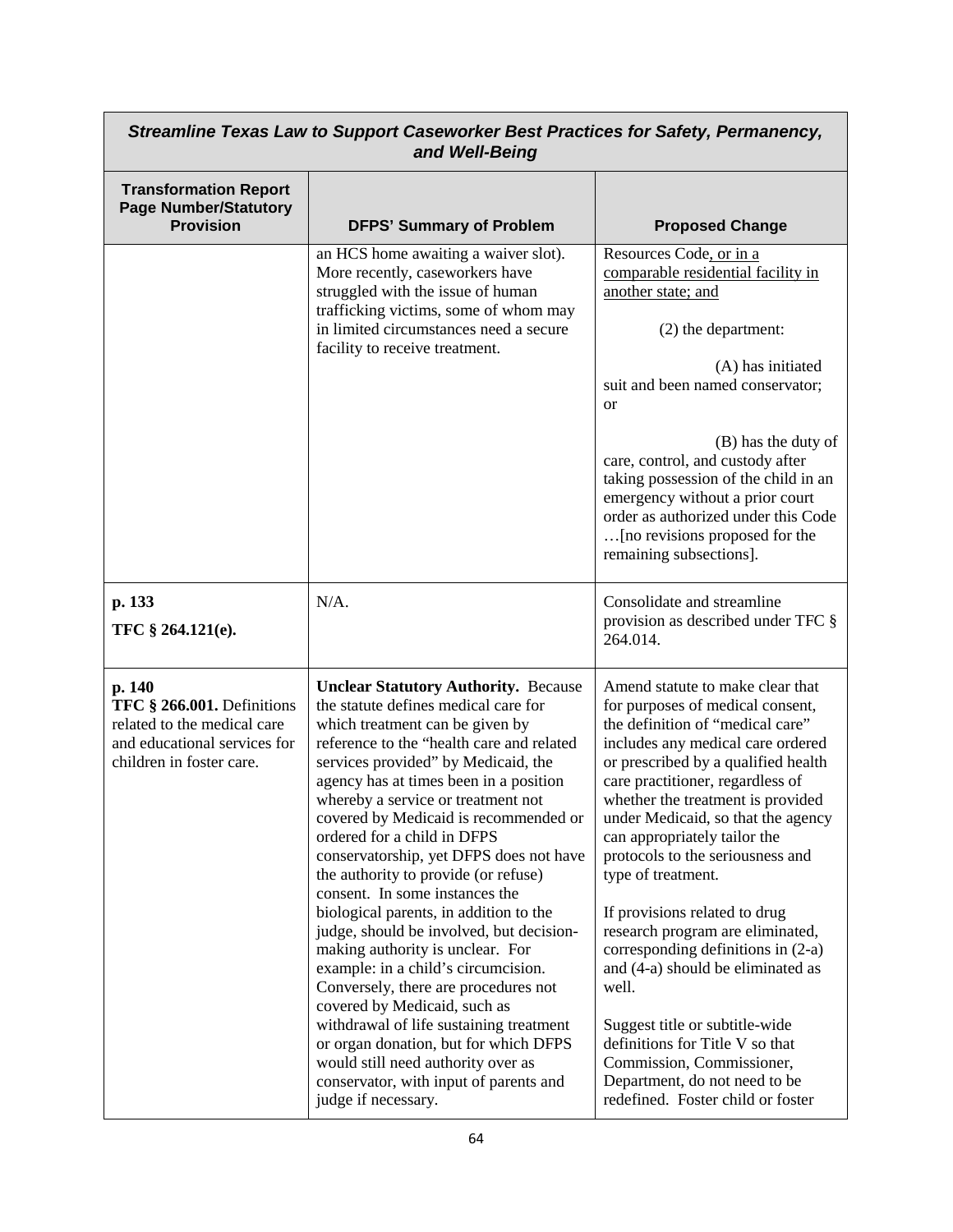| *Streamline Texas Law to Support Caseworker Best Practices for Safety, Permanency, and Well-Being* | | |
|---|---|---|
| **Transformation Report Page Number/Statutory Provision** | **DFPS' Summary of Problem** | **Proposed Change** |
| | an HCS home awaiting a waiver slot). More recently, caseworkers have struggled with the issue of human trafficking victims, some of whom may in limited circumstances need a secure facility to receive treatment. | Resources Code, or in a comparable residential facility in another state; and<br><br>(2) the department:<br><br>(A) has initiated suit and been named conservator; or<br><br>(B) has the duty of care, control, and custody after taking possession of the child in an emergency without a prior court order as authorized under this Code …[no revisions proposed for the remaining subsections]. |
| **p. 133**<br><br>**TFC § 264.121(e).** | N/A. | Consolidate and streamline provision as described under TFC § 264.014. |
| **p. 140**<br>**TFC § 266.001.** Definitions related to the medical care and educational services for children in foster care. | **Unclear Statutory Authority.** Because the statute defines medical care for which treatment can be given by reference to the "health care and related services provided" by Medicaid, the agency has at times been in a position whereby a service or treatment not covered by Medicaid is recommended or ordered for a child in DFPS conservatorship, yet DFPS does not have the authority to provide (or refuse) consent. In some instances the biological parents, in addition to the judge, should be involved, but decision-making authority is unclear. For example: in a child's circumcision. Conversely, there are procedures not covered by Medicaid, such as withdrawal of life sustaining treatment or organ donation, but for which DFPS would still need authority over as conservator, with input of parents and judge if necessary. | Amend statute to make clear that for purposes of medical consent, the definition of "medical care" includes any medical care ordered or prescribed by a qualified health care practitioner, regardless of whether the treatment is provided under Medicaid, so that the agency can appropriately tailor the protocols to the seriousness and type of treatment.<br><br>If provisions related to drug research program are eliminated, corresponding definitions in (2-a) and (4-a) should be eliminated as well.<br><br>Suggest title or subtitle-wide definitions for Title V so that Commission, Commissioner, Department, do not need to be redefined. Foster child or foster |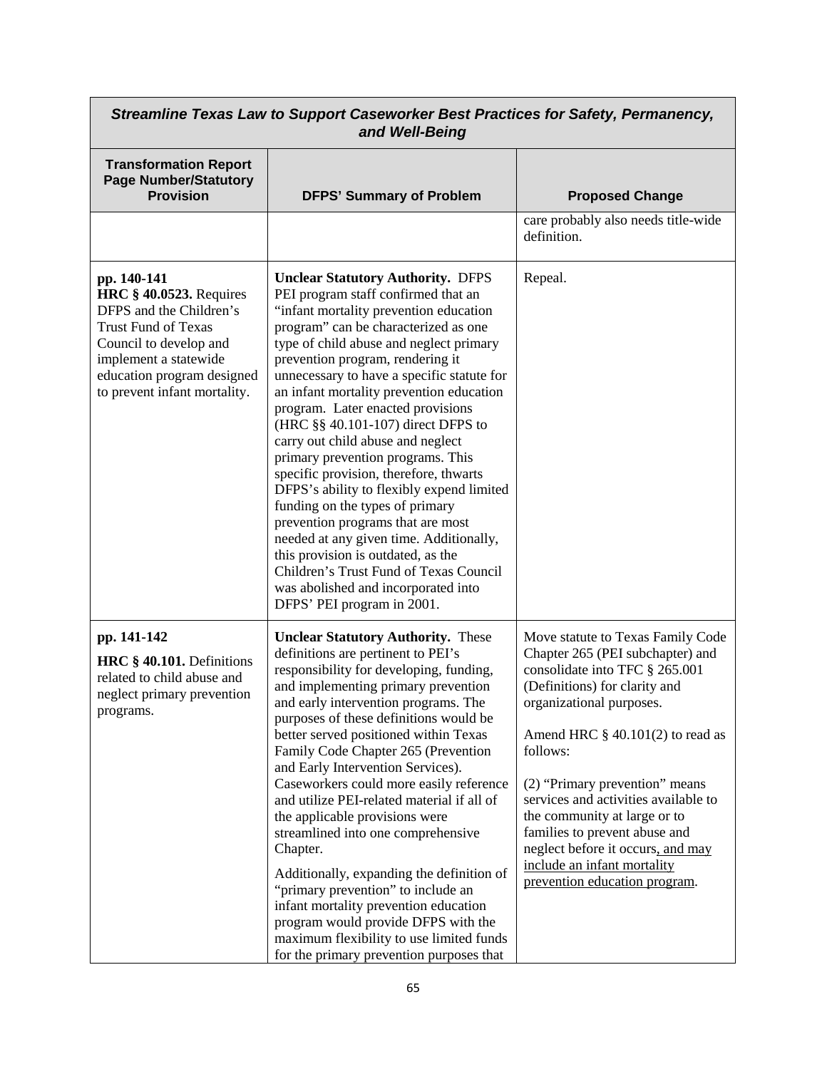| *Streamline Texas Law to Support Caseworker Best Practices for Safety, Permanency, and Well-Being* | | |
|---|---|---|
| **Transformation Report Page Number/Statutory Provision** | **DFPS' Summary of Problem** | **Proposed Change** |
| | | care probably also needs title-wide definition. |
| **pp. 140-141** **HRC § 40.0523.** Requires DFPS and the Children's Trust Fund of Texas Council to develop and implement a statewide education program designed to prevent infant mortality. | **Unclear Statutory Authority.** DFPS PEI program staff confirmed that an "infant mortality prevention education program" can be characterized as one type of child abuse and neglect primary prevention program, rendering it unnecessary to have a specific statute for an infant mortality prevention education program. Later enacted provisions (HRC §§ 40.101-107) direct DFPS to carry out child abuse and neglect primary prevention programs. This specific provision, therefore, thwarts DFPS's ability to flexibly expend limited funding on the types of primary prevention programs that are most needed at any given time. Additionally, this provision is outdated, as the Children's Trust Fund of Texas Council was abolished and incorporated into DFPS' PEI program in 2001. | Repeal. |
| **pp. 141-142** **HRC § 40.101.** Definitions related to child abuse and neglect primary prevention programs. | **Unclear Statutory Authority.** These definitions are pertinent to PEI's responsibility for developing, funding, and implementing primary prevention and early intervention programs. The purposes of these definitions would be better served positioned within Texas Family Code Chapter 265 (Prevention and Early Intervention Services). Caseworkers could more easily reference and utilize PEI-related material if all of the applicable provisions were streamlined into one comprehensive Chapter. <br><br> Additionally, expanding the definition of "primary prevention" to include an infant mortality prevention education program would provide DFPS with the maximum flexibility to use limited funds for the primary prevention purposes that | Move statute to Texas Family Code Chapter 265 (PEI subchapter) and consolidate into TFC § 265.001 (Definitions) for clarity and organizational purposes. <br><br> Amend HRC § 40.101(2) to read as follows: <br><br> (2) "Primary prevention" means services and activities available to the community at large or to families to prevent abuse and neglect before it occurs<u>, and may include an infant mortality prevention education program</u>. |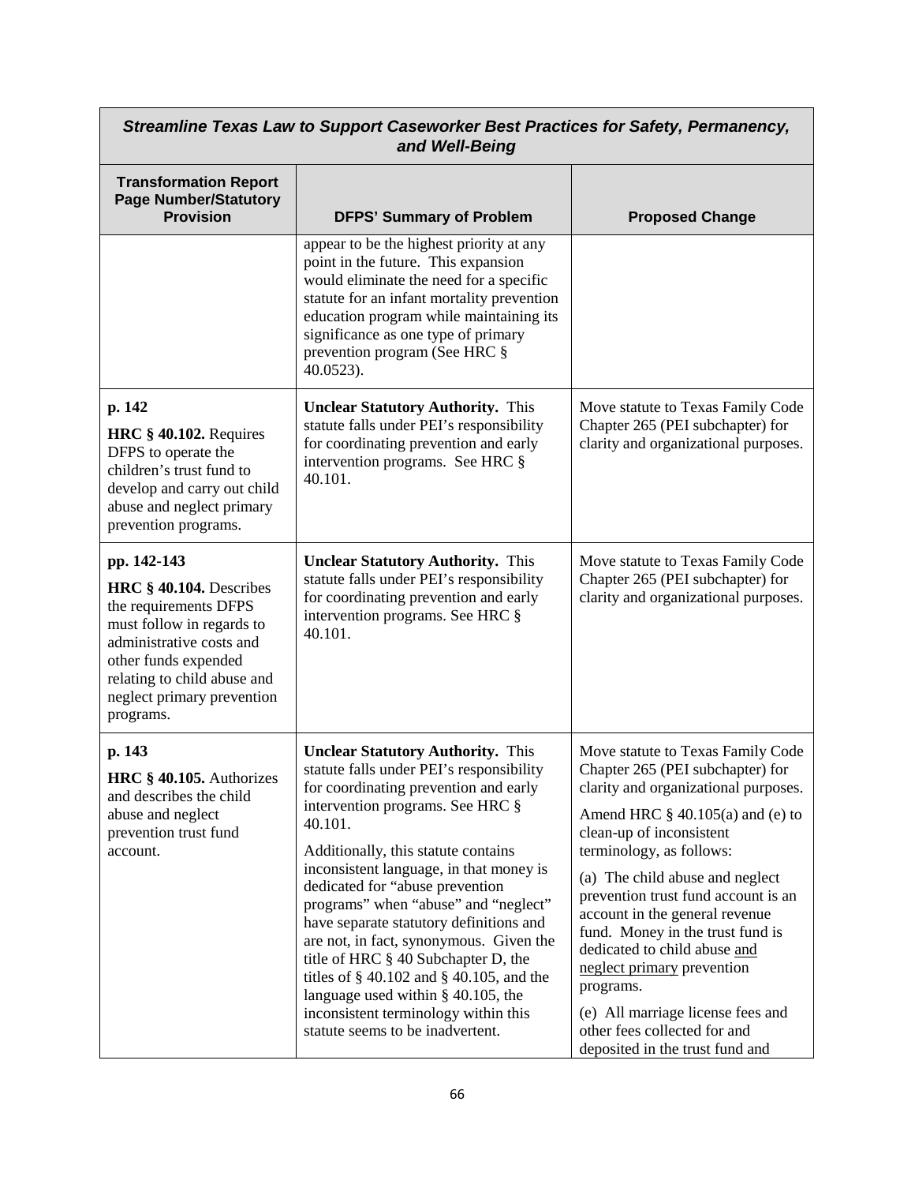| *Streamline Texas Law to Support Caseworker Best Practices for Safety, Permanency, and Well-Being* | | |
|---|---|---|
| **Transformation Report Page Number/Statutory Provision** | **DFPS' Summary of Problem** | **Proposed Change** |
| | appear to be the highest priority at any point in the future. This expansion would eliminate the need for a specific statute for an infant mortality prevention education program while maintaining its significance as one type of primary prevention program (See HRC § 40.0523). | |
| **p. 142**<br>**HRC § 40.102.** Requires DFPS to operate the children's trust fund to develop and carry out child abuse and neglect primary prevention programs. | **Unclear Statutory Authority.** This statute falls under PEI's responsibility for coordinating prevention and early intervention programs. See HRC § 40.101. | Move statute to Texas Family Code Chapter 265 (PEI subchapter) for clarity and organizational purposes. |
| **pp. 142-143**<br>**HRC § 40.104.** Describes the requirements DFPS must follow in regards to administrative costs and other funds expended relating to child abuse and neglect primary prevention programs. | **Unclear Statutory Authority.** This statute falls under PEI's responsibility for coordinating prevention and early intervention programs. See HRC § 40.101. | Move statute to Texas Family Code Chapter 265 (PEI subchapter) for clarity and organizational purposes. |
| **p. 143**<br>**HRC § 40.105.** Authorizes and describes the child abuse and neglect prevention trust fund account. | **Unclear Statutory Authority.** This statute falls under PEI's responsibility for coordinating prevention and early intervention programs. See HRC § 40.101.<br><br>Additionally, this statute contains inconsistent language, in that money is dedicated for "abuse prevention programs" when "abuse" and "neglect" have separate statutory definitions and are not, in fact, synonymous. Given the title of HRC § 40 Subchapter D, the titles of § 40.102 and § 40.105, and the language used within § 40.105, the inconsistent terminology within this statute seems to be inadvertent. | Move statute to Texas Family Code Chapter 265 (PEI subchapter) for clarity and organizational purposes.<br><br>Amend HRC § 40.105(a) and (e) to clean-up of inconsistent terminology, as follows:<br><br>(a) The child abuse and neglect prevention trust fund account is an account in the general revenue fund. Money in the trust fund is dedicated to child abuse <u>and neglect primary</u> prevention programs.<br><br>(e) All marriage license fees and other fees collected for and deposited in the trust fund and |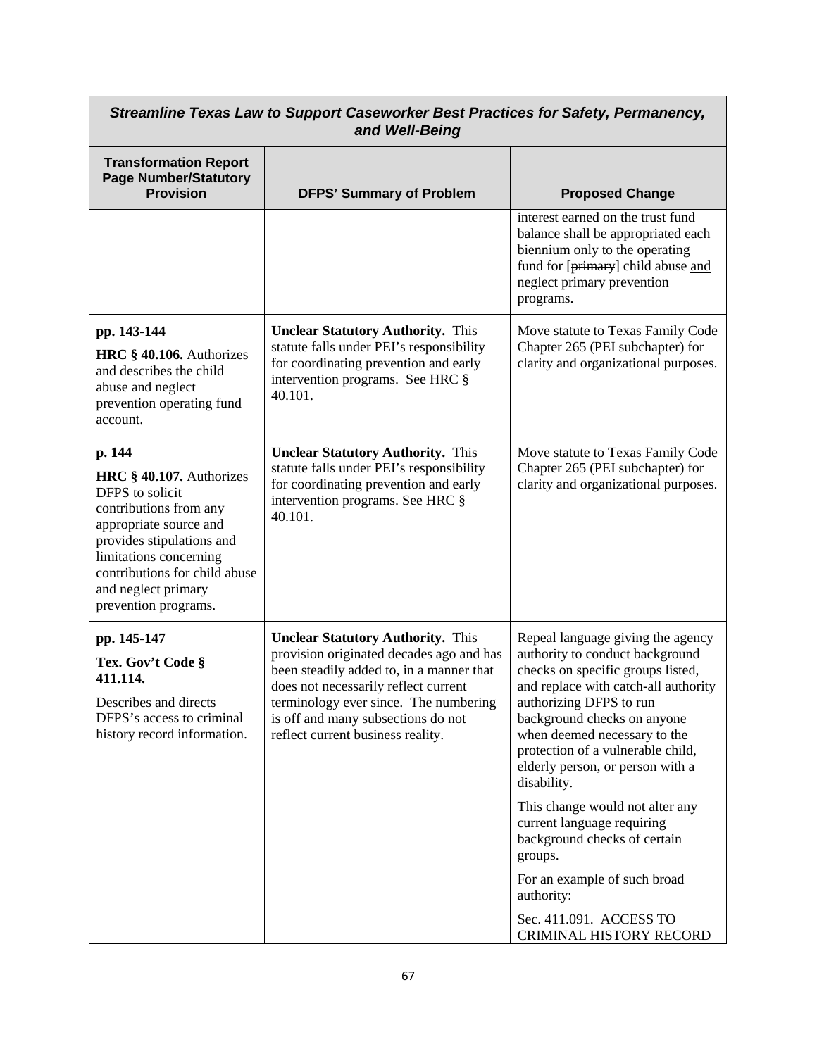| *Streamline Texas Law to Support Caseworker Best Practices for Safety, Permanency, and Well-Being* | | |
|---|---|---|
| **Transformation Report Page Number/Statutory Provision** | **DFPS' Summary of Problem** | **Proposed Change** |
| | | interest earned on the trust fund balance shall be appropriated each biennium only to the operating fund for [~~primary~~] child abuse <u>and neglect primary</u> prevention programs. |
| **pp. 143-144**<br>**HRC § 40.106.** Authorizes and describes the child abuse and neglect prevention operating fund account. | **Unclear Statutory Authority.** This statute falls under PEI's responsibility for coordinating prevention and early intervention programs. See HRC § 40.101. | Move statute to Texas Family Code Chapter 265 (PEI subchapter) for clarity and organizational purposes. |
| **p. 144**<br>**HRC § 40.107.** Authorizes DFPS to solicit contributions from any appropriate source and provides stipulations and limitations concerning contributions for child abuse and neglect primary prevention programs. | **Unclear Statutory Authority.** This statute falls under PEI's responsibility for coordinating prevention and early intervention programs. See HRC § 40.101. | Move statute to Texas Family Code Chapter 265 (PEI subchapter) for clarity and organizational purposes. |
| **pp. 145-147**<br>**Tex. Gov't Code § 411.114.**<br>Describes and directs DFPS's access to criminal history record information. | **Unclear Statutory Authority.** This provision originated decades ago and has been steadily added to, in a manner that does not necessarily reflect current terminology ever since. The numbering is off and many subsections do not reflect current business reality. | Repeal language giving the agency authority to conduct background checks on specific groups listed, and replace with catch-all authority authorizing DFPS to run background checks on anyone when deemed necessary to the protection of a vulnerable child, elderly person, or person with a disability.<br><br>This change would not alter any current language requiring background checks of certain groups.<br><br>For an example of such broad authority:<br><br>Sec. 411.091. ACCESS TO CRIMINAL HISTORY RECORD |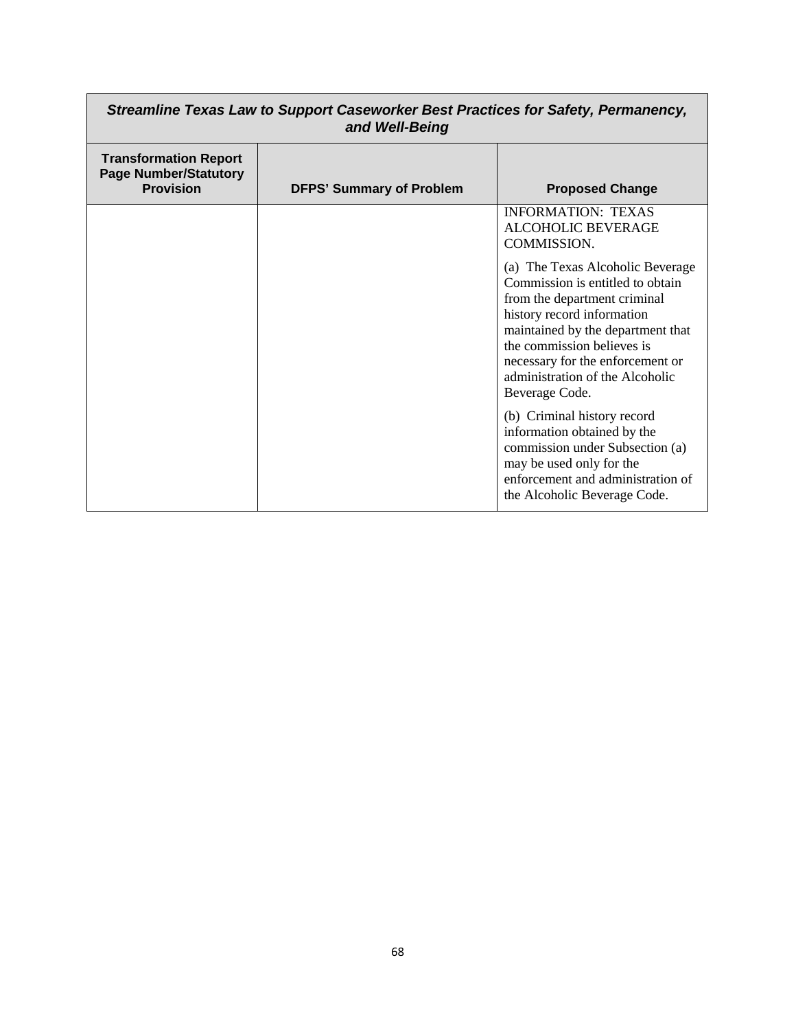| Streamline Texas Law to Support Caseworker Best Practices for Safety, Permanency, and Well-Being | | |
|---|---|---|
| **Transformation Report Page Number/Statutory Provision** | **DFPS' Summary of Problem** | **Proposed Change** |
| | | INFORMATION: TEXAS ALCOHOLIC BEVERAGE COMMISSION.<br><br>(a) The Texas Alcoholic Beverage Commission is entitled to obtain from the department criminal history record information maintained by the department that the commission believes is necessary for the enforcement or administration of the Alcoholic Beverage Code.<br><br>(b) Criminal history record information obtained by the commission under Subsection (a) may be used only for the enforcement and administration of the Alcoholic Beverage Code. |